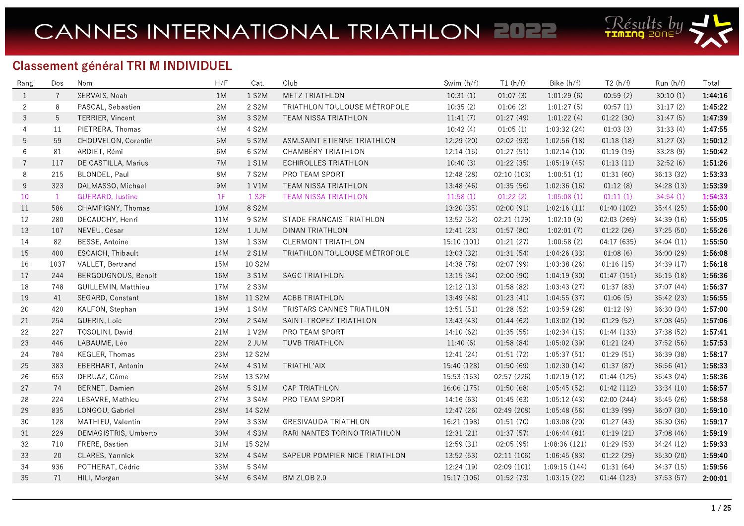# CANNES INTERNATIONAL TRIATHLON 2022

## Classement général TRI M INDIVIDUEL

| Rang | Dos | Nom | H/F | Cat. | Club | Swim (h/f) | T1 (h/f) | Bike (h/f) | T2 (h/f) | Run (h/f) | Total |
|---|---|---|---|---|---|---|---|---|---|---|---|
| 1 | 7 | SERVAIS, Noah | 1M | 1 S2M | METZ TRIATHLON | 10:31 (1) | 01:07 (3) | 1:01:29 (6) | 00:59 (2) | 30:10 (1) | **1:44:16** |
| 2 | 8 | PASCAL, Sebastien | 2M | 2 S2M | TRIATHLON TOULOUSE MÉTROPOLE | 10:35 (2) | 01:06 (2) | 1:01:27 (5) | 00:57 (1) | 31:17 (2) | **1:45:22** |
| 3 | 5 | TERRIER, Vincent | 3M | 3 S2M | TEAM NISSA TRIATHLON | 11:41 (7) | 01:27 (49) | 1:01:22 (4) | 01:22 (30) | 31:47 (5) | **1:47:39** |
| 4 | 11 | PIETRERA, Thomas | 4M | 4 S2M | | 10:42 (4) | 01:05 (1) | 1:03:32 (24) | 01:03 (3) | 31:33 (4) | **1:47:55** |
| 5 | 59 | CHOUVELON, Corentin | 5M | 5 S2M | ASM.SAINT ETIENNE TRIATHLON | 12:29 (20) | 02:02 (93) | 1:02:56 (18) | 01:18 (18) | 31:27 (3) | **1:50:12** |
| 6 | 81 | ARDIET, Rémi | 6M | 6 S2M | CHAMBÉRY TRIATHLON | 12:14 (15) | 01:27 (51) | 1:02:14 (10) | 01:19 (19) | 33:28 (9) | **1:50:42** |
| 7 | 117 | DE CASTILLA, Marius | 7M | 1 S1M | ECHIROLLES TRIATHLON | 10:40 (3) | 01:22 (35) | 1:05:19 (45) | 01:13 (11) | 32:52 (6) | **1:51:26** |
| 8 | 215 | BLONDEL, Paul | 8M | 7 S2M | PRO TEAM SPORT | 12:48 (28) | 02:10 (103) | 1:00:51 (1) | 01:31 (60) | 36:13 (32) | **1:53:33** |
| 9 | 323 | DALMASSO, Michael | 9M | 1 V1M | TEAM NISSA TRIATHLON | 13:48 (46) | 01:35 (56) | 1:02:36 (16) | 01:12 (8) | 34:28 (13) | **1:53:39** |
| 10 | 1 | GUERARD, Justine | 1F | 1 S2F | TEAM NISSA TRIATHLON | 11:58 (1) | 01:22 (2) | 1:05:08 (1) | 01:11 (1) | 34:54 (1) | **1:54:33** |
| 11 | 586 | CHAMPIGNY, Thomas | 10M | 8 S2M | | 13:20 (35) | 02:00 (91) | 1:02:16 (11) | 01:40 (102) | 35:44 (25) | **1:55:00** |
| 12 | 280 | DECAUCHY, Henri | 11M | 9 S2M | STADE FRANCAIS TRIATHLON | 13:52 (52) | 02:21 (129) | 1:02:10 (9) | 02:03 (269) | 34:39 (16) | **1:55:05** |
| 13 | 107 | NEVEU, César | 12M | 1 JUM | DINAN TRIATHLON | 12:41 (23) | 01:57 (80) | 1:02:01 (7) | 01:22 (26) | 37:25 (50) | **1:55:26** |
| 14 | 82 | BESSE, Antoine | 13M | 1 S3M | CLERMONT TRIATHLON | 15:10 (101) | 01:21 (27) | 1:00:58 (2) | 04:17 (635) | 34:04 (11) | **1:55:50** |
| 15 | 400 | ESCAICH, Thibault | 14M | 2 S1M | TRIATHLON TOULOUSE MÉTROPOLE | 13:03 (32) | 01:31 (54) | 1:04:26 (33) | 01:08 (6) | 36:00 (29) | **1:56:08** |
| 16 | 1037 | VALLET, Bertrand | 15M | 10 S2M | | 14:38 (78) | 02:07 (99) | 1:03:38 (26) | 01:16 (15) | 34:39 (17) | **1:56:18** |
| 17 | 244 | BERGOUGNOUS, Benoit | 16M | 3 S1M | SAGC TRIATHLON | 13:15 (34) | 02:00 (90) | 1:04:19 (30) | 01:47 (151) | 35:15 (18) | **1:56:36** |
| 18 | 748 | GUILLEMIN, Matthieu | 17M | 2 S3M | | 12:12 (13) | 01:58 (82) | 1:03:43 (27) | 01:37 (83) | 37:07 (44) | **1:56:37** |
| 19 | 41 | SEGARD, Constant | 18M | 11 S2M | ACBB TRIATHLON | 13:49 (48) | 01:23 (41) | 1:04:55 (37) | 01:06 (5) | 35:42 (23) | **1:56:55** |
| 20 | 420 | KALFON, Stephan | 19M | 1 S4M | TRISTARS CANNES TRIATHLON | 13:51 (51) | 01:28 (52) | 1:03:59 (28) | 01:12 (9) | 36:30 (34) | **1:57:00** |
| 21 | 254 | GUERIN, Loic | 20M | 2 S4M | SAINT-TROPEZ TRIATHLON | 13:43 (43) | 01:44 (62) | 1:03:02 (19) | 01:29 (52) | 37:08 (45) | **1:57:06** |
| 22 | 227 | TOSOLINI, David | 21M | 1 V2M | PRO TEAM SPORT | 14:10 (62) | 01:35 (55) | 1:02:34 (15) | 01:44 (133) | 37:38 (52) | **1:57:41** |
| 23 | 446 | LABAUME, Léo | 22M | 2 JUM | TUVB TRIATHLON | 11:40 (6) | 01:58 (84) | 1:05:02 (39) | 01:21 (24) | 37:52 (56) | **1:57:53** |
| 24 | 784 | KEGLER, Thomas | 23M | 12 S2M | | 12:41 (24) | 01:51 (72) | 1:05:37 (51) | 01:29 (51) | 36:39 (38) | **1:58:17** |
| 25 | 383 | EBERHART, Antonin | 24M | 4 S1M | TRIATHL'AIX | 15:40 (128) | 01:50 (69) | 1:02:30 (14) | 01:37 (87) | 36:56 (41) | **1:58:33** |
| 26 | 653 | DERUAZ, Côme | 25M | 13 S2M | | 15:53 (153) | 02:57 (226) | 1:02:19 (12) | 01:44 (125) | 35:43 (24) | **1:58:36** |
| 27 | 74 | BERNET, Damien | 26M | 5 S1M | CAP TRIATHLON | 16:06 (175) | 01:50 (68) | 1:05:45 (52) | 01:42 (112) | 33:34 (10) | **1:58:57** |
| 28 | 224 | LESAVRE, Mathieu | 27M | 3 S4M | PRO TEAM SPORT | 14:16 (63) | 01:45 (63) | 1:05:12 (43) | 02:00 (244) | 35:45 (26) | **1:58:58** |
| 29 | 835 | LONGOU, Gabriel | 28M | 14 S2M | | 12:47 (26) | 02:49 (208) | 1:05:48 (56) | 01:39 (99) | 36:07 (30) | **1:59:10** |
| 30 | 128 | MATHIEU, Valentin | 29M | 3 S3M | GRESIVAUDA TRIATHLON | 16:21 (198) | 01:51 (70) | 1:03:08 (20) | 01:27 (43) | 36:30 (36) | **1:59:17** |
| 31 | 229 | DEMAGISTRIS, Umberto | 30M | 4 S3M | RARI NANTES TORINO TRIATHLON | 12:31 (21) | 01:37 (57) | 1:06:44 (81) | 01:19 (21) | 37:08 (46) | **1:59:19** |
| 32 | 710 | FRERE, Bastien | 31M | 15 S2M | | 12:59 (31) | 02:05 (95) | 1:08:36 (121) | 01:29 (53) | 34:24 (12) | **1:59:33** |
| 33 | 20 | CLARES, Yannick | 32M | 4 S4M | SAPEUR POMPIER NICE TRIATHLON | 13:52 (53) | 02:11 (106) | 1:06:45 (83) | 01:22 (29) | 35:30 (20) | **1:59:40** |
| 34 | 936 | POTHERAT, Cédric | 33M | 5 S4M | | 12:24 (19) | 02:09 (101) | 1:09:15 (144) | 01:31 (64) | 34:37 (15) | **1:59:56** |
| 35 | 71 | HILI, Morgan | 34M | 6 S4M | BM ZLOB 2.0 | 15:17 (106) | 01:52 (73) | 1:03:15 (22) | 01:44 (123) | 37:53 (57) | **2:00:01** |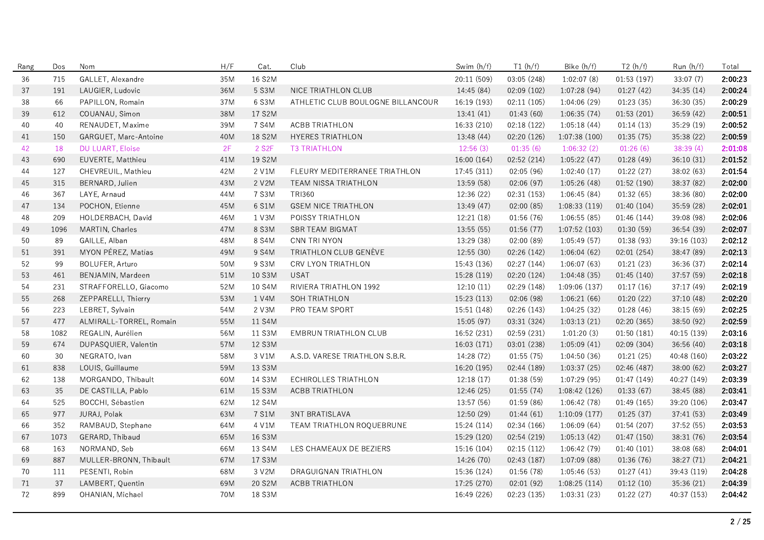| Rang | Dos | Nom | H/F | Cat. | Club | Swim (h/f) | T1 (h/f) | Bike (h/f) | T2 (h/f) | Run (h/f) | Total |
|---|---|---|---|---|---|---|---|---|---|---|---|
| 36 | 715 | GALLET, Alexandre | 35M | 16 S2M | | 20:11 (509) | 03:05 (248) | 1:02:07 (8) | 01:53 (197) | 33:07 (7) | **2:00:23** |
| 37 | 191 | LAUGIER, Ludovic | 36M | 5 S3M | NICE TRIATHLON CLUB | 14:45 (84) | 02:09 (102) | 1:07:28 (94) | 01:27 (42) | 34:35 (14) | **2:00:24** |
| 38 | 66 | PAPILLON, Romain | 37M | 6 S3M | ATHLETIC CLUB BOULOGNE BILLANCOUR | 16:19 (193) | 02:11 (105) | 1:04:06 (29) | 01:23 (35) | 36:30 (35) | **2:00:29** |
| 39 | 612 | COUANAU, Simon | 38M | 17 S2M | | 13:41 (41) | 01:43 (60) | 1:06:35 (74) | 01:53 (201) | 36:59 (42) | **2:00:51** |
| 40 | 40 | RENAUDET, Maxime | 39M | 7 S4M | ACBB TRIATHLON | 16:33 (210) | 02:18 (122) | 1:05:18 (44) | 01:14 (13) | 35:29 (19) | **2:00:52** |
| 41 | 150 | GARGUET, Marc-Antoine | 40M | 18 S2M | HYERES TRIATHLON | 13:48 (44) | 02:20 (126) | 1:07:38 (100) | 01:35 (75) | 35:38 (22) | **2:00:59** |
| 42 | 18 | DU LUART, Eloise | 2F | 2 S2F | T3 TRIATHLON | 12:56 (3) | 01:35 (6) | 1:06:32 (2) | 01:26 (6) | 38:39 (4) | **2:01:08** |
| 43 | 690 | EUVERTE, Matthieu | 41M | 19 S2M | | 16:00 (164) | 02:52 (214) | 1:05:22 (47) | 01:28 (49) | 36:10 (31) | **2:01:52** |
| 44 | 127 | CHEVREUIL, Mathieu | 42M | 2 V1M | FLEURY MEDITERRANEE TRIATHLON | 17:45 (311) | 02:05 (96) | 1:02:40 (17) | 01:22 (27) | 38:02 (63) | **2:01:54** |
| 45 | 315 | BERNARD, Julien | 43M | 2 V2M | TEAM NISSA TRIATHLON | 13:59 (58) | 02:06 (97) | 1:05:26 (48) | 01:52 (190) | 38:37 (82) | **2:02:00** |
| 46 | 367 | LAYE, Arnaud | 44M | 7 S3M | TRI360 | 12:36 (22) | 02:31 (153) | 1:06:45 (84) | 01:32 (65) | 38:36 (80) | **2:02:00** |
| 47 | 134 | POCHON, Etienne | 45M | 6 S1M | GSEM NICE TRIATHLON | 13:49 (47) | 02:00 (85) | 1:08:33 (119) | 01:40 (104) | 35:59 (28) | **2:02:01** |
| 48 | 209 | HOLDERBACH, David | 46M | 1 V3M | POISSY TRIATHLON | 12:21 (18) | 01:56 (76) | 1:06:55 (85) | 01:46 (144) | 39:08 (98) | **2:02:06** |
| 49 | 1096 | MARTIN, Charles | 47M | 8 S3M | SBR TEAM BIGMAT | 13:55 (55) | 01:56 (77) | 1:07:52 (103) | 01:30 (59) | 36:54 (39) | **2:02:07** |
| 50 | 89 | GAILLE, Alban | 48M | 8 S4M | CNN TRI NYON | 13:29 (38) | 02:00 (89) | 1:05:49 (57) | 01:38 (93) | 39:16 (103) | **2:02:12** |
| 51 | 391 | MYON PÉREZ, Matias | 49M | 9 S4M | TRIATHLON CLUB GENÈVE | 12:55 (30) | 02:26 (142) | 1:06:04 (62) | 02:01 (254) | 38:47 (89) | **2:02:13** |
| 52 | 99 | BOLUFER, Arturo | 50M | 9 S3M | CRV LYON TRIATHLON | 15:43 (136) | 02:27 (144) | 1:06:07 (63) | 01:21 (23) | 36:36 (37) | **2:02:14** |
| 53 | 461 | BENJAMIN, Mardeen | 51M | 10 S3M | USAT | 15:28 (119) | 02:20 (124) | 1:04:48 (35) | 01:45 (140) | 37:57 (59) | **2:02:18** |
| 54 | 231 | STRAFFORELLO, Giacomo | 52M | 10 S4M | RIVIERA TRIATHLON 1992 | 12:10 (11) | 02:29 (148) | 1:09:06 (137) | 01:17 (16) | 37:17 (49) | **2:02:19** |
| 55 | 268 | ZEPPARELLI, Thierry | 53M | 1 V4M | SOH TRIATHLON | 15:23 (113) | 02:06 (98) | 1:06:21 (66) | 01:20 (22) | 37:10 (48) | **2:02:20** |
| 56 | 223 | LEBRET, Sylvain | 54M | 2 V3M | PRO TEAM SPORT | 15:51 (148) | 02:26 (143) | 1:04:25 (32) | 01:28 (46) | 38:15 (69) | **2:02:25** |
| 57 | 477 | ALMIRALL-TORREL, Romain | 55M | 11 S4M | | 15:05 (97) | 03:31 (324) | 1:03:13 (21) | 02:20 (365) | 38:50 (92) | **2:02:59** |
| 58 | 1082 | REGALIN, Aurélien | 56M | 11 S3M | EMBRUN TRIATHLON CLUB | 16:52 (231) | 02:59 (231) | 1:01:20 (3) | 01:50 (181) | 40:15 (139) | **2:03:16** |
| 59 | 674 | DUPASQUIER, Valentin | 57M | 12 S3M | | 16:03 (171) | 03:01 (238) | 1:05:09 (41) | 02:09 (304) | 36:56 (40) | **2:03:18** |
| 60 | 30 | NEGRATO, Ivan | 58M | 3 V1M | A.S.D. VARESE TRIATHLON S.B.R. | 14:28 (72) | 01:55 (75) | 1:04:50 (36) | 01:21 (25) | 40:48 (160) | **2:03:22** |
| 61 | 838 | LOUIS, Guillaume | 59M | 13 S3M | | 16:20 (195) | 02:44 (189) | 1:03:37 (25) | 02:46 (487) | 38:00 (62) | **2:03:27** |
| 62 | 138 | MORGANDO, Thibault | 60M | 14 S3M | ECHIROLLES TRIATHLON | 12:18 (17) | 01:38 (59) | 1:07:29 (95) | 01:47 (149) | 40:27 (149) | **2:03:39** |
| 63 | 35 | DE CASTILLA, Pablo | 61M | 15 S3M | ACBB TRIATHLON | 12:46 (25) | 01:55 (74) | 1:08:42 (126) | 01:33 (67) | 38:45 (88) | **2:03:41** |
| 64 | 525 | BOCCHI, Sébastien | 62M | 12 S4M | | 13:57 (56) | 01:59 (86) | 1:06:42 (78) | 01:49 (165) | 39:20 (106) | **2:03:47** |
| 65 | 977 | JURAJ, Polak | 63M | 7 S1M | 3NT BRATISLAVA | 12:50 (29) | 01:44 (61) | 1:10:09 (177) | 01:25 (37) | 37:41 (53) | **2:03:49** |
| 66 | 352 | RAMBAUD, Stephane | 64M | 4 V1M | TEAM TRIATHLON ROQUEBRUNE | 15:24 (114) | 02:34 (166) | 1:06:09 (64) | 01:54 (207) | 37:52 (55) | **2:03:53** |
| 67 | 1073 | GERARD, Thibaud | 65M | 16 S3M | | 15:29 (120) | 02:54 (219) | 1:05:13 (42) | 01:47 (150) | 38:31 (76) | **2:03:54** |
| 68 | 163 | NORMAND, Seb | 66M | 13 S4M | LES CHAMEAUX DE BEZIERS | 15:16 (104) | 02:15 (112) | 1:06:42 (79) | 01:40 (101) | 38:08 (68) | **2:04:01** |
| 69 | 887 | MULLER-BRONN, Thibault | 67M | 17 S3M | | 14:26 (70) | 02:43 (187) | 1:07:09 (88) | 01:36 (76) | 38:27 (71) | **2:04:21** |
| 70 | 111 | PESENTI, Robin | 68M | 3 V2M | DRAGUIGNAN TRIATHLON | 15:36 (124) | 01:56 (78) | 1:05:46 (53) | 01:27 (41) | 39:43 (119) | **2:04:28** |
| 71 | 37 | LAMBERT, Quentin | 69M | 20 S2M | ACBB TRIATHLON | 17:25 (270) | 02:01 (92) | 1:08:25 (114) | 01:12 (10) | 35:36 (21) | **2:04:39** |
| 72 | 899 | OHANIAN, Michael | 70M | 18 S3M | | 16:49 (226) | 02:23 (135) | 1:03:31 (23) | 01:22 (27) | 40:37 (153) | **2:04:42** |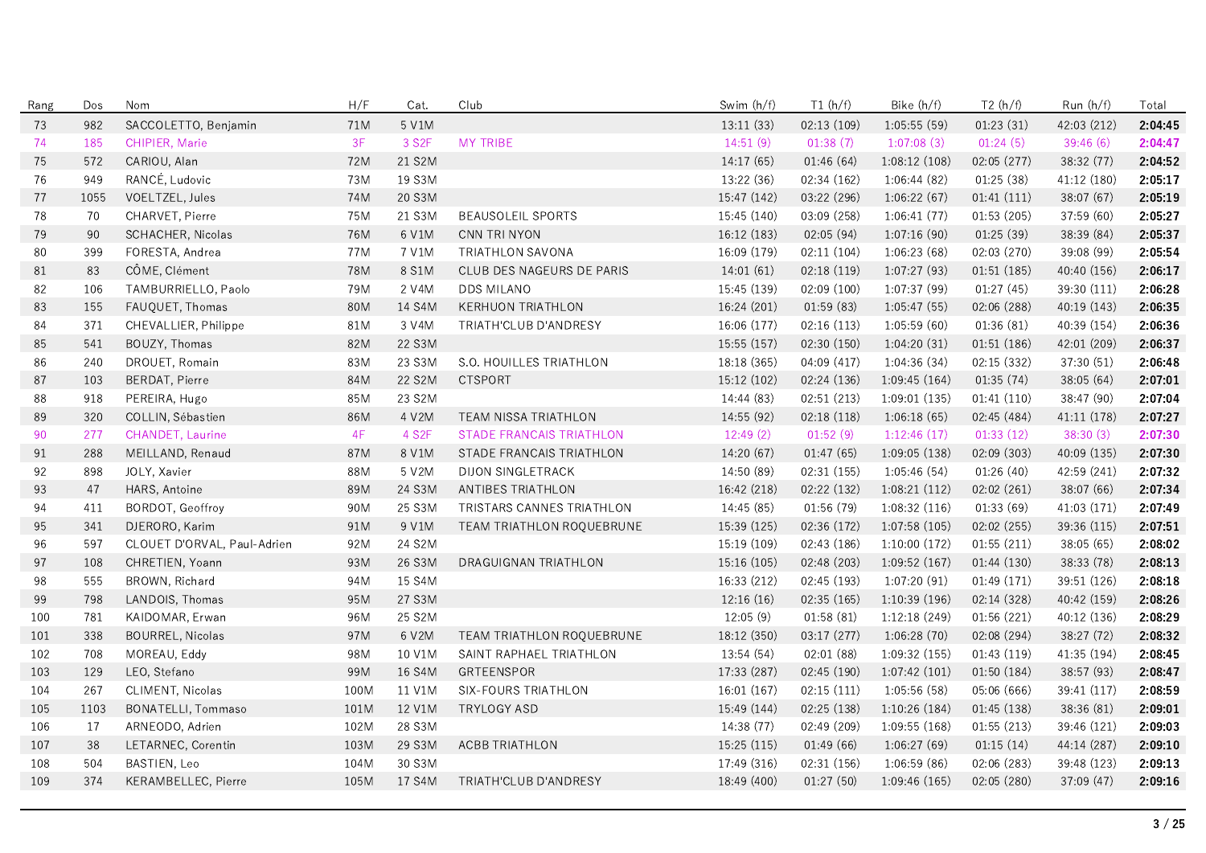| Rang | Dos | Nom | H/F | Cat. | Club | Swim (h/f) | T1 (h/f) | Bike (h/f) | T2 (h/f) | Run (h/f) | Total |
|---|---|---|---|---|---|---|---|---|---|---|---|
| 73 | 982 | SACCOLETTO, Benjamin | 71M | 5 V1M | | 13:11 (33) | 02:13 (109) | 1:05:55 (59) | 01:23 (31) | 42:03 (212) | **2:04:45** |
| 74 | 185 | CHIPIER, Marie | 3F | 3 S2F | MY TRIBE | 14:51 (9) | 01:38 (7) | 1:07:08 (3) | 01:24 (5) | 39:46 (6) | **2:04:47** |
| 75 | 572 | CARIOU, Alan | 72M | 21 S2M | | 14:17 (65) | 01:46 (64) | 1:08:12 (108) | 02:05 (277) | 38:32 (77) | **2:04:52** |
| 76 | 949 | RANCÉ, Ludovic | 73M | 19 S3M | | 13:22 (36) | 02:34 (162) | 1:06:44 (82) | 01:25 (38) | 41:12 (180) | **2:05:17** |
| 77 | 1055 | VOELTZEL, Jules | 74M | 20 S3M | | 15:47 (142) | 03:22 (296) | 1:06:22 (67) | 01:41 (111) | 38:07 (67) | **2:05:19** |
| 78 | 70 | CHARVET, Pierre | 75M | 21 S3M | BEAUSOLEIL SPORTS | 15:45 (140) | 03:09 (258) | 1:06:41 (77) | 01:53 (205) | 37:59 (60) | **2:05:27** |
| 79 | 90 | SCHACHER, Nicolas | 76M | 6 V1M | CNN TRI NYON | 16:12 (183) | 02:05 (94) | 1:07:16 (90) | 01:25 (39) | 38:39 (84) | **2:05:37** |
| 80 | 399 | FORESTA, Andrea | 77M | 7 V1M | TRIATHLON SAVONA | 16:09 (179) | 02:11 (104) | 1:06:23 (68) | 02:03 (270) | 39:08 (99) | **2:05:54** |
| 81 | 83 | CÔME, Clément | 78M | 8 S1M | CLUB DES NAGEURS DE PARIS | 14:01 (61) | 02:18 (119) | 1:07:27 (93) | 01:51 (185) | 40:40 (156) | **2:06:17** |
| 82 | 106 | TAMBURRIELLO, Paolo | 79M | 2 V4M | DDS MILANO | 15:45 (139) | 02:09 (100) | 1:07:37 (99) | 01:27 (45) | 39:30 (111) | **2:06:28** |
| 83 | 155 | FAUQUET, Thomas | 80M | 14 S4M | KERHUON TRIATHLON | 16:24 (201) | 01:59 (83) | 1:05:47 (55) | 02:06 (288) | 40:19 (143) | **2:06:35** |
| 84 | 371 | CHEVALLIER, Philippe | 81M | 3 V4M | TRIATH'CLUB D'ANDRESY | 16:06 (177) | 02:16 (113) | 1:05:59 (60) | 01:36 (81) | 40:39 (154) | **2:06:36** |
| 85 | 541 | BOUZY, Thomas | 82M | 22 S3M | | 15:55 (157) | 02:30 (150) | 1:04:20 (31) | 01:51 (186) | 42:01 (209) | **2:06:37** |
| 86 | 240 | DROUET, Romain | 83M | 23 S3M | S.O. HOUILLES TRIATHLON | 18:18 (365) | 04:09 (417) | 1:04:36 (34) | 02:15 (332) | 37:30 (51) | **2:06:48** |
| 87 | 103 | BERDAT, Pierre | 84M | 22 S2M | CTSPORT | 15:12 (102) | 02:24 (136) | 1:09:45 (164) | 01:35 (74) | 38:05 (64) | **2:07:01** |
| 88 | 918 | PEREIRA, Hugo | 85M | 23 S2M | | 14:44 (83) | 02:51 (213) | 1:09:01 (135) | 01:41 (110) | 38:47 (90) | **2:07:04** |
| 89 | 320 | COLLIN, Sébastien | 86M | 4 V2M | TEAM NISSA TRIATHLON | 14:55 (92) | 02:18 (118) | 1:06:18 (65) | 02:45 (484) | 41:11 (178) | **2:07:27** |
| 90 | 277 | CHANDET, Laurine | 4F | 4 S2F | STADE FRANCAIS TRIATHLON | 12:49 (2) | 01:52 (9) | 1:12:46 (17) | 01:33 (12) | 38:30 (3) | **2:07:30** |
| 91 | 288 | MEILLAND, Renaud | 87M | 8 V1M | STADE FRANCAIS TRIATHLON | 14:20 (67) | 01:47 (65) | 1:09:05 (138) | 02:09 (303) | 40:09 (135) | **2:07:30** |
| 92 | 898 | JOLY, Xavier | 88M | 5 V2M | DIJON SINGLETRACK | 14:50 (89) | 02:31 (155) | 1:05:46 (54) | 01:26 (40) | 42:59 (241) | **2:07:32** |
| 93 | 47 | HARS, Antoine | 89M | 24 S3M | ANTIBES TRIATHLON | 16:42 (218) | 02:22 (132) | 1:08:21 (112) | 02:02 (261) | 38:07 (66) | **2:07:34** |
| 94 | 411 | BORDOT, Geoffroy | 90M | 25 S3M | TRISTARS CANNES TRIATHLON | 14:45 (85) | 01:56 (79) | 1:08:32 (116) | 01:33 (69) | 41:03 (171) | **2:07:49** |
| 95 | 341 | DJERORO, Karim | 91M | 9 V1M | TEAM TRIATHLON ROQUEBRUNE | 15:39 (125) | 02:36 (172) | 1:07:58 (105) | 02:02 (255) | 39:36 (115) | **2:07:51** |
| 96 | 597 | CLOUET D'ORVAL, Paul-Adrien | 92M | 24 S2M | | 15:19 (109) | 02:43 (186) | 1:10:00 (172) | 01:55 (211) | 38:05 (65) | **2:08:02** |
| 97 | 108 | CHRETIEN, Yoann | 93M | 26 S3M | DRAGUIGNAN TRIATHLON | 15:16 (105) | 02:48 (203) | 1:09:52 (167) | 01:44 (130) | 38:33 (78) | **2:08:13** |
| 98 | 555 | BROWN, Richard | 94M | 15 S4M | | 16:33 (212) | 02:45 (193) | 1:07:20 (91) | 01:49 (171) | 39:51 (126) | **2:08:18** |
| 99 | 798 | LANDOIS, Thomas | 95M | 27 S3M | | 12:16 (16) | 02:35 (165) | 1:10:39 (196) | 02:14 (328) | 40:42 (159) | **2:08:26** |
| 100 | 781 | KAIDOMAR, Erwan | 96M | 25 S2M | | 12:05 (9) | 01:58 (81) | 1:12:18 (249) | 01:56 (221) | 40:12 (136) | **2:08:29** |
| 101 | 338 | BOURREL, Nicolas | 97M | 6 V2M | TEAM TRIATHLON ROQUEBRUNE | 18:12 (350) | 03:17 (277) | 1:06:28 (70) | 02:08 (294) | 38:27 (72) | **2:08:32** |
| 102 | 708 | MOREAU, Eddy | 98M | 10 V1M | SAINT RAPHAEL TRIATHLON | 13:54 (54) | 02:01 (88) | 1:09:32 (155) | 01:43 (119) | 41:35 (194) | **2:08:45** |
| 103 | 129 | LEO, Stefano | 99M | 16 S4M | GRTEENSPOR | 17:33 (287) | 02:45 (190) | 1:07:42 (101) | 01:50 (184) | 38:57 (93) | **2:08:47** |
| 104 | 267 | CLIMENT, Nicolas | 100M | 11 V1M | SIX-FOURS TRIATHLON | 16:01 (167) | 02:15 (111) | 1:05:56 (58) | 05:06 (666) | 39:41 (117) | **2:08:59** |
| 105 | 1103 | BONATELLI, Tommaso | 101M | 12 V1M | TRYLOGY ASD | 15:49 (144) | 02:25 (138) | 1:10:26 (184) | 01:45 (138) | 38:36 (81) | **2:09:01** |
| 106 | 17 | ARNEODO, Adrien | 102M | 28 S3M | | 14:38 (77) | 02:49 (209) | 1:09:55 (168) | 01:55 (213) | 39:46 (121) | **2:09:03** |
| 107 | 38 | LETARNEC, Corentin | 103M | 29 S3M | ACBB TRIATHLON | 15:25 (115) | 01:49 (66) | 1:06:27 (69) | 01:15 (14) | 44:14 (287) | **2:09:10** |
| 108 | 504 | BASTIEN, Leo | 104M | 30 S3M | | 17:49 (316) | 02:31 (156) | 1:06:59 (86) | 02:06 (283) | 39:48 (123) | **2:09:13** |
| 109 | 374 | KERAMBELLEC, Pierre | 105M | 17 S4M | TRIATH'CLUB D'ANDRESY | 18:49 (400) | 01:27 (50) | 1:09:46 (165) | 02:05 (280) | 37:09 (47) | **2:09:16** |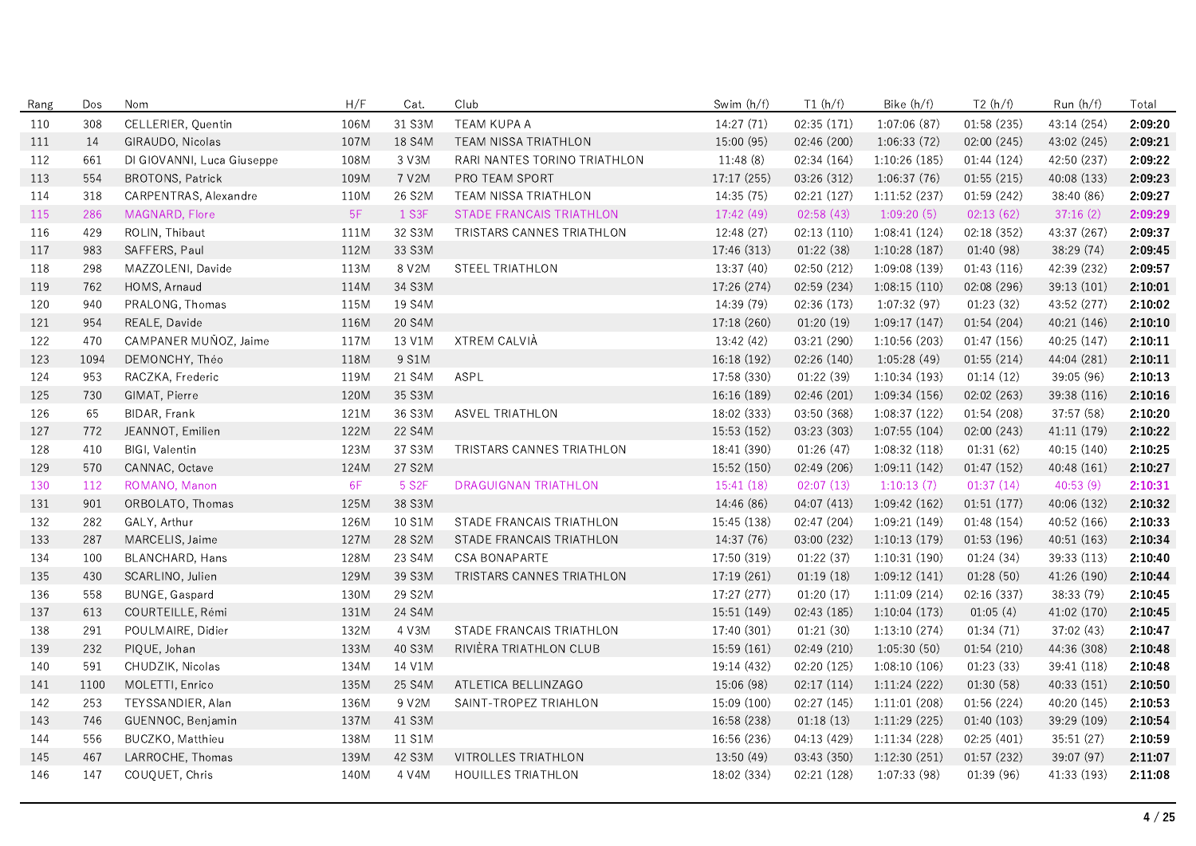| Rang | Dos | Nom | H/F | Cat. | Club | Swim (h/f) | T1 (h/f) | Bike (h/f) | T2 (h/f) | Run (h/f) | Total |
|---|---|---|---|---|---|---|---|---|---|---|---|
| 110 | 308 | CELLERIER, Quentin | 106M | 31 S3M | TEAM KUPA A | 14:27 (71) | 02:35 (171) | 1:07:06 (87) | 01:58 (235) | 43:14 (254) | **2:09:20** |
| 111 | 14 | GIRAUDO, Nicolas | 107M | 18 S4M | TEAM NISSA TRIATHLON | 15:00 (95) | 02:46 (200) | 1:06:33 (72) | 02:00 (245) | 43:02 (245) | **2:09:21** |
| 112 | 661 | DI GIOVANNI, Luca Giuseppe | 108M | 3 V3M | RARI NANTES TORINO TRIATHLON | 11:48 (8) | 02:34 (164) | 1:10:26 (185) | 01:44 (124) | 42:50 (237) | **2:09:22** |
| 113 | 554 | BROTONS, Patrick | 109M | 7 V2M | PRO TEAM SPORT | 17:17 (255) | 03:26 (312) | 1:06:37 (76) | 01:55 (215) | 40:08 (133) | **2:09:23** |
| 114 | 318 | CARPENTRAS, Alexandre | 110M | 26 S2M | TEAM NISSA TRIATHLON | 14:35 (75) | 02:21 (127) | 1:11:52 (237) | 01:59 (242) | 38:40 (86) | **2:09:27** |
| 115 | 286 | MAGNARD, Flore | 5F | 1 S3F | STADE FRANCAIS TRIATHLON | 17:42 (49) | 02:58 (43) | 1:09:20 (5) | 02:13 (62) | 37:16 (2) | **2:09:29** |
| 116 | 429 | ROLIN, Thibaut | 111M | 32 S3M | TRISTARS CANNES TRIATHLON | 12:48 (27) | 02:13 (110) | 1:08:41 (124) | 02:18 (352) | 43:37 (267) | **2:09:37** |
| 117 | 983 | SAFFERS, Paul | 112M | 33 S3M | | 17:46 (313) | 01:22 (38) | 1:10:28 (187) | 01:40 (98) | 38:29 (74) | **2:09:45** |
| 118 | 298 | MAZZOLENI, Davide | 113M | 8 V2M | STEEL TRIATHLON | 13:37 (40) | 02:50 (212) | 1:09:08 (139) | 01:43 (116) | 42:39 (232) | **2:09:57** |
| 119 | 762 | HOMS, Arnaud | 114M | 34 S3M | | 17:26 (274) | 02:59 (234) | 1:08:15 (110) | 02:08 (296) | 39:13 (101) | **2:10:01** |
| 120 | 940 | PRALONG, Thomas | 115M | 19 S4M | | 14:39 (79) | 02:36 (173) | 1:07:32 (97) | 01:23 (32) | 43:52 (277) | **2:10:02** |
| 121 | 954 | REALE, Davide | 116M | 20 S4M | | 17:18 (260) | 01:20 (19) | 1:09:17 (147) | 01:54 (204) | 40:21 (146) | **2:10:10** |
| 122 | 470 | CAMPANER MUÑOZ, Jaime | 117M | 13 V1M | XTREM CALVIÀ | 13:42 (42) | 03:21 (290) | 1:10:56 (203) | 01:47 (156) | 40:25 (147) | **2:10:11** |
| 123 | 1094 | DEMONCHY, Théo | 118M | 9 S1M | | 16:18 (192) | 02:26 (140) | 1:05:28 (49) | 01:55 (214) | 44:04 (281) | **2:10:11** |
| 124 | 953 | RACZKA, Frederic | 119M | 21 S4M | ASPL | 17:58 (330) | 01:22 (39) | 1:10:34 (193) | 01:14 (12) | 39:05 (96) | **2:10:13** |
| 125 | 730 | GIMAT, Pierre | 120M | 35 S3M | | 16:16 (189) | 02:46 (201) | 1:09:34 (156) | 02:02 (263) | 39:38 (116) | **2:10:16** |
| 126 | 65 | BIDAR, Frank | 121M | 36 S3M | ASVEL TRIATHLON | 18:02 (333) | 03:50 (368) | 1:08:37 (122) | 01:54 (208) | 37:57 (58) | **2:10:20** |
| 127 | 772 | JEANNOT, Emilien | 122M | 22 S4M | | 15:53 (152) | 03:23 (303) | 1:07:55 (104) | 02:00 (243) | 41:11 (179) | **2:10:22** |
| 128 | 410 | BIGI, Valentin | 123M | 37 S3M | TRISTARS CANNES TRIATHLON | 18:41 (390) | 01:26 (47) | 1:08:32 (118) | 01:31 (62) | 40:15 (140) | **2:10:25** |
| 129 | 570 | CANNAC, Octave | 124M | 27 S2M | | 15:52 (150) | 02:49 (206) | 1:09:11 (142) | 01:47 (152) | 40:48 (161) | **2:10:27** |
| 130 | 112 | ROMANO, Manon | 6F | 5 S2F | DRAGUIGNAN TRIATHLON | 15:41 (18) | 02:07 (13) | 1:10:13 (7) | 01:37 (14) | 40:53 (9) | **2:10:31** |
| 131 | 901 | ORBOLATO, Thomas | 125M | 38 S3M | | 14:46 (86) | 04:07 (413) | 1:09:42 (162) | 01:51 (177) | 40:06 (132) | **2:10:32** |
| 132 | 282 | GALY, Arthur | 126M | 10 S1M | STADE FRANCAIS TRIATHLON | 15:45 (138) | 02:47 (204) | 1:09:21 (149) | 01:48 (154) | 40:52 (166) | **2:10:33** |
| 133 | 287 | MARCELIS, Jaime | 127M | 28 S2M | STADE FRANCAIS TRIATHLON | 14:37 (76) | 03:00 (232) | 1:10:13 (179) | 01:53 (196) | 40:51 (163) | **2:10:34** |
| 134 | 100 | BLANCHARD, Hans | 128M | 23 S4M | CSA BONAPARTE | 17:50 (319) | 01:22 (37) | 1:10:31 (190) | 01:24 (34) | 39:33 (113) | **2:10:40** |
| 135 | 430 | SCARLINO, Julien | 129M | 39 S3M | TRISTARS CANNES TRIATHLON | 17:19 (261) | 01:19 (18) | 1:09:12 (141) | 01:28 (50) | 41:26 (190) | **2:10:44** |
| 136 | 558 | BUNGE, Gaspard | 130M | 29 S2M | | 17:27 (277) | 01:20 (17) | 1:11:09 (214) | 02:16 (337) | 38:33 (79) | **2:10:45** |
| 137 | 613 | COURTEILLE, Rémi | 131M | 24 S4M | | 15:51 (149) | 02:43 (185) | 1:10:04 (173) | 01:05 (4) | 41:02 (170) | **2:10:45** |
| 138 | 291 | POULMAIRE, Didier | 132M | 4 V3M | STADE FRANCAIS TRIATHLON | 17:40 (301) | 01:21 (30) | 1:13:10 (274) | 01:34 (71) | 37:02 (43) | **2:10:47** |
| 139 | 232 | PIQUE, Johan | 133M | 40 S3M | RIVIÈRA TRIATHLON CLUB | 15:59 (161) | 02:49 (210) | 1:05:30 (50) | 01:54 (210) | 44:36 (308) | **2:10:48** |
| 140 | 591 | CHUDZIK, Nicolas | 134M | 14 V1M | | 19:14 (432) | 02:20 (125) | 1:08:10 (106) | 01:23 (33) | 39:41 (118) | **2:10:48** |
| 141 | 1100 | MOLETTI, Enrico | 135M | 25 S4M | ATLETICA BELLINZAGO | 15:06 (98) | 02:17 (114) | 1:11:24 (222) | 01:30 (58) | 40:33 (151) | **2:10:50** |
| 142 | 253 | TEYSSANDIER, Alan | 136M | 9 V2M | SAINT-TROPEZ TRIAHLON | 15:09 (100) | 02:27 (145) | 1:11:01 (208) | 01:56 (224) | 40:20 (145) | **2:10:53** |
| 143 | 746 | GUENNOC, Benjamin | 137M | 41 S3M | | 16:58 (238) | 01:18 (13) | 1:11:29 (225) | 01:40 (103) | 39:29 (109) | **2:10:54** |
| 144 | 556 | BUCZKO, Matthieu | 138M | 11 S1M | | 16:56 (236) | 04:13 (429) | 1:11:34 (228) | 02:25 (401) | 35:51 (27) | **2:10:59** |
| 145 | 467 | LARROCHE, Thomas | 139M | 42 S3M | VITROLLES TRIATHLON | 13:50 (49) | 03:43 (350) | 1:12:30 (251) | 01:57 (232) | 39:07 (97) | **2:11:07** |
| 146 | 147 | COUQUET, Chris | 140M | 4 V4M | HOUILLES TRIATHLON | 18:02 (334) | 02:21 (128) | 1:07:33 (98) | 01:39 (96) | 41:33 (193) | **2:11:08** |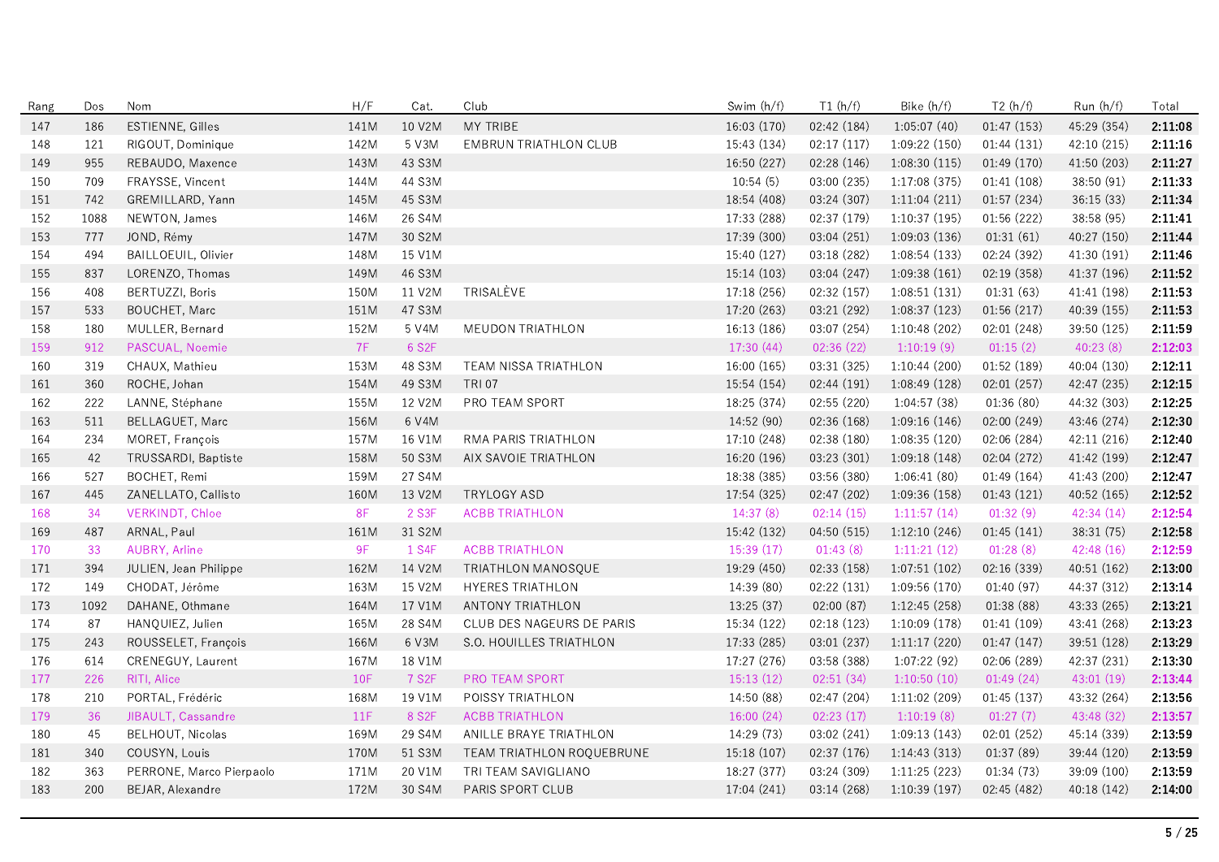| Rang | Dos | Nom | H/F | Cat. | Club | Swim (h/f) | T1 (h/f) | Bike (h/f) | T2 (h/f) | Run (h/f) | Total |
|---|---|---|---|---|---|---|---|---|---|---|---|
| 147 | 186 | ESTIENNE, Gilles | 141M | 10 V2M | MY TRIBE | 16:03 (170) | 02:42 (184) | 1:05:07 (40) | 01:47 (153) | 45:29 (354) | **2:11:08** |
| 148 | 121 | RIGOUT, Dominique | 142M | 5 V3M | EMBRUN TRIATHLON CLUB | 15:43 (134) | 02:17 (117) | 1:09:22 (150) | 01:44 (131) | 42:10 (215) | **2:11:16** |
| 149 | 955 | REBAUDO, Maxence | 143M | 43 S3M | | 16:50 (227) | 02:28 (146) | 1:08:30 (115) | 01:49 (170) | 41:50 (203) | **2:11:27** |
| 150 | 709 | FRAYSSE, Vincent | 144M | 44 S3M | | 10:54 (5) | 03:00 (235) | 1:17:08 (375) | 01:41 (108) | 38:50 (91) | **2:11:33** |
| 151 | 742 | GREMILLARD, Yann | 145M | 45 S3M | | 18:54 (408) | 03:24 (307) | 1:11:04 (211) | 01:57 (234) | 36:15 (33) | **2:11:34** |
| 152 | 1088 | NEWTON, James | 146M | 26 S4M | | 17:33 (288) | 02:37 (179) | 1:10:37 (195) | 01:56 (222) | 38:58 (95) | **2:11:41** |
| 153 | 777 | JOND, Rémy | 147M | 30 S2M | | 17:39 (300) | 03:04 (251) | 1:09:03 (136) | 01:31 (61) | 40:27 (150) | **2:11:44** |
| 154 | 494 | BAILLOEUIL, Olivier | 148M | 15 V1M | | 15:40 (127) | 03:18 (282) | 1:08:54 (133) | 02:24 (392) | 41:30 (191) | **2:11:46** |
| 155 | 837 | LORENZO, Thomas | 149M | 46 S3M | | 15:14 (103) | 03:04 (247) | 1:09:38 (161) | 02:19 (358) | 41:37 (196) | **2:11:52** |
| 156 | 408 | BERTUZZI, Boris | 150M | 11 V2M | TRISALÈVE | 17:18 (256) | 02:32 (157) | 1:08:51 (131) | 01:31 (63) | 41:41 (198) | **2:11:53** |
| 157 | 533 | BOUCHET, Marc | 151M | 47 S3M | | 17:20 (263) | 03:21 (292) | 1:08:37 (123) | 01:56 (217) | 40:39 (155) | **2:11:53** |
| 158 | 180 | MULLER, Bernard | 152M | 5 V4M | MEUDON TRIATHLON | 16:13 (186) | 03:07 (254) | 1:10:48 (202) | 02:01 (248) | 39:50 (125) | **2:11:59** |
| 159 | 912 | PASCUAL, Noemie | 7F | 6 S2F | | 17:30 (44) | 02:36 (22) | 1:10:19 (9) | 01:15 (2) | 40:23 (8) | **2:12:03** |
| 160 | 319 | CHAUX, Mathieu | 153M | 48 S3M | TEAM NISSA TRIATHLON | 16:00 (165) | 03:31 (325) | 1:10:44 (200) | 01:52 (189) | 40:04 (130) | **2:12:11** |
| 161 | 360 | ROCHE, Johan | 154M | 49 S3M | TRI 07 | 15:54 (154) | 02:44 (191) | 1:08:49 (128) | 02:01 (257) | 42:47 (235) | **2:12:15** |
| 162 | 222 | LANNE, Stéphane | 155M | 12 V2M | PRO TEAM SPORT | 18:25 (374) | 02:55 (220) | 1:04:57 (38) | 01:36 (80) | 44:32 (303) | **2:12:25** |
| 163 | 511 | BELLAGUET, Marc | 156M | 6 V4M | | 14:52 (90) | 02:36 (168) | 1:09:16 (146) | 02:00 (249) | 43:46 (274) | **2:12:30** |
| 164 | 234 | MORET, François | 157M | 16 V1M | RMA PARIS TRIATHLON | 17:10 (248) | 02:38 (180) | 1:08:35 (120) | 02:06 (284) | 42:11 (216) | **2:12:40** |
| 165 | 42 | TRUSSARDI, Baptiste | 158M | 50 S3M | AIX SAVOIE TRIATHLON | 16:20 (196) | 03:23 (301) | 1:09:18 (148) | 02:04 (272) | 41:42 (199) | **2:12:47** |
| 166 | 527 | BOCHET, Remi | 159M | 27 S4M | | 18:38 (385) | 03:56 (380) | 1:06:41 (80) | 01:49 (164) | 41:43 (200) | **2:12:47** |
| 167 | 445 | ZANELLATO, Callisto | 160M | 13 V2M | TRYLOGY ASD | 17:54 (325) | 02:47 (202) | 1:09:36 (158) | 01:43 (121) | 40:52 (165) | **2:12:52** |
| 168 | 34 | VERKINDT, Chloe | 8F | 2 S3F | ACBB TRIATHLON | 14:37 (8) | 02:14 (15) | 1:11:57 (14) | 01:32 (9) | 42:34 (14) | **2:12:54** |
| 169 | 487 | ARNAL, Paul | 161M | 31 S2M | | 15:42 (132) | 04:50 (515) | 1:12:10 (246) | 01:45 (141) | 38:31 (75) | **2:12:58** |
| 170 | 33 | AUBRY, Arline | 9F | 1 S4F | ACBB TRIATHLON | 15:39 (17) | 01:43 (8) | 1:11:21 (12) | 01:28 (8) | 42:48 (16) | **2:12:59** |
| 171 | 394 | JULIEN, Jean Philippe | 162M | 14 V2M | TRIATHLON MANOSQUE | 19:29 (450) | 02:33 (158) | 1:07:51 (102) | 02:16 (339) | 40:51 (162) | **2:13:00** |
| 172 | 149 | CHODAT, Jérôme | 163M | 15 V2M | HYERES TRIATHLON | 14:39 (80) | 02:22 (131) | 1:09:56 (170) | 01:40 (97) | 44:37 (312) | **2:13:14** |
| 173 | 1092 | DAHANE, Othmane | 164M | 17 V1M | ANTONY TRIATHLON | 13:25 (37) | 02:00 (87) | 1:12:45 (258) | 01:38 (88) | 43:33 (265) | **2:13:21** |
| 174 | 87 | HANQUIEZ, Julien | 165M | 28 S4M | CLUB DES NAGEURS DE PARIS | 15:34 (122) | 02:18 (123) | 1:10:09 (178) | 01:41 (109) | 43:41 (268) | **2:13:23** |
| 175 | 243 | ROUSSELET, François | 166M | 6 V3M | S.O. HOUILLES TRIATHLON | 17:33 (285) | 03:01 (237) | 1:11:17 (220) | 01:47 (147) | 39:51 (128) | **2:13:29** |
| 176 | 614 | CRENEGUY, Laurent | 167M | 18 V1M | | 17:27 (276) | 03:58 (388) | 1:07:22 (92) | 02:06 (289) | 42:37 (231) | **2:13:30** |
| 177 | 226 | RITI, Alice | 10F | 7 S2F | PRO TEAM SPORT | 15:13 (12) | 02:51 (34) | 1:10:50 (10) | 01:49 (24) | 43:01 (19) | **2:13:44** |
| 178 | 210 | PORTAL, Frédéric | 168M | 19 V1M | POISSY TRIATHLON | 14:50 (88) | 02:47 (204) | 1:11:02 (209) | 01:45 (137) | 43:32 (264) | **2:13:56** |
| 179 | 36 | JIBAULT, Cassandre | 11F | 8 S2F | ACBB TRIATHLON | 16:00 (24) | 02:23 (17) | 1:10:19 (8) | 01:27 (7) | 43:48 (32) | **2:13:57** |
| 180 | 45 | BELHOUT, Nicolas | 169M | 29 S4M | ANILLE BRAYE TRIATHLON | 14:29 (73) | 03:02 (241) | 1:09:13 (143) | 02:01 (252) | 45:14 (339) | **2:13:59** |
| 181 | 340 | COUSYN, Louis | 170M | 51 S3M | TEAM TRIATHLON ROQUEBRUNE | 15:18 (107) | 02:37 (176) | 1:14:43 (313) | 01:37 (89) | 39:44 (120) | **2:13:59** |
| 182 | 363 | PERRONE, Marco Pierpaolo | 171M | 20 V1M | TRI TEAM SAVIGLIANO | 18:27 (377) | 03:24 (309) | 1:11:25 (223) | 01:34 (73) | 39:09 (100) | **2:13:59** |
| 183 | 200 | BEJAR, Alexandre | 172M | 30 S4M | PARIS SPORT CLUB | 17:04 (241) | 03:14 (268) | 1:10:39 (197) | 02:45 (482) | 40:18 (142) | **2:14:00** |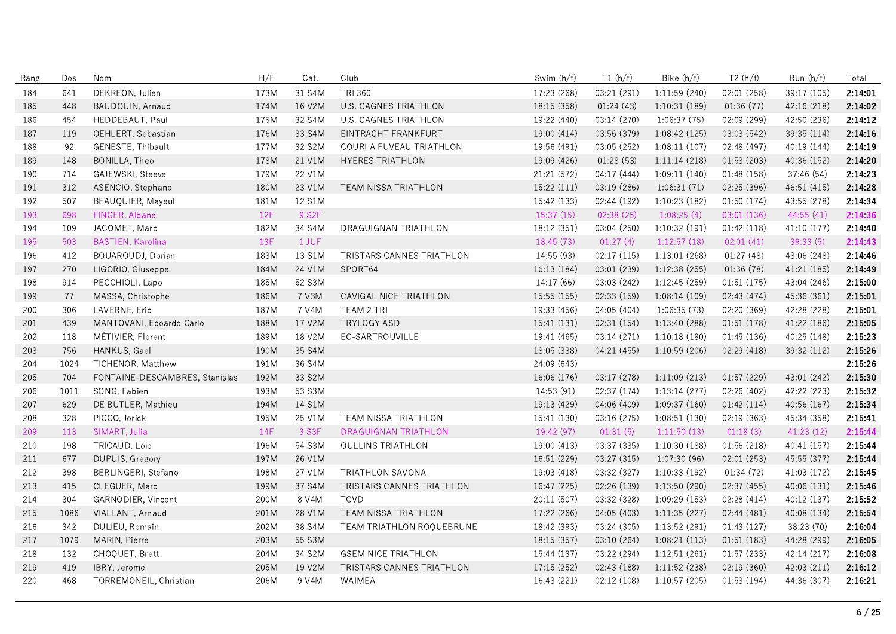| Rang | Dos | Nom | H/F | Cat. | Club | Swim (h/f) | T1 (h/f) | Bike (h/f) | T2 (h/f) | Run (h/f) | Total |
|---|---|---|---|---|---|---|---|---|---|---|---|
| 184 | 641 | DEKREON, Julien | 173M | 31 S4M | TRI 360 | 17:23 (268) | 03:21 (291) | 1:11:59 (240) | 02:01 (258) | 39:17 (105) | **2:14:01** |
| 185 | 448 | BAUDOUIN, Arnaud | 174M | 16 V2M | U.S. CAGNES TRIATHLON | 18:15 (358) | 01:24 (43) | 1:10:31 (189) | 01:36 (77) | 42:16 (218) | **2:14:02** |
| 186 | 454 | HEDDEBAUT, Paul | 175M | 32 S4M | U.S. CAGNES TRIATHLON | 19:22 (440) | 03:14 (270) | 1:06:37 (75) | 02:09 (299) | 42:50 (236) | **2:14:12** |
| 187 | 119 | OEHLERT, Sebastian | 176M | 33 S4M | EINTRACHT FRANKFURT | 19:00 (414) | 03:56 (379) | 1:08:42 (125) | 03:03 (542) | 39:35 (114) | **2:14:16** |
| 188 | 92 | GENESTE, Thibault | 177M | 32 S2M | COURI A FUVEAU TRIATHLON | 19:56 (491) | 03:05 (252) | 1:08:11 (107) | 02:48 (497) | 40:19 (144) | **2:14:19** |
| 189 | 148 | BONILLA, Theo | 178M | 21 V1M | HYERES TRIATHLON | 19:09 (426) | 01:28 (53) | 1:11:14 (218) | 01:53 (203) | 40:36 (152) | **2:14:20** |
| 190 | 714 | GAJEWSKI, Steeve | 179M | 22 V1M | | 21:21 (572) | 04:17 (444) | 1:09:11 (140) | 01:48 (158) | 37:46 (54) | **2:14:23** |
| 191 | 312 | ASENCIO, Stephane | 180M | 23 V1M | TEAM NISSA TRIATHLON | 15:22 (111) | 03:19 (286) | 1:06:31 (71) | 02:25 (396) | 46:51 (415) | **2:14:28** |
| 192 | 507 | BEAUQUIER, Mayeul | 181M | 12 S1M | | 15:42 (133) | 02:44 (192) | 1:10:23 (182) | 01:50 (174) | 43:55 (278) | **2:14:34** |
| 193 | 698 | FINGER, Albane | 12F | 9 S2F | | 15:37 (15) | 02:38 (25) | 1:08:25 (4) | 03:01 (136) | 44:55 (41) | **2:14:36** |
| 194 | 109 | JACOMET, Marc | 182M | 34 S4M | DRAGUIGNAN TRIATHLON | 18:12 (351) | 03:04 (250) | 1:10:32 (191) | 01:42 (118) | 41:10 (177) | **2:14:40** |
| 195 | 503 | BASTIEN, Karolina | 13F | 1 JUF | | 18:45 (73) | 01:27 (4) | 1:12:57 (18) | 02:01 (41) | 39:33 (5) | **2:14:43** |
| 196 | 412 | BOUAROUDJ, Dorian | 183M | 13 S1M | TRISTARS CANNES TRIATHLON | 14:55 (93) | 02:17 (115) | 1:13:01 (268) | 01:27 (48) | 43:06 (248) | **2:14:46** |
| 197 | 270 | LIGORIO, Giuseppe | 184M | 24 V1M | SPORT64 | 16:13 (184) | 03:01 (239) | 1:12:38 (255) | 01:36 (78) | 41:21 (185) | **2:14:49** |
| 198 | 914 | PECCHIOLI, Lapo | 185M | 52 S3M | | 14:17 (66) | 03:03 (242) | 1:12:45 (259) | 01:51 (175) | 43:04 (246) | **2:15:00** |
| 199 | 77 | MASSA, Christophe | 186M | 7 V3M | CAVIGAL NICE TRIATHLON | 15:55 (155) | 02:33 (159) | 1:08:14 (109) | 02:43 (474) | 45:36 (361) | **2:15:01** |
| 200 | 306 | LAVERNE, Eric | 187M | 7 V4M | TEAM 2 TRI | 19:33 (456) | 04:05 (404) | 1:06:35 (73) | 02:20 (369) | 42:28 (228) | **2:15:01** |
| 201 | 439 | MANTOVANI, Edoardo Carlo | 188M | 17 V2M | TRYLOGY ASD | 15:41 (131) | 02:31 (154) | 1:13:40 (288) | 01:51 (178) | 41:22 (186) | **2:15:05** |
| 202 | 118 | MÉTIVIER, Florent | 189M | 18 V2M | EC-SARTROUVILLE | 19:41 (465) | 03:14 (271) | 1:10:18 (180) | 01:45 (136) | 40:25 (148) | **2:15:23** |
| 203 | 756 | HANKUS, Gael | 190M | 35 S4M | | 18:05 (338) | 04:21 (455) | 1:10:59 (206) | 02:29 (418) | 39:32 (112) | **2:15:26** |
| 204 | 1024 | TICHENOR, Matthew | 191M | 36 S4M | | 24:09 (643) | | | | | **2:15:26** |
| 205 | 704 | FONTAINE-DESCAMBRES, Stanislas | 192M | 33 S2M | | 16:06 (176) | 03:17 (278) | 1:11:09 (213) | 01:57 (229) | 43:01 (242) | **2:15:30** |
| 206 | 1011 | SONG, Fabien | 193M | 53 S3M | | 14:53 (91) | 02:37 (174) | 1:13:14 (277) | 02:26 (402) | 42:22 (223) | **2:15:32** |
| 207 | 629 | DE BUTLER, Mathieu | 194M | 14 S1M | | 19:13 (429) | 04:06 (409) | 1:09:37 (160) | 01:42 (114) | 40:56 (167) | **2:15:34** |
| 208 | 328 | PICCO, Jorick | 195M | 25 V1M | TEAM NISSA TRIATHLON | 15:41 (130) | 03:16 (275) | 1:08:51 (130) | 02:19 (363) | 45:34 (358) | **2:15:41** |
| 209 | 113 | SIMART, Julia | 14F | 3 S3F | DRAGUIGNAN TRIATHLON | 19:42 (97) | 01:31 (5) | 1:11:50 (13) | 01:18 (3) | 41:23 (12) | **2:15:44** |
| 210 | 198 | TRICAUD, Loic | 196M | 54 S3M | OULLINS TRIATHLON | 19:00 (413) | 03:37 (335) | 1:10:30 (188) | 01:56 (218) | 40:41 (157) | **2:15:44** |
| 211 | 677 | DUPUIS, Gregory | 197M | 26 V1M | | 16:51 (229) | 03:27 (315) | 1:07:30 (96) | 02:01 (253) | 45:55 (377) | **2:15:44** |
| 212 | 398 | BERLINGERI, Stefano | 198M | 27 V1M | TRIATHLON SAVONA | 19:03 (418) | 03:32 (327) | 1:10:33 (192) | 01:34 (72) | 41:03 (172) | **2:15:45** |
| 213 | 415 | CLEGUER, Marc | 199M | 37 S4M | TRISTARS CANNES TRIATHLON | 16:47 (225) | 02:26 (139) | 1:13:50 (290) | 02:37 (455) | 40:06 (131) | **2:15:46** |
| 214 | 304 | GARNODIER, Vincent | 200M | 8 V4M | TCVD | 20:11 (507) | 03:32 (328) | 1:09:29 (153) | 02:28 (414) | 40:12 (137) | **2:15:52** |
| 215 | 1086 | VIALLANT, Arnaud | 201M | 28 V1M | TEAM NISSA TRIATHLON | 17:22 (266) | 04:05 (403) | 1:11:35 (227) | 02:44 (481) | 40:08 (134) | **2:15:54** |
| 216 | 342 | DULIEU, Romain | 202M | 38 S4M | TEAM TRIATHLON ROQUEBRUNE | 18:42 (393) | 03:24 (305) | 1:13:52 (291) | 01:43 (127) | 38:23 (70) | **2:16:04** |
| 217 | 1079 | MARIN, Pierre | 203M | 55 S3M | | 18:15 (357) | 03:10 (264) | 1:08:21 (113) | 01:51 (183) | 44:28 (299) | **2:16:05** |
| 218 | 132 | CHOQUET, Brett | 204M | 34 S2M | GSEM NICE TRIATHLON | 15:44 (137) | 03:22 (294) | 1:12:51 (261) | 01:57 (233) | 42:14 (217) | **2:16:08** |
| 219 | 419 | IBRY, Jerome | 205M | 19 V2M | TRISTARS CANNES TRIATHLON | 17:15 (252) | 02:43 (188) | 1:11:52 (238) | 02:19 (360) | 42:03 (211) | **2:16:12** |
| 220 | 468 | TORREMONEIL, Christian | 206M | 9 V4M | WAIMEA | 16:43 (221) | 02:12 (108) | 1:10:57 (205) | 01:53 (194) | 44:36 (307) | **2:16:21** |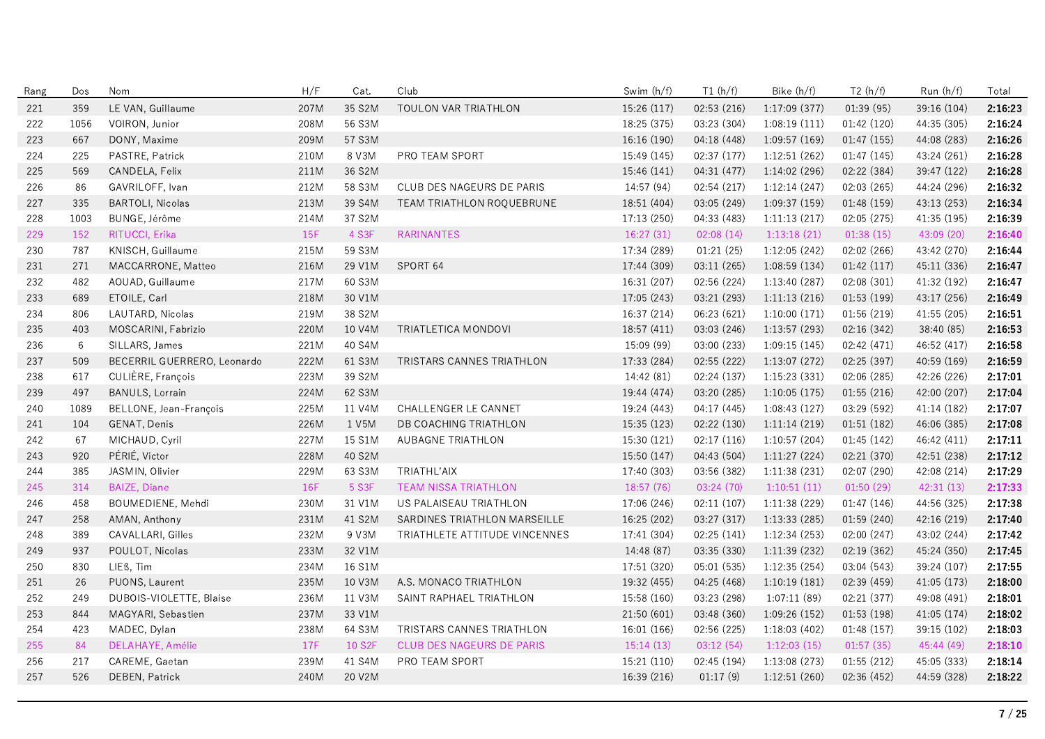| Rang | Dos | Nom | H/F | Cat. | Club | Swim (h/f) | T1 (h/f) | Bike (h/f) | T2 (h/f) | Run (h/f) | Total |
|---|---|---|---|---|---|---|---|---|---|---|---|
| 221 | 359 | LE VAN, Guillaume | 207M | 35 S2M | TOULON VAR TRIATHLON | 15:26 (117) | 02:53 (216) | 1:17:09 (377) | 01:39 (95) | 39:16 (104) | **2:16:23** |
| 222 | 1056 | VOIRON, Junior | 208M | 56 S3M | | 18:25 (375) | 03:23 (304) | 1:08:19 (111) | 01:42 (120) | 44:35 (305) | **2:16:24** |
| 223 | 667 | DONY, Maxime | 209M | 57 S3M | | 16:16 (190) | 04:18 (448) | 1:09:57 (169) | 01:47 (155) | 44:08 (283) | **2:16:26** |
| 224 | 225 | PASTRE, Patrick | 210M | 8 V3M | PRO TEAM SPORT | 15:49 (145) | 02:37 (177) | 1:12:51 (262) | 01:47 (145) | 43:24 (261) | **2:16:28** |
| 225 | 569 | CANDELA, Felix | 211M | 36 S2M | | 15:46 (141) | 04:31 (477) | 1:14:02 (296) | 02:22 (384) | 39:47 (122) | **2:16:28** |
| 226 | 86 | GAVRILOFF, Ivan | 212M | 58 S3M | CLUB DES NAGEURS DE PARIS | 14:57 (94) | 02:54 (217) | 1:12:14 (247) | 02:03 (265) | 44:24 (296) | **2:16:32** |
| 227 | 335 | BARTOLI, Nicolas | 213M | 39 S4M | TEAM TRIATHLON ROQUEBRUNE | 18:51 (404) | 03:05 (249) | 1:09:37 (159) | 01:48 (159) | 43:13 (253) | **2:16:34** |
| 228 | 1003 | BUNGE, Jérôme | 214M | 37 S2M | | 17:13 (250) | 04:33 (483) | 1:11:13 (217) | 02:05 (275) | 41:35 (195) | **2:16:39** |
| 229 | 152 | RITUCCI, Erika | 15F | 4 S3F | RARINANTES | 16:27 (31) | 02:08 (14) | 1:13:18 (21) | 01:38 (15) | 43:09 (20) | **2:16:40** |
| 230 | 787 | KNISCH, Guillaume | 215M | 59 S3M | | 17:34 (289) | 01:21 (25) | 1:12:05 (242) | 02:02 (266) | 43:42 (270) | **2:16:44** |
| 231 | 271 | MACCARRONE, Matteo | 216M | 29 V1M | SPORT 64 | 17:44 (309) | 03:11 (265) | 1:08:59 (134) | 01:42 (117) | 45:11 (336) | **2:16:47** |
| 232 | 482 | AOUAD, Guillaume | 217M | 60 S3M | | 16:31 (207) | 02:56 (224) | 1:13:40 (287) | 02:08 (301) | 41:32 (192) | **2:16:47** |
| 233 | 689 | ETOILE, Carl | 218M | 30 V1M | | 17:05 (243) | 03:21 (293) | 1:11:13 (216) | 01:53 (199) | 43:17 (256) | **2:16:49** |
| 234 | 806 | LAUTARD, Nicolas | 219M | 38 S2M | | 16:37 (214) | 06:23 (621) | 1:10:00 (171) | 01:56 (219) | 41:55 (205) | **2:16:51** |
| 235 | 403 | MOSCARINI, Fabrizio | 220M | 10 V4M | TRIATLETICA MONDOVI | 18:57 (411) | 03:03 (246) | 1:13:57 (293) | 02:16 (342) | 38:40 (85) | **2:16:53** |
| 236 | 6 | SILLARS, James | 221M | 40 S4M | | 15:09 (99) | 03:00 (233) | 1:09:15 (145) | 02:42 (471) | 46:52 (417) | **2:16:58** |
| 237 | 509 | BECERRIL GUERRERO, Leonardo | 222M | 61 S3M | TRISTARS CANNES TRIATHLON | 17:33 (284) | 02:55 (222) | 1:13:07 (272) | 02:25 (397) | 40:59 (169) | **2:16:59** |
| 238 | 617 | CULIÈRE, François | 223M | 39 S2M | | 14:42 (81) | 02:24 (137) | 1:15:23 (331) | 02:06 (285) | 42:26 (226) | **2:17:01** |
| 239 | 497 | BANULS, Lorrain | 224M | 62 S3M | | 19:44 (474) | 03:20 (285) | 1:10:05 (175) | 01:55 (216) | 42:00 (207) | **2:17:04** |
| 240 | 1089 | BELLONE, Jean-François | 225M | 11 V4M | CHALLENGER LE CANNET | 19:24 (443) | 04:17 (445) | 1:08:43 (127) | 03:29 (592) | 41:14 (182) | **2:17:07** |
| 241 | 104 | GENAT, Denis | 226M | 1 V5M | DB COACHING TRIATHLON | 15:35 (123) | 02:22 (130) | 1:11:14 (219) | 01:51 (182) | 46:06 (385) | **2:17:08** |
| 242 | 67 | MICHAUD, Cyril | 227M | 15 S1M | AUBAGNE TRIATHLON | 15:30 (121) | 02:17 (116) | 1:10:57 (204) | 01:45 (142) | 46:42 (411) | **2:17:11** |
| 243 | 920 | PÉRIÉ, Victor | 228M | 40 S2M | | 15:50 (147) | 04:43 (504) | 1:11:27 (224) | 02:21 (370) | 42:51 (238) | **2:17:12** |
| 244 | 385 | JASMIN, Olivier | 229M | 63 S3M | TRIATHL'AIX | 17:40 (303) | 03:56 (382) | 1:11:38 (231) | 02:07 (290) | 42:08 (214) | **2:17:29** |
| 245 | 314 | BAIZE, Diane | 16F | 5 S3F | TEAM NISSA TRIATHLON | 18:57 (76) | 03:24 (70) | 1:10:51 (11) | 01:50 (29) | 42:31 (13) | **2:17:33** |
| 246 | 458 | BOUMEDIENE, Mehdi | 230M | 31 V1M | US PALAISEAU TRIATHLON | 17:06 (246) | 02:11 (107) | 1:11:38 (229) | 01:47 (146) | 44:56 (325) | **2:17:38** |
| 247 | 258 | AMAN, Anthony | 231M | 41 S2M | SARDINES TRIATHLON MARSEILLE | 16:25 (202) | 03:27 (317) | 1:13:33 (285) | 01:59 (240) | 42:16 (219) | **2:17:40** |
| 248 | 389 | CAVALLARI, Gilles | 232M | 9 V3M | TRIATHLETE ATTITUDE VINCENNES | 17:41 (304) | 02:25 (141) | 1:12:34 (253) | 02:00 (247) | 43:02 (244) | **2:17:42** |
| 249 | 937 | POULOT, Nicolas | 233M | 32 V1M | | 14:48 (87) | 03:35 (330) | 1:11:39 (232) | 02:19 (362) | 45:24 (350) | **2:17:45** |
| 250 | 830 | LIEß, Tim | 234M | 16 S1M | | 17:51 (320) | 05:01 (535) | 1:12:35 (254) | 03:04 (543) | 39:24 (107) | **2:17:55** |
| 251 | 26 | PUONS, Laurent | 235M | 10 V3M | A.S. MONACO TRIATHLON | 19:32 (455) | 04:25 (468) | 1:10:19 (181) | 02:39 (459) | 41:05 (173) | **2:18:00** |
| 252 | 249 | DUBOIS-VIOLETTE, Blaise | 236M | 11 V3M | SAINT RAPHAEL TRIATHLON | 15:58 (160) | 03:23 (298) | 1:07:11 (89) | 02:21 (377) | 49:08 (491) | **2:18:01** |
| 253 | 844 | MAGYARI, Sebastien | 237M | 33 V1M | | 21:50 (601) | 03:48 (360) | 1:09:26 (152) | 01:53 (198) | 41:05 (174) | **2:18:02** |
| 254 | 423 | MADEC, Dylan | 238M | 64 S3M | TRISTARS CANNES TRIATHLON | 16:01 (166) | 02:56 (225) | 1:18:03 (402) | 01:48 (157) | 39:15 (102) | **2:18:03** |
| 255 | 84 | DELAHAYE, Amélie | 17F | 10 S2F | CLUB DES NAGEURS DE PARIS | 15:14 (13) | 03:12 (54) | 1:12:03 (15) | 01:57 (35) | 45:44 (49) | **2:18:10** |
| 256 | 217 | CAREME, Gaetan | 239M | 41 S4M | PRO TEAM SPORT | 15:21 (110) | 02:45 (194) | 1:13:08 (273) | 01:55 (212) | 45:05 (333) | **2:18:14** |
| 257 | 526 | DEBEN, Patrick | 240M | 20 V2M | | 16:39 (216) | 01:17 (9) | 1:12:51 (260) | 02:36 (452) | 44:59 (328) | **2:18:22** |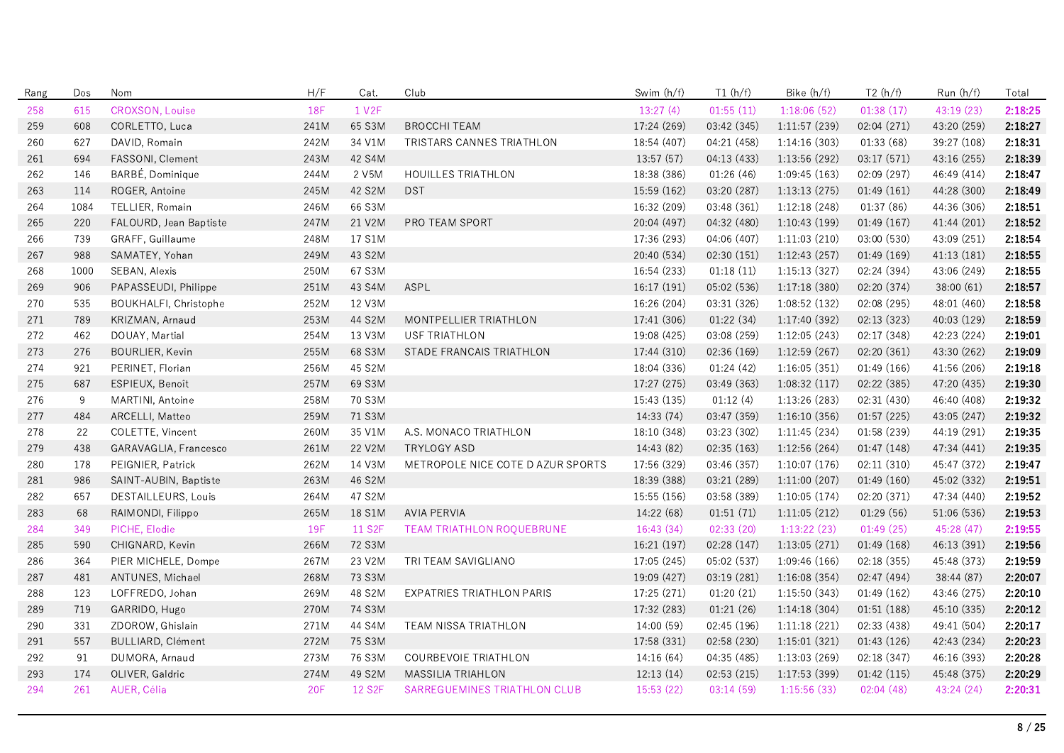| Rang | Dos | Nom | H/F | Cat. | Club | Swim (h/f) | T1 (h/f) | Bike (h/f) | T2 (h/f) | Run (h/f) | Total |
|---|---|---|---|---|---|---|---|---|---|---|---|
| 258 | 615 | CROXSON, Louise | 18F | 1 V2F | | 13:27 (4) | 01:55 (11) | 1:18:06 (52) | 01:38 (17) | 43:19 (23) | **2:18:25** |
| 259 | 608 | CORLETTO, Luca | 241M | 65 S3M | BROCCHI TEAM | 17:24 (269) | 03:42 (345) | 1:11:57 (239) | 02:04 (271) | 43:20 (259) | **2:18:27** |
| 260 | 627 | DAVID, Romain | 242M | 34 V1M | TRISTARS CANNES TRIATHLON | 18:54 (407) | 04:21 (458) | 1:14:16 (303) | 01:33 (68) | 39:27 (108) | **2:18:31** |
| 261 | 694 | FASSONI, Clement | 243M | 42 S4M | | 13:57 (57) | 04:13 (433) | 1:13:56 (292) | 03:17 (571) | 43:16 (255) | **2:18:39** |
| 262 | 146 | BARBÉ, Dominique | 244M | 2 V5M | HOUILLES TRIATHLON | 18:38 (386) | 01:26 (46) | 1:09:45 (163) | 02:09 (297) | 46:49 (414) | **2:18:47** |
| 263 | 114 | ROGER, Antoine | 245M | 42 S2M | DST | 15:59 (162) | 03:20 (287) | 1:13:13 (275) | 01:49 (161) | 44:28 (300) | **2:18:49** |
| 264 | 1084 | TELLIER, Romain | 246M | 66 S3M | | 16:32 (209) | 03:48 (361) | 1:12:18 (248) | 01:37 (86) | 44:36 (306) | **2:18:51** |
| 265 | 220 | FALOURD, Jean Baptiste | 247M | 21 V2M | PRO TEAM SPORT | 20:04 (497) | 04:32 (480) | 1:10:43 (199) | 01:49 (167) | 41:44 (201) | **2:18:52** |
| 266 | 739 | GRAFF, Guillaume | 248M | 17 S1M | | 17:36 (293) | 04:06 (407) | 1:11:03 (210) | 03:00 (530) | 43:09 (251) | **2:18:54** |
| 267 | 988 | SAMATEY, Yohan | 249M | 43 S2M | | 20:40 (534) | 02:30 (151) | 1:12:43 (257) | 01:49 (169) | 41:13 (181) | **2:18:55** |
| 268 | 1000 | SEBAN, Alexis | 250M | 67 S3M | | 16:54 (233) | 01:18 (11) | 1:15:13 (327) | 02:24 (394) | 43:06 (249) | **2:18:55** |
| 269 | 906 | PAPASSEUDI, Philippe | 251M | 43 S4M | ASPL | 16:17 (191) | 05:02 (536) | 1:17:18 (380) | 02:20 (374) | 38:00 (61) | **2:18:57** |
| 270 | 535 | BOUKHALFI, Christophe | 252M | 12 V3M | | 16:26 (204) | 03:31 (326) | 1:08:52 (132) | 02:08 (295) | 48:01 (460) | **2:18:58** |
| 271 | 789 | KRIZMAN, Arnaud | 253M | 44 S2M | MONTPELLIER TRIATHLON | 17:41 (306) | 01:22 (34) | 1:17:40 (392) | 02:13 (323) | 40:03 (129) | **2:18:59** |
| 272 | 462 | DOUAY, Martial | 254M | 13 V3M | USF TRIATHLON | 19:08 (425) | 03:08 (259) | 1:12:05 (243) | 02:17 (348) | 42:23 (224) | **2:19:01** |
| 273 | 276 | BOURLIER, Kevin | 255M | 68 S3M | STADE FRANCAIS TRIATHLON | 17:44 (310) | 02:36 (169) | 1:12:59 (267) | 02:20 (361) | 43:30 (262) | **2:19:09** |
| 274 | 921 | PERINET, Florian | 256M | 45 S2M | | 18:04 (336) | 01:24 (42) | 1:16:05 (351) | 01:49 (166) | 41:56 (206) | **2:19:18** |
| 275 | 687 | ESPIEUX, Benoit | 257M | 69 S3M | | 17:27 (275) | 03:49 (363) | 1:08:32 (117) | 02:22 (385) | 47:20 (435) | **2:19:30** |
| 276 | 9 | MARTINI, Antoine | 258M | 70 S3M | | 15:43 (135) | 01:12 (4) | 1:13:26 (283) | 02:31 (430) | 46:40 (408) | **2:19:32** |
| 277 | 484 | ARCELLI, Matteo | 259M | 71 S3M | | 14:33 (74) | 03:47 (359) | 1:16:10 (356) | 01:57 (225) | 43:05 (247) | **2:19:32** |
| 278 | 22 | COLETTE, Vincent | 260M | 35 V1M | A.S. MONACO TRIATHLON | 18:10 (348) | 03:23 (302) | 1:11:45 (234) | 01:58 (239) | 44:19 (291) | **2:19:35** |
| 279 | 438 | GARAVAGLIA, Francesco | 261M | 22 V2M | TRYLOGY ASD | 14:43 (82) | 02:35 (163) | 1:12:56 (264) | 01:47 (148) | 47:34 (441) | **2:19:35** |
| 280 | 178 | PEIGNIER, Patrick | 262M | 14 V3M | METROPOLE NICE COTE D AZUR SPORTS | 17:56 (329) | 03:46 (357) | 1:10:07 (176) | 02:11 (310) | 45:47 (372) | **2:19:47** |
| 281 | 986 | SAINT-AUBIN, Baptiste | 263M | 46 S2M | | 18:39 (388) | 03:21 (289) | 1:11:00 (207) | 01:49 (160) | 45:02 (332) | **2:19:51** |
| 282 | 657 | DESTAILLEURS, Louis | 264M | 47 S2M | | 15:55 (156) | 03:58 (389) | 1:10:05 (174) | 02:20 (371) | 47:34 (440) | **2:19:52** |
| 283 | 68 | RAIMONDI, Filippo | 265M | 18 S1M | AVIA PERVIA | 14:22 (68) | 01:51 (71) | 1:11:05 (212) | 01:29 (56) | 51:06 (536) | **2:19:53** |
| 284 | 349 | PICHE, Elodie | 19F | 11 S2F | TEAM TRIATHLON ROQUEBRUNE | 16:43 (34) | 02:33 (20) | 1:13:22 (23) | 01:49 (25) | 45:28 (47) | **2:19:55** |
| 285 | 590 | CHIGNARD, Kevin | 266M | 72 S3M | | 16:21 (197) | 02:28 (147) | 1:13:05 (271) | 01:49 (168) | 46:13 (391) | **2:19:56** |
| 286 | 364 | PIER MICHELE, Dompe | 267M | 23 V2M | TRI TEAM SAVIGLIANO | 17:05 (245) | 05:02 (537) | 1:09:46 (166) | 02:18 (355) | 45:48 (373) | **2:19:59** |
| 287 | 481 | ANTUNES, Michael | 268M | 73 S3M | | 19:09 (427) | 03:19 (281) | 1:16:08 (354) | 02:47 (494) | 38:44 (87) | **2:20:07** |
| 288 | 123 | LOFFREDO, Johan | 269M | 48 S2M | EXPATRIES TRIATHLON PARIS | 17:25 (271) | 01:20 (21) | 1:15:50 (343) | 01:49 (162) | 43:46 (275) | **2:20:10** |
| 289 | 719 | GARRIDO, Hugo | 270M | 74 S3M | | 17:32 (283) | 01:21 (26) | 1:14:18 (304) | 01:51 (188) | 45:10 (335) | **2:20:12** |
| 290 | 331 | ZDOROW, Ghislain | 271M | 44 S4M | TEAM NISSA TRIATHLON | 14:00 (59) | 02:45 (196) | 1:11:18 (221) | 02:33 (438) | 49:41 (504) | **2:20:17** |
| 291 | 557 | BULLIARD, Clément | 272M | 75 S3M | | 17:58 (331) | 02:58 (230) | 1:15:01 (321) | 01:43 (126) | 42:43 (234) | **2:20:23** |
| 292 | 91 | DUMORA, Arnaud | 273M | 76 S3M | COURBEVOIE TRIATHLON | 14:16 (64) | 04:35 (485) | 1:13:03 (269) | 02:18 (347) | 46:16 (393) | **2:20:28** |
| 293 | 174 | OLIVER, Galdric | 274M | 49 S2M | MASSILIA TRIAHLON | 12:13 (14) | 02:53 (215) | 1:17:53 (399) | 01:42 (115) | 45:48 (375) | **2:20:29** |
| 294 | 261 | AUER, Célia | 20F | 12 S2F | SARREGUEMINES TRIATHLON CLUB | 15:53 (22) | 03:14 (59) | 1:15:56 (33) | 02:04 (48) | 43:24 (24) | **2:20:31** |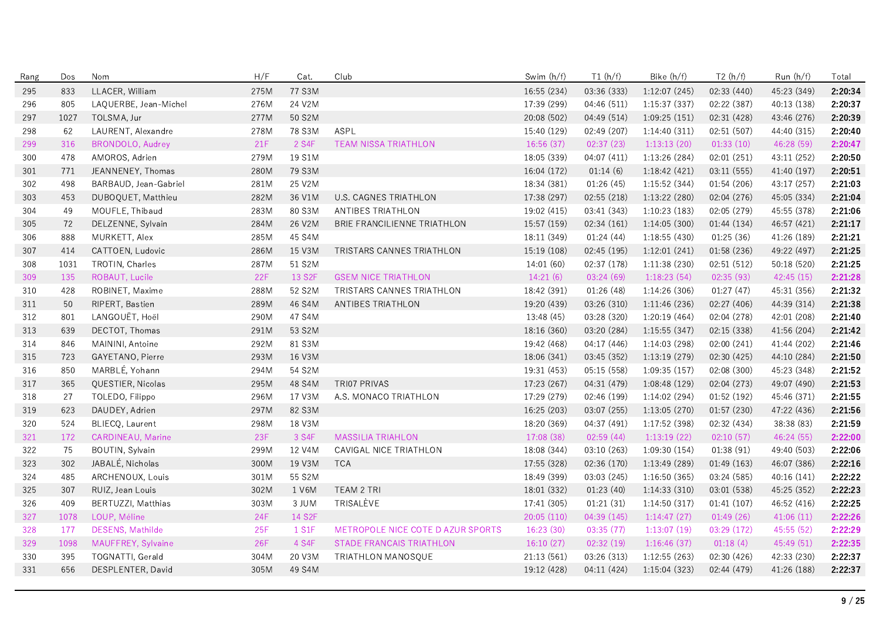| Rang | Dos | Nom | H/F | Cat. | Club | Swim (h/f) | T1 (h/f) | Bike (h/f) | T2 (h/f) | Run (h/f) | Total |
|---|---|---|---|---|---|---|---|---|---|---|---|
| 295 | 833 | LLACER, William | 275M | 77 S3M | | 16:55 (234) | 03:36 (333) | 1:12:07 (245) | 02:33 (440) | 45:23 (349) | **2:20:34** |
| 296 | 805 | LAQUERBE, Jean-Michel | 276M | 24 V2M | | 17:39 (299) | 04:46 (511) | 1:15:37 (337) | 02:22 (387) | 40:13 (138) | **2:20:37** |
| 297 | 1027 | TOLSMA, Jur | 277M | 50 S2M | | 20:08 (502) | 04:49 (514) | 1:09:25 (151) | 02:31 (428) | 43:46 (276) | **2:20:39** |
| 298 | 62 | LAURENT, Alexandre | 278M | 78 S3M | ASPL | 15:40 (129) | 02:49 (207) | 1:14:40 (311) | 02:51 (507) | 44:40 (315) | **2:20:40** |
| 299 | 316 | BRONDOLO, Audrey | 21F | 2 S4F | TEAM NISSA TRIATHLON | 16:56 (37) | 02:37 (23) | 1:13:13 (20) | 01:33 (10) | 46:28 (59) | **2:20:47** |
| 300 | 478 | AMOROS, Adrien | 279M | 19 S1M | | 18:05 (339) | 04:07 (411) | 1:13:26 (284) | 02:01 (251) | 43:11 (252) | **2:20:50** |
| 301 | 771 | JEANNENEY, Thomas | 280M | 79 S3M | | 16:04 (172) | 01:14 (6) | 1:18:42 (421) | 03:11 (555) | 41:40 (197) | **2:20:51** |
| 302 | 498 | BARBAUD, Jean-Gabriel | 281M | 25 V2M | | 18:34 (381) | 01:26 (45) | 1:15:52 (344) | 01:54 (206) | 43:17 (257) | **2:21:03** |
| 303 | 453 | DUBOQUET, Matthieu | 282M | 36 V1M | U.S. CAGNES TRIATHLON | 17:38 (297) | 02:55 (218) | 1:13:22 (280) | 02:04 (276) | 45:05 (334) | **2:21:04** |
| 304 | 49 | MOUFLE, Thibaud | 283M | 80 S3M | ANTIBES TRIATHLON | 19:02 (415) | 03:41 (343) | 1:10:23 (183) | 02:05 (279) | 45:55 (378) | **2:21:06** |
| 305 | 72 | DELZENNE, Sylvain | 284M | 26 V2M | BRIE FRANCILIENNE TRIATHLON | 15:57 (159) | 02:34 (161) | 1:14:05 (300) | 01:44 (134) | 46:57 (421) | **2:21:17** |
| 306 | 888 | MURKETT, Alex | 285M | 45 S4M | | 18:11 (349) | 01:24 (44) | 1:18:55 (430) | 01:25 (36) | 41:26 (189) | **2:21:21** |
| 307 | 414 | CATTOEN, Ludovic | 286M | 15 V3M | TRISTARS CANNES TRIATHLON | 15:19 (108) | 02:45 (195) | 1:12:01 (241) | 01:58 (236) | 49:22 (497) | **2:21:25** |
| 308 | 1031 | TROTIN, Charles | 287M | 51 S2M | | 14:01 (60) | 02:37 (178) | 1:11:38 (230) | 02:51 (512) | 50:18 (520) | **2:21:25** |
| 309 | 135 | ROBAUT, Lucile | 22F | 13 S2F | GSEM NICE TRIATHLON | 14:21 (6) | 03:24 (69) | 1:18:23 (54) | 02:35 (93) | 42:45 (15) | **2:21:28** |
| 310 | 428 | ROBINET, Maxime | 288M | 52 S2M | TRISTARS CANNES TRIATHLON | 18:42 (391) | 01:26 (48) | 1:14:26 (306) | 01:27 (47) | 45:31 (356) | **2:21:32** |
| 311 | 50 | RIPERT, Bastien | 289M | 46 S4M | ANTIBES TRIATHLON | 19:20 (439) | 03:26 (310) | 1:11:46 (236) | 02:27 (406) | 44:39 (314) | **2:21:38** |
| 312 | 801 | LANGOUËT, Hoël | 290M | 47 S4M | | 13:48 (45) | 03:28 (320) | 1:20:19 (464) | 02:04 (278) | 42:01 (208) | **2:21:40** |
| 313 | 639 | DECTOT, Thomas | 291M | 53 S2M | | 18:16 (360) | 03:20 (284) | 1:15:55 (347) | 02:15 (338) | 41:56 (204) | **2:21:42** |
| 314 | 846 | MAININI, Antoine | 292M | 81 S3M | | 19:42 (468) | 04:17 (446) | 1:14:03 (298) | 02:00 (241) | 41:44 (202) | **2:21:46** |
| 315 | 723 | GAYETANO, Pierre | 293M | 16 V3M | | 18:06 (341) | 03:45 (352) | 1:13:19 (279) | 02:30 (425) | 44:10 (284) | **2:21:50** |
| 316 | 850 | MARBLÉ, Yohann | 294M | 54 S2M | | 19:31 (453) | 05:15 (558) | 1:09:35 (157) | 02:08 (300) | 45:23 (348) | **2:21:52** |
| 317 | 365 | QUESTIER, Nicolas | 295M | 48 S4M | TRI07 PRIVAS | 17:23 (267) | 04:31 (479) | 1:08:48 (129) | 02:04 (273) | 49:07 (490) | **2:21:53** |
| 318 | 27 | TOLEDO, Filippo | 296M | 17 V3M | A.S. MONACO TRIATHLON | 17:29 (279) | 02:46 (199) | 1:14:02 (294) | 01:52 (192) | 45:46 (371) | **2:21:55** |
| 319 | 623 | DAUDEY, Adrien | 297M | 82 S3M | | 16:25 (203) | 03:07 (255) | 1:13:05 (270) | 01:57 (230) | 47:22 (436) | **2:21:56** |
| 320 | 524 | BLIECQ, Laurent | 298M | 18 V3M | | 18:20 (369) | 04:37 (491) | 1:17:52 (398) | 02:32 (434) | 38:38 (83) | **2:21:59** |
| 321 | 172 | CARDINEAU, Marine | 23F | 3 S4F | MASSILIA TRIAHLON | 17:08 (38) | 02:59 (44) | 1:13:19 (22) | 02:10 (57) | 46:24 (55) | **2:22:00** |
| 322 | 75 | BOUTIN, Sylvain | 299M | 12 V4M | CAVIGAL NICE TRIATHLON | 18:08 (344) | 03:10 (263) | 1:09:30 (154) | 01:38 (91) | 49:40 (503) | **2:22:06** |
| 323 | 302 | JABALÉ, Nicholas | 300M | 19 V3M | TCA | 17:55 (328) | 02:36 (170) | 1:13:49 (289) | 01:49 (163) | 46:07 (386) | **2:22:16** |
| 324 | 485 | ARCHENOUX, Louis | 301M | 55 S2M | | 18:49 (399) | 03:03 (245) | 1:16:50 (365) | 03:24 (585) | 40:16 (141) | **2:22:22** |
| 325 | 307 | RUIZ, Jean Louis | 302M | 1 V6M | TEAM 2 TRI | 18:01 (332) | 01:23 (40) | 1:14:33 (310) | 03:01 (538) | 45:25 (352) | **2:22:23** |
| 326 | 409 | BERTUZZI, Matthias | 303M | 3 JUM | TRISALÈVE | 17:41 (305) | 01:21 (31) | 1:14:50 (317) | 01:41 (107) | 46:52 (416) | **2:22:25** |
| 327 | 1078 | LOUP, Méline | 24F | 14 S2F | | 20:05 (110) | 04:39 (145) | 1:14:47 (27) | 01:49 (26) | 41:06 (11) | **2:22:26** |
| 328 | 177 | DESENS, Mathilde | 25F | 1 S1F | METROPOLE NICE COTE D AZUR SPORTS | 16:23 (30) | 03:35 (77) | 1:13:07 (19) | 03:29 (172) | 45:55 (52) | **2:22:29** |
| 329 | 1098 | MAUFFREY, Sylvaine | 26F | 4 S4F | STADE FRANCAIS TRIATHLON | 16:10 (27) | 02:32 (19) | 1:16:46 (37) | 01:18 (4) | 45:49 (51) | **2:22:35** |
| 330 | 395 | TOGNATTI, Gerald | 304M | 20 V3M | TRIATHLON MANOSQUE | 21:13 (561) | 03:26 (313) | 1:12:55 (263) | 02:30 (426) | 42:33 (230) | **2:22:37** |
| 331 | 656 | DESPLENTER, David | 305M | 49 S4M | | 19:12 (428) | 04:11 (424) | 1:15:04 (323) | 02:44 (479) | 41:26 (188) | **2:22:37** |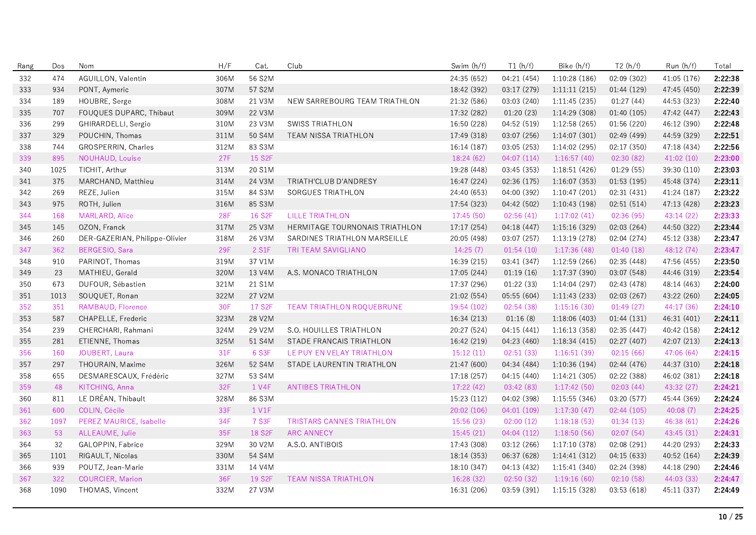| Rang | Dos | Nom | H/F | Cat. | Club | Swim (h/f) | T1 (h/f) | Bike (h/f) | T2 (h/f) | Run (h/f) | Total |
|---|---|---|---|---|---|---|---|---|---|---|---|
| 332 | 474 | AGUILLON, Valentin | 306M | 56 S2M | | 24:35 (652) | 04:21 (454) | 1:10:28 (186) | 02:09 (302) | 41:05 (176) | **2:22:38** |
| 333 | 934 | PONT, Aymeric | 307M | 57 S2M | | 18:42 (392) | 03:17 (279) | 1:11:11 (215) | 01:44 (129) | 47:45 (450) | **2:22:39** |
| 334 | 189 | HOUBRE, Serge | 308M | 21 V3M | NEW SARREBOURG TEAM TRIATHLON | 21:32 (586) | 03:03 (240) | 1:11:45 (235) | 01:27 (44) | 44:53 (323) | **2:22:40** |
| 335 | 707 | FOUQUES DUPARC, Thibaut | 309M | 22 V3M | | 17:32 (282) | 01:20 (23) | 1:14:29 (308) | 01:40 (105) | 47:42 (447) | **2:22:43** |
| 336 | 299 | GHIRARDELLI, Sergio | 310M | 23 V3M | SWISS TRIATHLON | 16:50 (228) | 04:52 (519) | 1:12:58 (265) | 01:56 (220) | 46:12 (390) | **2:22:48** |
| 337 | 329 | POUCHIN, Thomas | 311M | 50 S4M | TEAM NISSA TRIATHLON | 17:49 (318) | 03:07 (256) | 1:14:07 (301) | 02:49 (499) | 44:59 (329) | **2:22:51** |
| 338 | 744 | GROSPERRIN, Charles | 312M | 83 S3M | | 16:14 (187) | 03:05 (253) | 1:14:02 (295) | 02:17 (350) | 47:18 (434) | **2:22:56** |
| 339 | 895 | NOUHAUD, Louise | 27F | 15 S2F | | 18:24 (62) | 04:07 (114) | 1:16:57 (40) | 02:30 (82) | 41:02 (10) | **2:23:00** |
| 340 | 1025 | TICHIT, Arthur | 313M | 20 S1M | | 19:28 (448) | 03:45 (353) | 1:18:51 (426) | 01:29 (55) | 39:30 (110) | **2:23:03** |
| 341 | 375 | MARCHAND, Matthieu | 314M | 24 V3M | TRIATH'CLUB D'ANDRESY | 16:47 (224) | 02:36 (175) | 1:16:07 (353) | 01:53 (195) | 45:48 (374) | **2:23:11** |
| 342 | 269 | REZE, Julien | 315M | 84 S3M | SORGUES TRIATHLON | 24:40 (653) | 04:00 (392) | 1:10:47 (201) | 02:31 (431) | 41:24 (187) | **2:23:22** |
| 343 | 975 | ROTH, Julien | 316M | 85 S3M | | 17:54 (323) | 04:42 (502) | 1:10:43 (198) | 02:51 (514) | 47:13 (428) | **2:23:23** |
| 344 | 168 | MARLARD, Alice | 28F | 16 S2F | LILLE TRIATHLON | 17:45 (50) | 02:56 (41) | 1:17:02 (41) | 02:36 (95) | 43:14 (22) | **2:23:33** |
| 345 | 145 | OZON, Franck | 317M | 25 V3M | HERMITAGE TOURNONAIS TRIATHLON | 17:17 (254) | 04:18 (447) | 1:15:16 (329) | 02:03 (264) | 44:50 (322) | **2:23:44** |
| 346 | 260 | DER-GAZERIAN, Philippe-Olivier | 318M | 26 V3M | SARDINES TRIATHLON MARSEILLE | 20:05 (498) | 03:07 (257) | 1:13:19 (278) | 02:04 (274) | 45:12 (338) | **2:23:47** |
| 347 | 362 | BERGESIO, Sara | 29F | 2 S1F | TRI TEAM SAVIGLIANO | 14:25 (7) | 01:54 (10) | 1:17:36 (48) | 01:40 (18) | 48:12 (74) | **2:23:47** |
| 348 | 910 | PARINOT, Thomas | 319M | 37 V1M | | 16:39 (215) | 03:41 (347) | 1:12:59 (266) | 02:35 (448) | 47:56 (455) | **2:23:50** |
| 349 | 23 | MATHIEU, Gerald | 320M | 13 V4M | A.S. MONACO TRIATHLON | 17:05 (244) | 01:19 (16) | 1:17:37 (390) | 03:07 (548) | 44:46 (319) | **2:23:54** |
| 350 | 673 | DUFOUR, Sébastien | 321M | 21 S1M | | 17:37 (296) | 01:22 (33) | 1:14:04 (297) | 02:43 (478) | 48:14 (463) | **2:24:00** |
| 351 | 1013 | SOUQUET, Ronan | 322M | 27 V2M | | 21:02 (554) | 05:55 (604) | 1:11:43 (233) | 02:03 (267) | 43:22 (260) | **2:24:05** |
| 352 | 351 | RAMBAUD, Florence | 30F | 17 S2F | TEAM TRIATHLON ROQUEBRUNE | 19:54 (102) | 02:54 (38) | 1:15:16 (30) | 01:49 (27) | 44:17 (36) | **2:24:10** |
| 353 | 587 | CHAPELLE, Frederic | 323M | 28 V2M | | 16:34 (213) | 01:16 (8) | 1:18:06 (403) | 01:44 (131) | 46:31 (401) | **2:24:11** |
| 354 | 239 | CHERCHARI, Rahmani | 324M | 29 V2M | S.O. HOUILLES TRIATHLON | 20:27 (524) | 04:15 (441) | 1:16:13 (358) | 02:35 (447) | 40:42 (158) | **2:24:12** |
| 355 | 281 | ETIENNE, Thomas | 325M | 51 S4M | STADE FRANCAIS TRIATHLON | 16:42 (219) | 04:23 (460) | 1:18:34 (415) | 02:27 (407) | 42:07 (213) | **2:24:13** |
| 356 | 160 | JOUBERT, Laura | 31F | 6 S3F | LE PUY EN VELAY TRIATHLON | 15:12 (11) | 02:51 (33) | 1:16:51 (39) | 02:15 (66) | 47:06 (64) | **2:24:15** |
| 357 | 297 | THOURAIN, Maxime | 326M | 52 S4M | STADE LAURENTIN TRIATHLON | 21:47 (600) | 04:34 (484) | 1:10:36 (194) | 02:44 (476) | 44:37 (310) | **2:24:18** |
| 358 | 655 | DESMARESCAUX, Frédéric | 327M | 53 S4M | | 17:18 (257) | 04:15 (440) | 1:14:21 (305) | 02:22 (388) | 46:02 (381) | **2:24:18** |
| 359 | 48 | KITCHING, Anna | 32F | 1 V4F | ANTIBES TRIATHLON | 17:22 (42) | 03:42 (83) | 1:17:42 (50) | 02:03 (44) | 43:32 (27) | **2:24:21** |
| 360 | 811 | LE DRÉAN, Thibault | 328M | 86 S3M | | 15:23 (112) | 04:02 (398) | 1:15:55 (346) | 03:20 (577) | 45:44 (369) | **2:24:24** |
| 361 | 600 | COLIN, Cécile | 33F | 1 V1F | | 20:02 (106) | 04:01 (109) | 1:17:30 (47) | 02:44 (105) | 40:08 (7) | **2:24:25** |
| 362 | 1097 | PEREZ MAURICE, Isabelle | 34F | 7 S3F | TRISTARS CANNES TRIATHLON | 15:56 (23) | 02:00 (12) | 1:18:18 (53) | 01:34 (13) | 46:38 (61) | **2:24:26** |
| 363 | 53 | ALLEAUME, Julie | 35F | 18 S2F | ARC ANNECY | 15:45 (21) | 04:04 (112) | 1:18:50 (56) | 02:07 (54) | 43:45 (31) | **2:24:31** |
| 364 | 32 | GALOPPIN, Fabrice | 329M | 30 V2M | A.S.O. ANTIBOIS | 17:43 (308) | 03:12 (266) | 1:17:10 (378) | 02:08 (291) | 44:20 (293) | **2:24:33** |
| 365 | 1101 | RIGAULT, Nicolas | 330M | 54 S4M | | 18:14 (353) | 06:37 (628) | 1:14:41 (312) | 04:15 (633) | 40:52 (164) | **2:24:39** |
| 366 | 939 | POUTZ, Jean-Marie | 331M | 14 V4M | | 18:10 (347) | 04:13 (432) | 1:15:41 (340) | 02:24 (398) | 44:18 (290) | **2:24:46** |
| 367 | 322 | COURCIER, Marion | 36F | 19 S2F | TEAM NISSA TRIATHLON | 16:28 (32) | 02:50 (32) | 1:19:16 (60) | 02:10 (58) | 44:03 (33) | **2:24:47** |
| 368 | 1090 | THOMAS, Vincent | 332M | 27 V3M | | 16:31 (206) | 03:59 (391) | 1:15:15 (328) | 03:53 (618) | 45:11 (337) | **2:24:49** |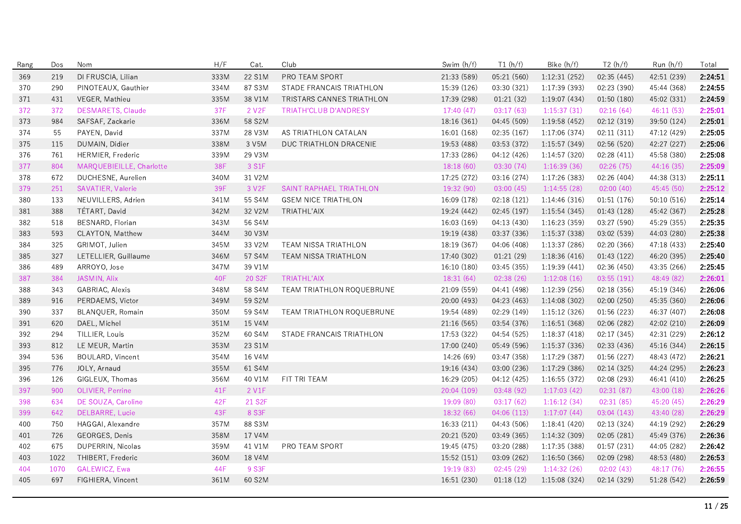| Rang | Dos | Nom | H/F | Cat. | Club | Swim (h/f) | T1 (h/f) | Bike (h/f) | T2 (h/f) | Run (h/f) | Total |
|---|---|---|---|---|---|---|---|---|---|---|---|
| 369 | 219 | DI FRUSCIA, Lilian | 333M | 22 S1M | PRO TEAM SPORT | 21:33 (589) | 05:21 (560) | 1:12:31 (252) | 02:35 (445) | 42:51 (239) | **2:24:51** |
| 370 | 290 | PINOTEAUX, Gauthier | 334M | 87 S3M | STADE FRANCAIS TRIATHLON | 15:39 (126) | 03:30 (321) | 1:17:39 (393) | 02:23 (390) | 45:44 (368) | **2:24:55** |
| 371 | 431 | VEGER, Mathieu | 335M | 38 V1M | TRISTARS CANNES TRIATHLON | 17:39 (298) | 01:21 (32) | 1:19:07 (434) | 01:50 (180) | 45:02 (331) | **2:24:59** |
| 372 | 372 | DESMARETS, Claude | 37F | 2 V2F | TRIATH'CLUB D'ANDRESY | 17:40 (47) | 03:17 (63) | 1:15:37 (31) | 02:16 (64) | 46:11 (53) | **2:25:01** |
| 373 | 984 | SAFSAF, Zackarie | 336M | 58 S2M | | 18:16 (361) | 04:45 (509) | 1:19:58 (452) | 02:12 (319) | 39:50 (124) | **2:25:01** |
| 374 | 55 | PAYEN, David | 337M | 28 V3M | AS TRIATHLON CATALAN | 16:01 (168) | 02:35 (167) | 1:17:06 (374) | 02:11 (311) | 47:12 (429) | **2:25:05** |
| 375 | 115 | DUMAIN, Didier | 338M | 3 V5M | DUC TRIATHLON DRACENIE | 19:53 (488) | 03:53 (372) | 1:15:57 (349) | 02:56 (520) | 42:27 (227) | **2:25:06** |
| 376 | 761 | HERMIER, Frederic | 339M | 29 V3M | | 17:33 (286) | 04:12 (426) | 1:14:57 (320) | 02:28 (411) | 45:58 (380) | **2:25:08** |
| 377 | 804 | MARQUEBIEILLE, Charlotte | 38F | 3 S1F | | 18:18 (60) | 03:30 (74) | 1:16:39 (36) | 02:26 (75) | 44:16 (35) | **2:25:09** |
| 378 | 672 | DUCHESNE, Aurelien | 340M | 31 V2M | | 17:25 (272) | 03:16 (274) | 1:17:26 (383) | 02:26 (404) | 44:38 (313) | **2:25:11** |
| 379 | 251 | SAVATIER, Valerie | 39F | 3 V2F | SAINT RAPHAEL TRIATHLON | 19:32 (90) | 03:00 (45) | 1:14:55 (28) | 02:00 (40) | 45:45 (50) | **2:25:12** |
| 380 | 133 | NEUVILLERS, Adrien | 341M | 55 S4M | GSEM NICE TRIATHLON | 16:09 (178) | 02:18 (121) | 1:14:46 (316) | 01:51 (176) | 50:10 (516) | **2:25:14** |
| 381 | 388 | TÉTART, David | 342M | 32 V2M | TRIATHL'AIX | 19:24 (442) | 02:45 (197) | 1:15:54 (345) | 01:43 (128) | 45:42 (367) | **2:25:28** |
| 382 | 518 | BESNARD, Florian | 343M | 56 S4M | | 16:03 (169) | 04:13 (430) | 1:16:23 (359) | 03:27 (590) | 45:29 (355) | **2:25:35** |
| 383 | 593 | CLAYTON, Matthew | 344M | 30 V3M | | 19:19 (438) | 03:37 (336) | 1:15:37 (338) | 03:02 (539) | 44:03 (280) | **2:25:38** |
| 384 | 325 | GRIMOT, Julien | 345M | 33 V2M | TEAM NISSA TRIATHLON | 18:19 (367) | 04:06 (408) | 1:13:37 (286) | 02:20 (366) | 47:18 (433) | **2:25:40** |
| 385 | 327 | LETELLIER, Guillaume | 346M | 57 S4M | TEAM NISSA TRIATHLON | 17:40 (302) | 01:21 (29) | 1:18:36 (416) | 01:43 (122) | 46:20 (395) | **2:25:40** |
| 386 | 489 | ARROYO, Jose | 347M | 39 V1M | | 16:10 (180) | 03:45 (355) | 1:19:39 (441) | 02:36 (450) | 43:35 (266) | **2:25:45** |
| 387 | 384 | JASMIN, Alix | 40F | 20 S2F | TRIATHL'AIX | 18:31 (64) | 02:38 (26) | 1:12:08 (16) | 03:55 (191) | 48:49 (82) | **2:26:01** |
| 388 | 343 | GABRIAC, Alexis | 348M | 58 S4M | TEAM TRIATHLON ROQUEBRUNE | 21:09 (559) | 04:41 (498) | 1:12:39 (256) | 02:18 (356) | 45:19 (346) | **2:26:06** |
| 389 | 916 | PERDAEMS, Victor | 349M | 59 S2M | | 20:00 (493) | 04:23 (463) | 1:14:08 (302) | 02:00 (250) | 45:35 (360) | **2:26:06** |
| 390 | 337 | BLANQUER, Romain | 350M | 59 S4M | TEAM TRIATHLON ROQUEBRUNE | 19:54 (489) | 02:29 (149) | 1:15:12 (326) | 01:56 (223) | 46:37 (407) | **2:26:08** |
| 391 | 620 | DAEL, Michel | 351M | 15 V4M | | 21:16 (565) | 03:54 (376) | 1:16:51 (368) | 02:06 (282) | 42:02 (210) | **2:26:09** |
| 392 | 294 | TILLIER, Louis | 352M | 60 S4M | STADE FRANCAIS TRIATHLON | 17:53 (322) | 04:54 (525) | 1:18:37 (418) | 02:17 (345) | 42:31 (229) | **2:26:12** |
| 393 | 812 | LE MEUR, Martin | 353M | 23 S1M | | 17:00 (240) | 05:49 (596) | 1:15:37 (336) | 02:33 (436) | 45:16 (344) | **2:26:15** |
| 394 | 536 | BOULARD, Vincent | 354M | 16 V4M | | 14:26 (69) | 03:47 (358) | 1:17:29 (387) | 01:56 (227) | 48:43 (472) | **2:26:21** |
| 395 | 776 | JOLY, Arnaud | 355M | 61 S4M | | 19:16 (434) | 03:00 (236) | 1:17:29 (386) | 02:14 (325) | 44:24 (295) | **2:26:23** |
| 396 | 126 | GIGLEUX, Thomas | 356M | 40 V1M | FIT TRI TEAM | 16:29 (205) | 04:12 (425) | 1:16:55 (372) | 02:08 (293) | 46:41 (410) | **2:26:25** |
| 397 | 900 | OLIVIER, Perrine | 41F | 2 V1F | | 20:04 (109) | 03:48 (92) | 1:17:03 (42) | 02:31 (87) | 43:00 (18) | **2:26:26** |
| 398 | 634 | DE SOUZA, Caroline | 42F | 21 S2F | | 19:09 (80) | 03:17 (62) | 1:16:12 (34) | 02:31 (85) | 45:20 (45) | **2:26:29** |
| 399 | 642 | DELBARRE, Lucie | 43F | 8 S3F | | 18:32 (66) | 04:06 (113) | 1:17:07 (44) | 03:04 (143) | 43:40 (28) | **2:26:29** |
| 400 | 750 | HAGGAI, Alexandre | 357M | 88 S3M | | 16:33 (211) | 04:43 (506) | 1:18:41 (420) | 02:13 (324) | 44:19 (292) | **2:26:29** |
| 401 | 726 | GEORGES, Denis | 358M | 17 V4M | | 20:21 (520) | 03:49 (365) | 1:14:32 (309) | 02:05 (281) | 45:49 (376) | **2:26:36** |
| 402 | 675 | DUPERRIN, Nicolas | 359M | 41 V1M | PRO TEAM SPORT | 19:45 (475) | 03:20 (288) | 1:17:35 (388) | 01:57 (231) | 44:05 (282) | **2:26:42** |
| 403 | 1022 | THIBERT, Frederic | 360M | 18 V4M | | 15:52 (151) | 03:09 (262) | 1:16:50 (366) | 02:09 (298) | 48:53 (480) | **2:26:53** |
| 404 | 1070 | GALEWICZ, Ewa | 44F | 9 S3F | | 19:19 (83) | 02:45 (29) | 1:14:32 (26) | 02:02 (43) | 48:17 (76) | **2:26:55** |
| 405 | 697 | FIGHIERA, Vincent | 361M | 60 S2M | | 16:51 (230) | 01:18 (12) | 1:15:08 (324) | 02:14 (329) | 51:28 (542) | **2:26:59** |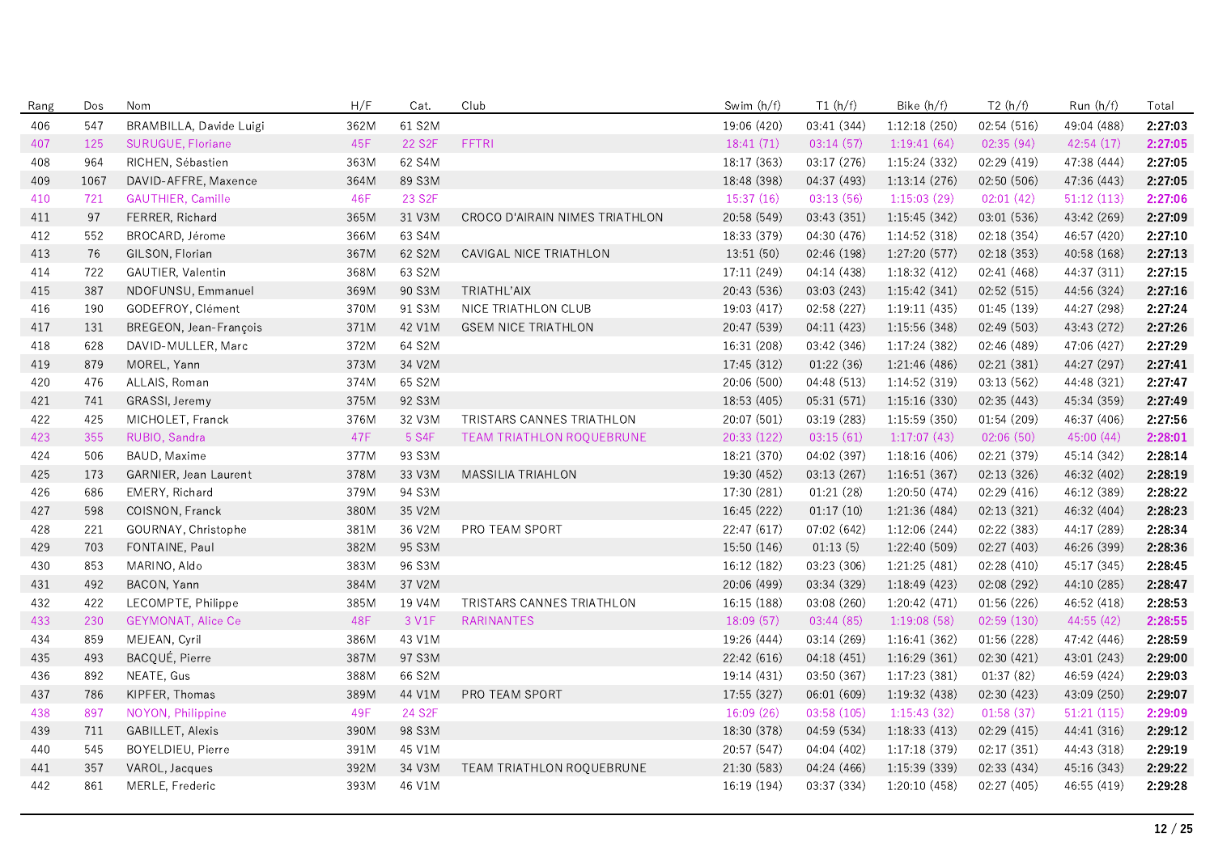| Rang | Dos | Nom | H/F | Cat. | Club | Swim (h/f) | T1 (h/f) | Bike (h/f) | T2 (h/f) | Run (h/f) | Total |
|---|---|---|---|---|---|---|---|---|---|---|---|
| 406 | 547 | BRAMBILLA, Davide Luigi | 362M | 61 S2M | | 19:06 (420) | 03:41 (344) | 1:12:18 (250) | 02:54 (516) | 49:04 (488) | **2:27:03** |
| 407 | 125 | SURUGUE, Floriane | 45F | 22 S2F | FFTRI | 18:41 (71) | 03:14 (57) | 1:19:41 (64) | 02:35 (94) | 42:54 (17) | **2:27:05** |
| 408 | 964 | RICHEN, Sébastien | 363M | 62 S4M | | 18:17 (363) | 03:17 (276) | 1:15:24 (332) | 02:29 (419) | 47:38 (444) | **2:27:05** |
| 409 | 1067 | DAVID-AFFRE, Maxence | 364M | 89 S3M | | 18:48 (398) | 04:37 (493) | 1:13:14 (276) | 02:50 (506) | 47:36 (443) | **2:27:05** |
| 410 | 721 | GAUTHIER, Camille | 46F | 23 S2F | | 15:37 (16) | 03:13 (56) | 1:15:03 (29) | 02:01 (42) | 51:12 (113) | **2:27:06** |
| 411 | 97 | FERRER, Richard | 365M | 31 V3M | CROCO D'AIRAIN NIMES TRIATHLON | 20:58 (549) | 03:43 (351) | 1:15:45 (342) | 03:01 (536) | 43:42 (269) | **2:27:09** |
| 412 | 552 | BROCARD, Jérome | 366M | 63 S4M | | 18:33 (379) | 04:30 (476) | 1:14:52 (318) | 02:18 (354) | 46:57 (420) | **2:27:10** |
| 413 | 76 | GILSON, Florian | 367M | 62 S2M | CAVIGAL NICE TRIATHLON | 13:51 (50) | 02:46 (198) | 1:27:20 (577) | 02:18 (353) | 40:58 (168) | **2:27:13** |
| 414 | 722 | GAUTIER, Valentin | 368M | 63 S2M | | 17:11 (249) | 04:14 (438) | 1:18:32 (412) | 02:41 (468) | 44:37 (311) | **2:27:15** |
| 415 | 387 | NDOFUNSU, Emmanuel | 369M | 90 S3M | TRIATHL'AIX | 20:43 (536) | 03:03 (243) | 1:15:42 (341) | 02:52 (515) | 44:56 (324) | **2:27:16** |
| 416 | 190 | GODEFROY, Clément | 370M | 91 S3M | NICE TRIATHLON CLUB | 19:03 (417) | 02:58 (227) | 1:19:11 (435) | 01:45 (139) | 44:27 (298) | **2:27:24** |
| 417 | 131 | BREGEON, Jean-François | 371M | 42 V1M | GSEM NICE TRIATHLON | 20:47 (539) | 04:11 (423) | 1:15:56 (348) | 02:49 (503) | 43:43 (272) | **2:27:26** |
| 418 | 628 | DAVID-MULLER, Marc | 372M | 64 S2M | | 16:31 (208) | 03:42 (346) | 1:17:24 (382) | 02:46 (489) | 47:06 (427) | **2:27:29** |
| 419 | 879 | MOREL, Yann | 373M | 34 V2M | | 17:45 (312) | 01:22 (36) | 1:21:46 (486) | 02:21 (381) | 44:27 (297) | **2:27:41** |
| 420 | 476 | ALLAIS, Roman | 374M | 65 S2M | | 20:06 (500) | 04:48 (513) | 1:14:52 (319) | 03:13 (562) | 44:48 (321) | **2:27:47** |
| 421 | 741 | GRASSI, Jeremy | 375M | 92 S3M | | 18:53 (405) | 05:31 (571) | 1:15:16 (330) | 02:35 (443) | 45:34 (359) | **2:27:49** |
| 422 | 425 | MICHOLET, Franck | 376M | 32 V3M | TRISTARS CANNES TRIATHLON | 20:07 (501) | 03:19 (283) | 1:15:59 (350) | 01:54 (209) | 46:37 (406) | **2:27:56** |
| 423 | 355 | RUBIO, Sandra | 47F | 5 S4F | TEAM TRIATHLON ROQUEBRUNE | 20:33 (122) | 03:15 (61) | 1:17:07 (43) | 02:06 (50) | 45:00 (44) | **2:28:01** |
| 424 | 506 | BAUD, Maxime | 377M | 93 S3M | | 18:21 (370) | 04:02 (397) | 1:18:16 (406) | 02:21 (379) | 45:14 (342) | **2:28:14** |
| 425 | 173 | GARNIER, Jean Laurent | 378M | 33 V3M | MASSILIA TRIAHLON | 19:30 (452) | 03:13 (267) | 1:16:51 (367) | 02:13 (326) | 46:32 (402) | **2:28:19** |
| 426 | 686 | EMERY, Richard | 379M | 94 S3M | | 17:30 (281) | 01:21 (28) | 1:20:50 (474) | 02:29 (416) | 46:12 (389) | **2:28:22** |
| 427 | 598 | COISNON, Franck | 380M | 35 V2M | | 16:45 (222) | 01:17 (10) | 1:21:36 (484) | 02:13 (321) | 46:32 (404) | **2:28:23** |
| 428 | 221 | GOURNAY, Christophe | 381M | 36 V2M | PRO TEAM SPORT | 22:47 (617) | 07:02 (642) | 1:12:06 (244) | 02:22 (383) | 44:17 (289) | **2:28:34** |
| 429 | 703 | FONTAINE, Paul | 382M | 95 S3M | | 15:50 (146) | 01:13 (5) | 1:22:40 (509) | 02:27 (403) | 46:26 (399) | **2:28:36** |
| 430 | 853 | MARINO, Aldo | 383M | 96 S3M | | 16:12 (182) | 03:23 (306) | 1:21:25 (481) | 02:28 (410) | 45:17 (345) | **2:28:45** |
| 431 | 492 | BACON, Yann | 384M | 37 V2M | | 20:06 (499) | 03:34 (329) | 1:18:49 (423) | 02:08 (292) | 44:10 (285) | **2:28:47** |
| 432 | 422 | LECOMPTE, Philippe | 385M | 19 V4M | TRISTARS CANNES TRIATHLON | 16:15 (188) | 03:08 (260) | 1:20:42 (471) | 01:56 (226) | 46:52 (418) | **2:28:53** |
| 433 | 230 | GEYMONAT, Alice Ce | 48F | 3 V1F | RARINANTES | 18:09 (57) | 03:44 (85) | 1:19:08 (58) | 02:59 (130) | 44:55 (42) | **2:28:55** |
| 434 | 859 | MEJEAN, Cyril | 386M | 43 V1M | | 19:26 (444) | 03:14 (269) | 1:16:41 (362) | 01:56 (228) | 47:42 (446) | **2:28:59** |
| 435 | 493 | BACQUÉ, Pierre | 387M | 97 S3M | | 22:42 (616) | 04:18 (451) | 1:16:29 (361) | 02:30 (421) | 43:01 (243) | **2:29:00** |
| 436 | 892 | NEATE, Gus | 388M | 66 S2M | | 19:14 (431) | 03:50 (367) | 1:17:23 (381) | 01:37 (82) | 46:59 (424) | **2:29:03** |
| 437 | 786 | KIPFER, Thomas | 389M | 44 V1M | PRO TEAM SPORT | 17:55 (327) | 06:01 (609) | 1:19:32 (438) | 02:30 (423) | 43:09 (250) | **2:29:07** |
| 438 | 897 | NOYON, Philippine | 49F | 24 S2F | | 16:09 (26) | 03:58 (105) | 1:15:43 (32) | 01:58 (37) | 51:21 (115) | **2:29:09** |
| 439 | 711 | GABILLET, Alexis | 390M | 98 S3M | | 18:30 (378) | 04:59 (534) | 1:18:33 (413) | 02:29 (415) | 44:41 (316) | **2:29:12** |
| 440 | 545 | BOYELDIEU, Pierre | 391M | 45 V1M | | 20:57 (547) | 04:04 (402) | 1:17:18 (379) | 02:17 (351) | 44:43 (318) | **2:29:19** |
| 441 | 357 | VAROL, Jacques | 392M | 34 V3M | TEAM TRIATHLON ROQUEBRUNE | 21:30 (583) | 04:24 (466) | 1:15:39 (339) | 02:33 (434) | 45:16 (343) | **2:29:22** |
| 442 | 861 | MERLE, Frederic | 393M | 46 V1M | | 16:19 (194) | 03:37 (334) | 1:20:10 (458) | 02:27 (405) | 46:55 (419) | **2:29:28** |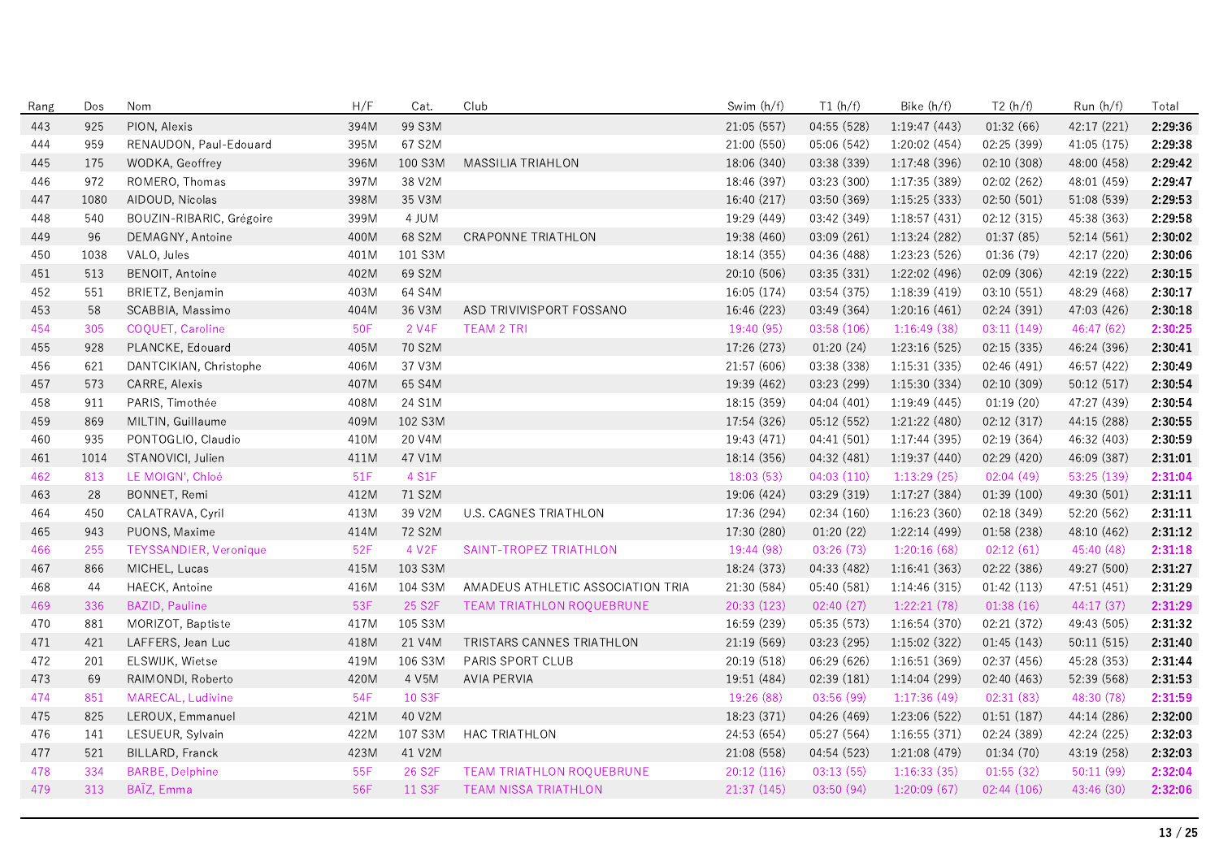| Rang | Dos | Nom | H/F | Cat. | Club | Swim (h/f) | T1 (h/f) | Bike (h/f) | T2 (h/f) | Run (h/f) | Total |
|---|---|---|---|---|---|---|---|---|---|---|---|
| 443 | 925 | PION, Alexis | 394M | 99 S3M | | 21:05 (557) | 04:55 (528) | 1:19:47 (443) | 01:32 (66) | 42:17 (221) | **2:29:36** |
| 444 | 959 | RENAUDON, Paul-Edouard | 395M | 67 S2M | | 21:00 (550) | 05:06 (542) | 1:20:02 (454) | 02:25 (399) | 41:05 (175) | **2:29:38** |
| 445 | 175 | WODKA, Geoffrey | 396M | 100 S3M | MASSILIA TRIAHLON | 18:06 (340) | 03:38 (339) | 1:17:48 (396) | 02:10 (308) | 48:00 (458) | **2:29:42** |
| 446 | 972 | ROMERO, Thomas | 397M | 38 V2M | | 18:46 (397) | 03:23 (300) | 1:17:35 (389) | 02:02 (262) | 48:01 (459) | **2:29:47** |
| 447 | 1080 | AIDOUD, Nicolas | 398M | 35 V3M | | 16:40 (217) | 03:50 (369) | 1:15:25 (333) | 02:50 (501) | 51:08 (539) | **2:29:53** |
| 448 | 540 | BOUZIN-RIBARIC, Grégoire | 399M | 4 JUM | | 19:29 (449) | 03:42 (349) | 1:18:57 (431) | 02:12 (315) | 45:38 (363) | **2:29:58** |
| 449 | 96 | DEMAGNY, Antoine | 400M | 68 S2M | CRAPONNE TRIATHLON | 19:38 (460) | 03:09 (261) | 1:13:24 (282) | 01:37 (85) | 52:14 (561) | **2:30:02** |
| 450 | 1038 | VALO, Jules | 401M | 101 S3M | | 18:14 (355) | 04:36 (488) | 1:23:23 (526) | 01:36 (79) | 42:17 (220) | **2:30:06** |
| 451 | 513 | BENOIT, Antoine | 402M | 69 S2M | | 20:10 (506) | 03:35 (331) | 1:22:02 (496) | 02:09 (306) | 42:19 (222) | **2:30:15** |
| 452 | 551 | BRIETZ, Benjamin | 403M | 64 S4M | | 16:05 (174) | 03:54 (375) | 1:18:39 (419) | 03:10 (551) | 48:29 (468) | **2:30:17** |
| 453 | 58 | SCABBIA, Massimo | 404M | 36 V3M | ASD TRIVIVISPORT FOSSANO | 16:46 (223) | 03:49 (364) | 1:20:16 (461) | 02:24 (391) | 47:03 (426) | **2:30:18** |
| 454 | 305 | COQUET, Caroline | 50F | 2 V4F | TEAM 2 TRI | 19:40 (95) | 03:58 (106) | 1:16:49 (38) | 03:11 (149) | 46:47 (62) | **2:30:25** |
| 455 | 928 | PLANCKE, Edouard | 405M | 70 S2M | | 17:26 (273) | 01:20 (24) | 1:23:16 (525) | 02:15 (335) | 46:24 (396) | **2:30:41** |
| 456 | 621 | DANTCIKIAN, Christophe | 406M | 37 V3M | | 21:57 (606) | 03:38 (338) | 1:15:31 (335) | 02:46 (491) | 46:57 (422) | **2:30:49** |
| 457 | 573 | CARRE, Alexis | 407M | 65 S4M | | 19:39 (462) | 03:23 (299) | 1:15:30 (334) | 02:10 (309) | 50:12 (517) | **2:30:54** |
| 458 | 911 | PARIS, Timothée | 408M | 24 S1M | | 18:15 (359) | 04:04 (401) | 1:19:49 (445) | 01:19 (20) | 47:27 (439) | **2:30:54** |
| 459 | 869 | MILTIN, Guillaume | 409M | 102 S3M | | 17:54 (326) | 05:12 (552) | 1:21:22 (480) | 02:12 (317) | 44:15 (288) | **2:30:55** |
| 460 | 935 | PONTOGLIO, Claudio | 410M | 20 V4M | | 19:43 (471) | 04:41 (501) | 1:17:44 (395) | 02:19 (364) | 46:32 (403) | **2:30:59** |
| 461 | 1014 | STANOVICI, Julien | 411M | 47 V1M | | 18:14 (356) | 04:32 (481) | 1:19:37 (440) | 02:29 (420) | 46:09 (387) | **2:31:01** |
| 462 | 813 | LE MOIGN', Chloé | 51F | 4 S1F | | 18:03 (53) | 04:03 (110) | 1:13:29 (25) | 02:04 (49) | 53:25 (139) | **2:31:04** |
| 463 | 28 | BONNET, Remi | 412M | 71 S2M | | 19:06 (424) | 03:29 (319) | 1:17:27 (384) | 01:39 (100) | 49:30 (501) | **2:31:11** |
| 464 | 450 | CALATRAVA, Cyril | 413M | 39 V2M | U.S. CAGNES TRIATHLON | 17:36 (294) | 02:34 (160) | 1:16:23 (360) | 02:18 (349) | 52:20 (562) | **2:31:11** |
| 465 | 943 | PUONS, Maxime | 414M | 72 S2M | | 17:30 (280) | 01:20 (22) | 1:22:14 (499) | 01:58 (238) | 48:10 (462) | **2:31:12** |
| 466 | 255 | TEYSSANDIER, Veronique | 52F | 4 V2F | SAINT-TROPEZ TRIATHLON | 19:44 (98) | 03:26 (73) | 1:20:16 (68) | 02:12 (61) | 45:40 (48) | **2:31:18** |
| 467 | 866 | MICHEL, Lucas | 415M | 103 S3M | | 18:24 (373) | 04:33 (482) | 1:16:41 (363) | 02:22 (386) | 49:27 (500) | **2:31:27** |
| 468 | 44 | HAECK, Antoine | 416M | 104 S3M | AMADEUS ATHLETIC ASSOCIATION TRIA | 21:30 (584) | 05:40 (581) | 1:14:46 (315) | 01:42 (113) | 47:51 (451) | **2:31:29** |
| 469 | 336 | BAZID, Pauline | 53F | 25 S2F | TEAM TRIATHLON ROQUEBRUNE | 20:33 (123) | 02:40 (27) | 1:22:21 (78) | 01:38 (16) | 44:17 (37) | **2:31:29** |
| 470 | 881 | MORIZOT, Baptiste | 417M | 105 S3M | | 16:59 (239) | 05:35 (573) | 1:16:54 (370) | 02:21 (372) | 49:43 (505) | **2:31:32** |
| 471 | 421 | LAFFERS, Jean Luc | 418M | 21 V4M | TRISTARS CANNES TRIATHLON | 21:19 (569) | 03:23 (295) | 1:15:02 (322) | 01:45 (143) | 50:11 (515) | **2:31:40** |
| 472 | 201 | ELSWIJK, Wietse | 419M | 106 S3M | PARIS SPORT CLUB | 20:19 (518) | 06:29 (626) | 1:16:51 (369) | 02:37 (456) | 45:28 (353) | **2:31:44** |
| 473 | 69 | RAIMONDI, Roberto | 420M | 4 V5M | AVIA PERVIA | 19:51 (484) | 02:39 (181) | 1:14:04 (299) | 02:40 (463) | 52:39 (568) | **2:31:53** |
| 474 | 851 | MARECAL, Ludivine | 54F | 10 S3F | | 19:26 (88) | 03:56 (99) | 1:17:36 (49) | 02:31 (83) | 48:30 (78) | **2:31:59** |
| 475 | 825 | LEROUX, Emmanuel | 421M | 40 V2M | | 18:23 (371) | 04:26 (469) | 1:23:06 (522) | 01:51 (187) | 44:14 (286) | **2:32:00** |
| 476 | 141 | LESUEUR, Sylvain | 422M | 107 S3M | HAC TRIATHLON | 24:53 (654) | 05:27 (564) | 1:16:55 (371) | 02:24 (389) | 42:24 (225) | **2:32:03** |
| 477 | 521 | BILLARD, Franck | 423M | 41 V2M | | 21:08 (558) | 04:54 (523) | 1:21:08 (479) | 01:34 (70) | 43:19 (258) | **2:32:03** |
| 478 | 334 | BARBE, Delphine | 55F | 26 S2F | TEAM TRIATHLON ROQUEBRUNE | 20:12 (116) | 03:13 (55) | 1:16:33 (35) | 01:55 (32) | 50:11 (99) | **2:32:04** |
| 479 | 313 | BAÏZ, Emma | 56F | 11 S3F | TEAM NISSA TRIATHLON | 21:37 (145) | 03:50 (94) | 1:20:09 (67) | 02:44 (106) | 43:46 (30) | **2:32:06** |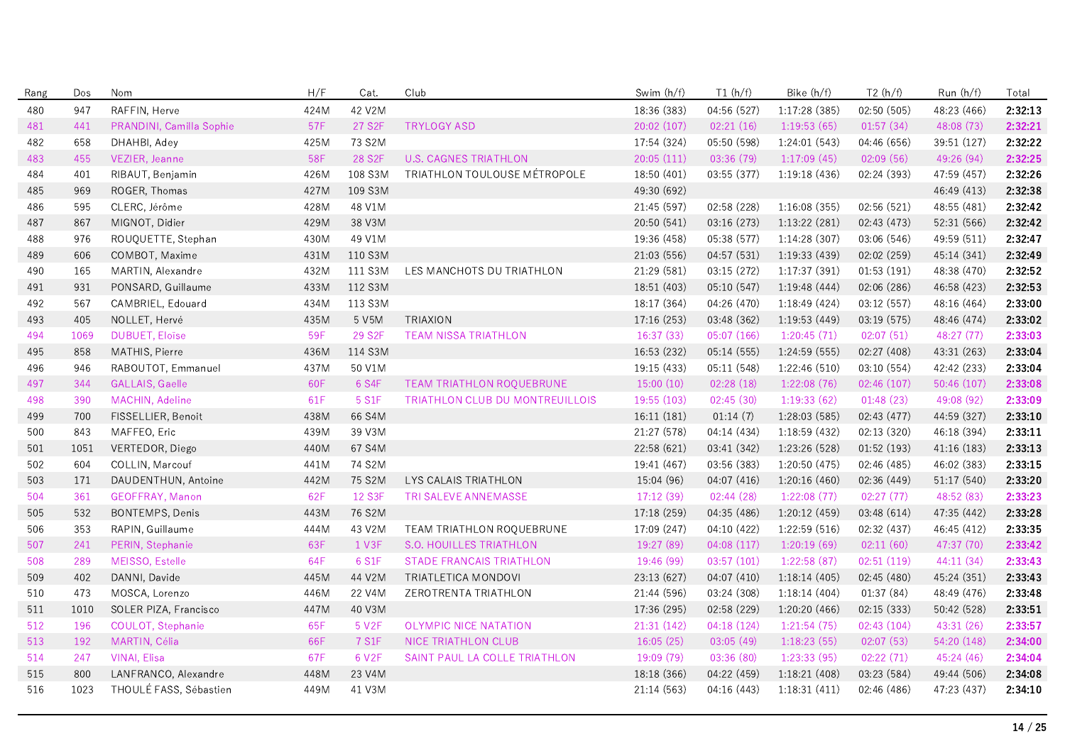| Rang | Dos | Nom | H/F | Cat. | Club | Swim (h/f) | T1 (h/f) | Bike (h/f) | T2 (h/f) | Run (h/f) | Total |
|---|---|---|---|---|---|---|---|---|---|---|---|
| 480 | 947 | RAFFIN, Herve | 424M | 42 V2M | | 18:36 (383) | 04:56 (527) | 1:17:28 (385) | 02:50 (505) | 48:23 (466) | **2:32:13** |
| 481 | 441 | PRANDINI, Camilla Sophie | 57F | 27 S2F | TRYLOGY ASD | 20:02 (107) | 02:21 (16) | 1:19:53 (65) | 01:57 (34) | 48:08 (73) | **2:32:21** |
| 482 | 658 | DHAHBI, Adey | 425M | 73 S2M | | 17:54 (324) | 05:50 (598) | 1:24:01 (543) | 04:46 (656) | 39:51 (127) | **2:32:22** |
| 483 | 455 | VEZIER, Jeanne | 58F | 28 S2F | U.S. CAGNES TRIATHLON | 20:05 (111) | 03:36 (79) | 1:17:09 (45) | 02:09 (56) | 49:26 (94) | **2:32:25** |
| 484 | 401 | RIBAUT, Benjamin | 426M | 108 S3M | TRIATHLON TOULOUSE MÉTROPOLE | 18:50 (401) | 03:55 (377) | 1:19:18 (436) | 02:24 (393) | 47:59 (457) | **2:32:26** |
| 485 | 969 | ROGER, Thomas | 427M | 109 S3M | | 49:30 (692) | | | | 46:49 (413) | **2:32:38** |
| 486 | 595 | CLERC, Jérôme | 428M | 48 V1M | | 21:45 (597) | 02:58 (228) | 1:16:08 (355) | 02:56 (521) | 48:55 (481) | **2:32:42** |
| 487 | 867 | MIGNOT, Didier | 429M | 38 V3M | | 20:50 (541) | 03:16 (273) | 1:13:22 (281) | 02:43 (473) | 52:31 (566) | **2:32:42** |
| 488 | 976 | ROUQUETTE, Stephan | 430M | 49 V1M | | 19:36 (458) | 05:38 (577) | 1:14:28 (307) | 03:06 (546) | 49:59 (511) | **2:32:47** |
| 489 | 606 | COMBOT, Maxime | 431M | 110 S3M | | 21:03 (556) | 04:57 (531) | 1:19:33 (439) | 02:02 (259) | 45:14 (341) | **2:32:49** |
| 490 | 165 | MARTIN, Alexandre | 432M | 111 S3M | LES MANCHOTS DU TRIATHLON | 21:29 (581) | 03:15 (272) | 1:17:37 (391) | 01:53 (191) | 48:38 (470) | **2:32:52** |
| 491 | 931 | PONSARD, Guillaume | 433M | 112 S3M | | 18:51 (403) | 05:10 (547) | 1:19:48 (444) | 02:06 (286) | 46:58 (423) | **2:32:53** |
| 492 | 567 | CAMBRIEL, Edouard | 434M | 113 S3M | | 18:17 (364) | 04:26 (470) | 1:18:49 (424) | 03:12 (557) | 48:16 (464) | **2:33:00** |
| 493 | 405 | NOLLET, Hervé | 435M | 5 V5M | TRIAXION | 17:16 (253) | 03:48 (362) | 1:19:53 (449) | 03:19 (575) | 48:46 (474) | **2:33:02** |
| 494 | 1069 | DUBUET, Eloïse | 59F | 29 S2F | TEAM NISSA TRIATHLON | 16:37 (33) | 05:07 (166) | 1:20:45 (71) | 02:07 (51) | 48:27 (77) | **2:33:03** |
| 495 | 858 | MATHIS, Pierre | 436M | 114 S3M | | 16:53 (232) | 05:14 (555) | 1:24:59 (555) | 02:27 (408) | 43:31 (263) | **2:33:04** |
| 496 | 946 | RABOUTOT, Emmanuel | 437M | 50 V1M | | 19:15 (433) | 05:11 (548) | 1:22:46 (510) | 03:10 (554) | 42:42 (233) | **2:33:04** |
| 497 | 344 | GALLAIS, Gaelle | 60F | 6 S4F | TEAM TRIATHLON ROQUEBRUNE | 15:00 (10) | 02:28 (18) | 1:22:08 (76) | 02:46 (107) | 50:46 (107) | **2:33:08** |
| 498 | 390 | MACHIN, Adeline | 61F | 5 S1F | TRIATHLON CLUB DU MONTREUILLOIS | 19:55 (103) | 02:45 (30) | 1:19:33 (62) | 01:48 (23) | 49:08 (92) | **2:33:09** |
| 499 | 700 | FISSELLIER, Benoit | 438M | 66 S4M | | 16:11 (181) | 01:14 (7) | 1:28:03 (585) | 02:43 (477) | 44:59 (327) | **2:33:10** |
| 500 | 843 | MAFFEO, Eric | 439M | 39 V3M | | 21:27 (578) | 04:14 (434) | 1:18:59 (432) | 02:13 (320) | 46:18 (394) | **2:33:11** |
| 501 | 1051 | VERTEDOR, Diego | 440M | 67 S4M | | 22:58 (621) | 03:41 (342) | 1:23:26 (528) | 01:52 (193) | 41:16 (183) | **2:33:13** |
| 502 | 604 | COLLIN, Marcouf | 441M | 74 S2M | | 19:41 (467) | 03:56 (383) | 1:20:50 (475) | 02:46 (485) | 46:02 (383) | **2:33:15** |
| 503 | 171 | DAUDENTHUN, Antoine | 442M | 75 S2M | LYS CALAIS TRIATHLON | 15:04 (96) | 04:07 (416) | 1:20:16 (460) | 02:36 (449) | 51:17 (540) | **2:33:20** |
| 504 | 361 | GEOFFRAY, Manon | 62F | 12 S3F | TRI SALEVE ANNEMASSE | 17:12 (39) | 02:44 (28) | 1:22:08 (77) | 02:27 (77) | 48:52 (83) | **2:33:23** |
| 505 | 532 | BONTEMPS, Denis | 443M | 76 S2M | | 17:18 (259) | 04:35 (486) | 1:20:12 (459) | 03:48 (614) | 47:35 (442) | **2:33:28** |
| 506 | 353 | RAPIN, Guillaume | 444M | 43 V2M | TEAM TRIATHLON ROQUEBRUNE | 17:09 (247) | 04:10 (422) | 1:22:59 (516) | 02:32 (437) | 46:45 (412) | **2:33:35** |
| 507 | 241 | PERIN, Stephanie | 63F | 1 V3F | S.O. HOUILLES TRIATHLON | 19:27 (89) | 04:08 (117) | 1:20:19 (69) | 02:11 (60) | 47:37 (70) | **2:33:42** |
| 508 | 289 | MEISSO, Estelle | 64F | 6 S1F | STADE FRANCAIS TRIATHLON | 19:46 (99) | 03:57 (101) | 1:22:58 (87) | 02:51 (119) | 44:11 (34) | **2:33:43** |
| 509 | 402 | DANNI, Davide | 445M | 44 V2M | TRIATLETICA MONDOVI | 23:13 (627) | 04:07 (410) | 1:18:14 (405) | 02:45 (480) | 45:24 (351) | **2:33:43** |
| 510 | 473 | MOSCA, Lorenzo | 446M | 22 V4M | ZEROTRENTA TRIATHLON | 21:44 (596) | 03:24 (308) | 1:18:14 (404) | 01:37 (84) | 48:49 (476) | **2:33:48** |
| 511 | 1010 | SOLER PIZA, Francisco | 447M | 40 V3M | | 17:36 (295) | 02:58 (229) | 1:20:20 (466) | 02:15 (333) | 50:42 (528) | **2:33:51** |
| 512 | 196 | COULOT, Stephanie | 65F | 5 V2F | OLYMPIC NICE NATATION | 21:31 (142) | 04:18 (124) | 1:21:54 (75) | 02:43 (104) | 43:31 (26) | **2:33:57** |
| 513 | 192 | MARTIN, Célia | 66F | 7 S1F | NICE TRIATHLON CLUB | 16:05 (25) | 03:05 (49) | 1:18:23 (55) | 02:07 (53) | 54:20 (148) | **2:34:00** |
| 514 | 247 | VINAI, Elisa | 67F | 6 V2F | SAINT PAUL LA COLLE TRIATHLON | 19:09 (79) | 03:36 (80) | 1:23:33 (95) | 02:22 (71) | 45:24 (46) | **2:34:04** |
| 515 | 800 | LANFRANCO, Alexandre | 448M | 23 V4M | | 18:18 (366) | 04:22 (459) | 1:18:21 (408) | 03:23 (584) | 49:44 (506) | **2:34:08** |
| 516 | 1023 | THOULÉ FASS, Sébastien | 449M | 41 V3M | | 21:14 (563) | 04:16 (443) | 1:18:31 (411) | 02:46 (486) | 47:23 (437) | **2:34:10** |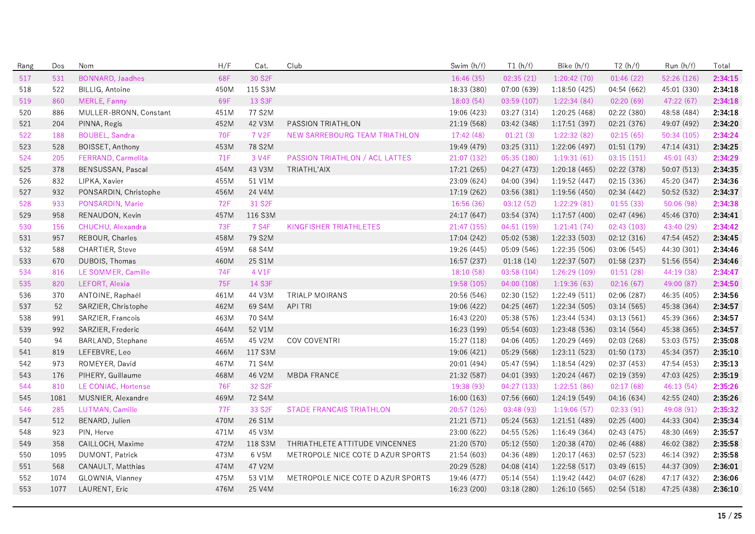| Rang | Dos | Nom | H/F | Cat. | Club | Swim (h/f) | T1 (h/f) | Bike (h/f) | T2 (h/f) | Run (h/f) | Total |
|---|---|---|---|---|---|---|---|---|---|---|---|
| 517 | 531 | BONNARD, Jaadhes | 68F | 30 S2F | | 16:46 (35) | 02:35 (21) | 1:20:42 (70) | 01:46 (22) | 52:26 (126) | **2:34:15** |
| 518 | 522 | BILLIG, Antoine | 450M | 115 S3M | | 18:33 (380) | 07:00 (639) | 1:18:50 (425) | 04:54 (662) | 45:01 (330) | **2:34:18** |
| 519 | 860 | MERLE, Fanny | 69F | 13 S3F | | 18:03 (54) | 03:59 (107) | 1:22:34 (84) | 02:20 (69) | 47:22 (67) | **2:34:18** |
| 520 | 886 | MULLER-BRONN, Constant | 451M | 77 S2M | | 19:06 (423) | 03:27 (314) | 1:20:25 (468) | 02:22 (380) | 48:58 (484) | **2:34:18** |
| 521 | 204 | PINNA, Regis | 452M | 42 V3M | PASSION TRIATHLON | 21:19 (568) | 03:42 (348) | 1:17:51 (397) | 02:21 (376) | 49:07 (492) | **2:34:20** |
| 522 | 188 | BOUBEL, Sandra | 70F | 7 V2F | NEW SARREBOURG TEAM TRIATHLON | 17:42 (48) | 01:21 (3) | 1:22:32 (82) | 02:15 (65) | 50:34 (105) | **2:34:24** |
| 523 | 528 | BOISSET, Anthony | 453M | 78 S2M | | 19:49 (479) | 03:25 (311) | 1:22:06 (497) | 01:51 (179) | 47:14 (431) | **2:34:25** |
| 524 | 205 | FERRAND, Carmelita | 71F | 3 V4F | PASSION TRIATHLON / ACL LATTES | 21:07 (132) | 05:35 (180) | 1:19:31 (61) | 03:15 (151) | 45:01 (43) | **2:34:29** |
| 525 | 378 | BENSUSSAN, Pascal | 454M | 43 V3M | TRIATHL'AIX | 17:21 (265) | 04:27 (473) | 1:20:18 (465) | 02:22 (378) | 50:07 (513) | **2:34:35** |
| 526 | 832 | LIPKA, Xavier | 455M | 51 V1M | | 23:09 (624) | 04:00 (394) | 1:19:52 (447) | 02:15 (336) | 45:20 (347) | **2:34:36** |
| 527 | 932 | PONSARDIN, Christophe | 456M | 24 V4M | | 17:19 (262) | 03:56 (381) | 1:19:56 (450) | 02:34 (442) | 50:52 (532) | **2:34:37** |
| 528 | 933 | PONSARDIN, Marie | 72F | 31 S2F | | 16:56 (36) | 03:12 (52) | 1:22:29 (81) | 01:55 (33) | 50:06 (98) | **2:34:38** |
| 529 | 958 | RENAUDON, Kevin | 457M | 116 S3M | | 24:17 (647) | 03:54 (374) | 1:17:57 (400) | 02:47 (496) | 45:46 (370) | **2:34:41** |
| 530 | 156 | CHUCHU, Alexandra | 73F | 7 S4F | KINGFISHER TRIATHLETES | 21:47 (155) | 04:51 (159) | 1:21:41 (74) | 02:43 (103) | 43:40 (29) | **2:34:42** |
| 531 | 957 | REBOUR, Charles | 458M | 79 S2M | | 17:04 (242) | 05:02 (538) | 1:22:33 (503) | 02:12 (316) | 47:54 (452) | **2:34:45** |
| 532 | 588 | CHARTIER, Steve | 459M | 68 S4M | | 19:26 (445) | 05:09 (546) | 1:22:35 (506) | 03:06 (545) | 44:30 (301) | **2:34:46** |
| 533 | 670 | DUBOIS, Thomas | 460M | 25 S1M | | 16:57 (237) | 01:18 (14) | 1:22:37 (507) | 01:58 (237) | 51:56 (554) | **2:34:46** |
| 534 | 816 | LE SOMMER, Camille | 74F | 4 V1F | | 18:10 (58) | 03:58 (104) | 1:26:29 (109) | 01:51 (28) | 44:19 (38) | **2:34:47** |
| 535 | 820 | LEFORT, Alexia | 75F | 14 S3F | | 19:58 (105) | 04:00 (108) | 1:19:36 (63) | 02:16 (67) | 49:00 (87) | **2:34:50** |
| 536 | 370 | ANTOINE, Raphaël | 461M | 44 V3M | TRIALP MOIRANS | 20:56 (546) | 02:30 (152) | 1:22:49 (511) | 02:06 (287) | 46:35 (405) | **2:34:56** |
| 537 | 52 | SARZIER, Christophe | 462M | 69 S4M | API TRI | 19:06 (422) | 04:25 (467) | 1:22:34 (505) | 03:14 (565) | 45:38 (364) | **2:34:57** |
| 538 | 991 | SARZIER, Francois | 463M | 70 S4M | | 16:43 (220) | 05:38 (576) | 1:23:44 (534) | 03:13 (561) | 45:39 (366) | **2:34:57** |
| 539 | 992 | SARZIER, Frederic | 464M | 52 V1M | | 16:23 (199) | 05:54 (603) | 1:23:48 (536) | 03:14 (564) | 45:38 (365) | **2:34:57** |
| 540 | 94 | BARLAND, Stephane | 465M | 45 V2M | COV COVENTRI | 15:27 (118) | 04:06 (405) | 1:20:29 (469) | 02:03 (268) | 53:03 (575) | **2:35:08** |
| 541 | 819 | LEFEBVRE, Leo | 466M | 117 S3M | | 19:06 (421) | 05:29 (568) | 1:23:11 (523) | 01:50 (173) | 45:34 (357) | **2:35:10** |
| 542 | 973 | ROMEYER, David | 467M | 71 S4M | | 20:01 (494) | 05:47 (594) | 1:18:54 (429) | 02:37 (453) | 47:54 (453) | **2:35:13** |
| 543 | 176 | PIHERY, Guillaume | 468M | 46 V2M | MBDA FRANCE | 21:32 (587) | 04:01 (393) | 1:20:24 (467) | 02:19 (359) | 47:03 (425) | **2:35:19** |
| 544 | 810 | LE CONIAC, Hortense | 76F | 32 S2F | | 19:38 (93) | 04:27 (133) | 1:22:51 (86) | 02:17 (68) | 46:13 (54) | **2:35:26** |
| 545 | 1081 | MUSNIER, Alexandre | 469M | 72 S4M | | 16:00 (163) | 07:56 (660) | 1:24:19 (549) | 04:16 (634) | 42:55 (240) | **2:35:26** |
| 546 | 285 | LUTMAN, Camille | 77F | 33 S2F | STADE FRANCAIS TRIATHLON | 20:57 (126) | 03:48 (93) | 1:19:06 (57) | 02:33 (91) | 49:08 (91) | **2:35:32** |
| 547 | 512 | BENARD, Julien | 470M | 26 S1M | | 21:21 (571) | 05:24 (563) | 1:21:51 (489) | 02:25 (400) | 44:33 (304) | **2:35:34** |
| 548 | 923 | PIN, Herve | 471M | 45 V3M | | 23:00 (622) | 04:55 (526) | 1:16:49 (364) | 02:43 (475) | 48:30 (469) | **2:35:57** |
| 549 | 358 | CAILLOCH, Maxime | 472M | 118 S3M | THRIATHLETE ATTITUDE VINCENNES | 21:20 (570) | 05:12 (550) | 1:20:38 (470) | 02:46 (488) | 46:02 (382) | **2:35:58** |
| 550 | 1095 | DUMONT, Patrick | 473M | 6 V5M | METROPOLE NICE COTE D AZUR SPORTS | 21:54 (603) | 04:36 (489) | 1:20:17 (463) | 02:57 (523) | 46:14 (392) | **2:35:58** |
| 551 | 568 | CANAULT, Matthias | 474M | 47 V2M | | 20:29 (528) | 04:08 (414) | 1:22:58 (517) | 03:49 (615) | 44:37 (309) | **2:36:01** |
| 552 | 1074 | GLOWNIA, Vianney | 475M | 53 V1M | METROPOLE NICE COTE D AZUR SPORTS | 19:46 (477) | 05:14 (554) | 1:19:42 (442) | 04:07 (628) | 47:17 (432) | **2:36:06** |
| 553 | 1077 | LAURENT, Eric | 476M | 25 V4M | | 16:23 (200) | 03:18 (280) | 1:26:10 (565) | 02:54 (518) | 47:25 (438) | **2:36:10** |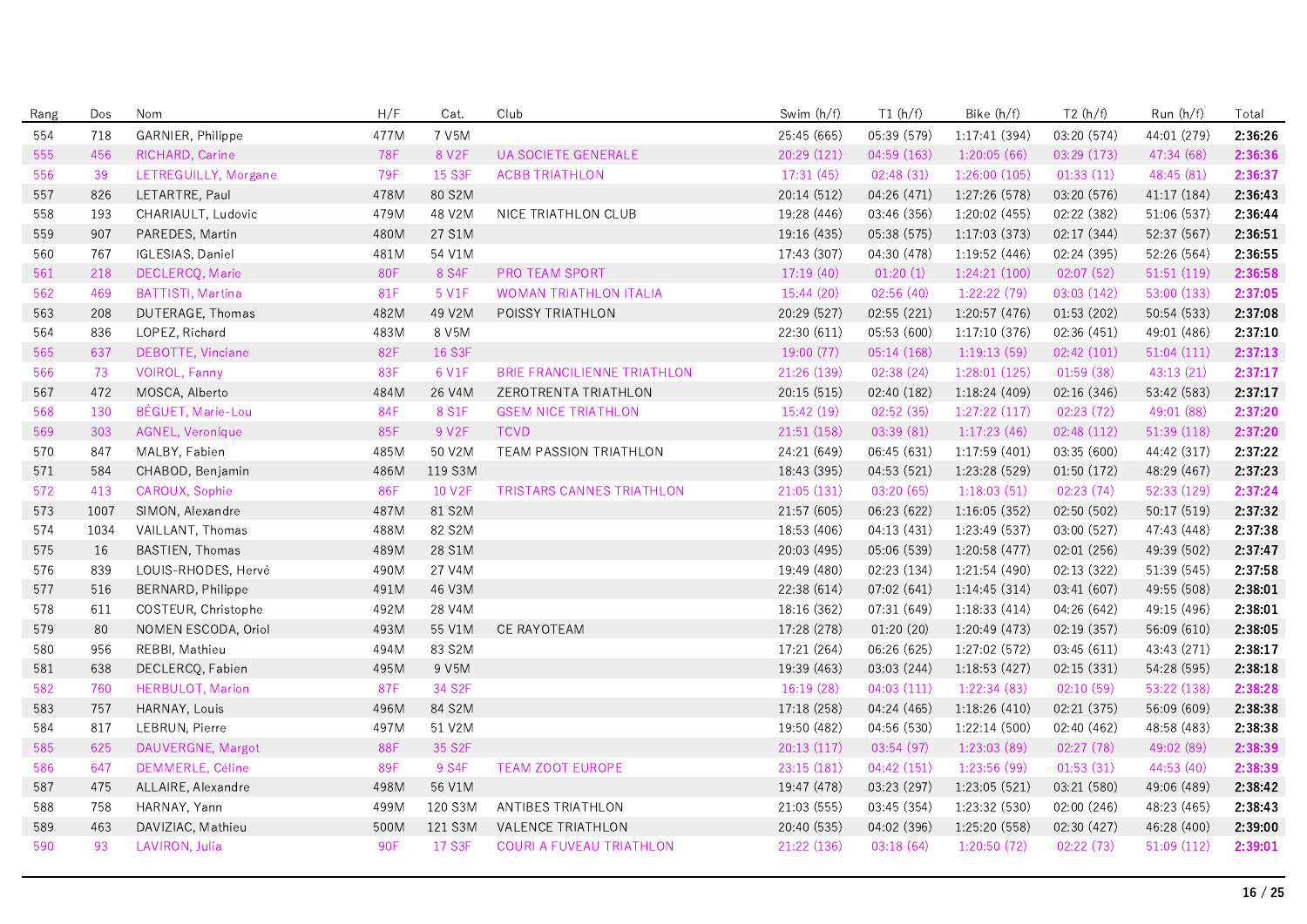| Rang | Dos | Nom | H/F | Cat. | Club | Swim (h/f) | T1 (h/f) | Bike (h/f) | T2 (h/f) | Run (h/f) | Total |
|---|---|---|---|---|---|---|---|---|---|---|---|
| 554 | 718 | GARNIER, Philippe | 477M | 7 V5M | | 25:45 (665) | 05:39 (579) | 1:17:41 (394) | 03:20 (574) | 44:01 (279) | **2:36:26** |
| 555 | 456 | RICHARD, Carine | 78F | 8 V2F | UA SOCIETE GENERALE | 20:29 (121) | 04:59 (163) | 1:20:05 (66) | 03:29 (173) | 47:34 (68) | **2:36:36** |
| 556 | 39 | LETREGUILLY, Morgane | 79F | 15 S3F | ACBB TRIATHLON | 17:31 (45) | 02:48 (31) | 1:26:00 (105) | 01:33 (11) | 48:45 (81) | **2:36:37** |
| 557 | 826 | LETARTRE, Paul | 478M | 80 S2M | | 20:14 (512) | 04:26 (471) | 1:27:26 (578) | 03:20 (576) | 41:17 (184) | **2:36:43** |
| 558 | 193 | CHARIAULT, Ludovic | 479M | 48 V2M | NICE TRIATHLON CLUB | 19:28 (446) | 03:46 (356) | 1:20:02 (455) | 02:22 (382) | 51:06 (537) | **2:36:44** |
| 559 | 907 | PAREDES, Martin | 480M | 27 S1M | | 19:16 (435) | 05:38 (575) | 1:17:03 (373) | 02:17 (344) | 52:37 (567) | **2:36:51** |
| 560 | 767 | IGLESIAS, Daniel | 481M | 54 V1M | | 17:43 (307) | 04:30 (478) | 1:19:52 (446) | 02:24 (395) | 52:26 (564) | **2:36:55** |
| 561 | 218 | DECLERCQ, Marie | 80F | 8 S4F | PRO TEAM SPORT | 17:19 (40) | 01:20 (1) | 1:24:21 (100) | 02:07 (52) | 51:51 (119) | **2:36:58** |
| 562 | 469 | BATTISTI, Martina | 81F | 5 V1F | WOMAN TRIATHLON ITALIA | 15:44 (20) | 02:56 (40) | 1:22:22 (79) | 03:03 (142) | 53:00 (133) | **2:37:05** |
| 563 | 208 | DUTERAGE, Thomas | 482M | 49 V2M | POISSY TRIATHLON | 20:29 (527) | 02:55 (221) | 1:20:57 (476) | 01:53 (202) | 50:54 (533) | **2:37:08** |
| 564 | 836 | LOPEZ, Richard | 483M | 8 V5M | | 22:30 (611) | 05:53 (600) | 1:17:10 (376) | 02:36 (451) | 49:01 (486) | **2:37:10** |
| 565 | 637 | DEBOTTE, Vinciane | 82F | 16 S3F | | 19:00 (77) | 05:14 (168) | 1:19:13 (59) | 02:42 (101) | 51:04 (111) | **2:37:13** |
| 566 | 73 | VOIROL, Fanny | 83F | 6 V1F | BRIE FRANCILIENNE TRIATHLON | 21:26 (139) | 02:38 (24) | 1:28:01 (125) | 01:59 (38) | 43:13 (21) | **2:37:17** |
| 567 | 472 | MOSCA, Alberto | 484M | 26 V4M | ZEROTRENTA TRIATHLON | 20:15 (515) | 02:40 (182) | 1:18:24 (409) | 02:16 (346) | 53:42 (583) | **2:37:17** |
| 568 | 130 | BÉGUET, Marie-Lou | 84F | 8 S1F | GSEM NICE TRIATHLON | 15:42 (19) | 02:52 (35) | 1:27:22 (117) | 02:23 (72) | 49:01 (88) | **2:37:20** |
| 569 | 303 | AGNEL, Veronique | 85F | 9 V2F | TCVD | 21:51 (158) | 03:39 (81) | 1:17:23 (46) | 02:48 (112) | 51:39 (118) | **2:37:20** |
| 570 | 847 | MALBY, Fabien | 485M | 50 V2M | TEAM PASSION TRIATHLON | 24:21 (649) | 06:45 (631) | 1:17:59 (401) | 03:35 (600) | 44:42 (317) | **2:37:22** |
| 571 | 584 | CHABOD, Benjamin | 486M | 119 S3M | | 18:43 (395) | 04:53 (521) | 1:23:28 (529) | 01:50 (172) | 48:29 (467) | **2:37:23** |
| 572 | 413 | CAROUX, Sophie | 86F | 10 V2F | TRISTARS CANNES TRIATHLON | 21:05 (131) | 03:20 (65) | 1:18:03 (51) | 02:23 (74) | 52:33 (129) | **2:37:24** |
| 573 | 1007 | SIMON, Alexandre | 487M | 81 S2M | | 21:57 (605) | 06:23 (622) | 1:16:05 (352) | 02:50 (502) | 50:17 (519) | **2:37:32** |
| 574 | 1034 | VAILLANT, Thomas | 488M | 82 S2M | | 18:53 (406) | 04:13 (431) | 1:23:49 (537) | 03:00 (527) | 47:43 (448) | **2:37:38** |
| 575 | 16 | BASTIEN, Thomas | 489M | 28 S1M | | 20:03 (495) | 05:06 (539) | 1:20:58 (477) | 02:01 (256) | 49:39 (502) | **2:37:47** |
| 576 | 839 | LOUIS-RHODES, Hervé | 490M | 27 V4M | | 19:49 (480) | 02:23 (134) | 1:21:54 (490) | 02:13 (322) | 51:39 (545) | **2:37:58** |
| 577 | 516 | BERNARD, Philippe | 491M | 46 V3M | | 22:38 (614) | 07:02 (641) | 1:14:45 (314) | 03:41 (607) | 49:55 (508) | **2:38:01** |
| 578 | 611 | COSTEUR, Christophe | 492M | 28 V4M | | 18:16 (362) | 07:31 (649) | 1:18:33 (414) | 04:26 (642) | 49:15 (496) | **2:38:01** |
| 579 | 80 | NOMEN ESCODA, Oriol | 493M | 55 V1M | CE RAYOTEAM | 17:28 (278) | 01:20 (20) | 1:20:49 (473) | 02:19 (357) | 56:09 (610) | **2:38:05** |
| 580 | 956 | REBBI, Mathieu | 494M | 83 S2M | | 17:21 (264) | 06:26 (625) | 1:27:02 (572) | 03:45 (611) | 43:43 (271) | **2:38:17** |
| 581 | 638 | DECLERCQ, Fabien | 495M | 9 V5M | | 19:39 (463) | 03:03 (244) | 1:18:53 (427) | 02:15 (331) | 54:28 (595) | **2:38:18** |
| 582 | 760 | HERBULOT, Marion | 87F | 34 S2F | | 16:19 (28) | 04:03 (111) | 1:22:34 (83) | 02:10 (59) | 53:22 (138) | **2:38:28** |
| 583 | 757 | HARNAY, Louis | 496M | 84 S2M | | 17:18 (258) | 04:24 (465) | 1:18:26 (410) | 02:21 (375) | 56:09 (609) | **2:38:38** |
| 584 | 817 | LEBRUN, Pierre | 497M | 51 V2M | | 19:50 (482) | 04:56 (530) | 1:22:14 (500) | 02:40 (462) | 48:58 (483) | **2:38:38** |
| 585 | 625 | DAUVERGNE, Margot | 88F | 35 S2F | | 20:13 (117) | 03:54 (97) | 1:23:03 (89) | 02:27 (78) | 49:02 (89) | **2:38:39** |
| 586 | 647 | DEMMERLE, Céline | 89F | 9 S4F | TEAM ZOOT EUROPE | 23:15 (181) | 04:42 (151) | 1:23:56 (99) | 01:53 (31) | 44:53 (40) | **2:38:39** |
| 587 | 475 | ALLAIRE, Alexandre | 498M | 56 V1M | | 19:47 (478) | 03:23 (297) | 1:23:05 (521) | 03:21 (580) | 49:06 (489) | **2:38:42** |
| 588 | 758 | HARNAY, Yann | 499M | 120 S3M | ANTIBES TRIATHLON | 21:03 (555) | 03:45 (354) | 1:23:32 (530) | 02:00 (246) | 48:23 (465) | **2:38:43** |
| 589 | 463 | DAVIZIAC, Mathieu | 500M | 121 S3M | VALENCE TRIATHLON | 20:40 (535) | 04:02 (396) | 1:25:20 (558) | 02:30 (427) | 46:28 (400) | **2:39:00** |
| 590 | 93 | LAVIRON, Julia | 90F | 17 S3F | COURI A FUVEAU TRIATHLON | 21:22 (136) | 03:18 (64) | 1:20:50 (72) | 02:22 (73) | 51:09 (112) | **2:39:01** |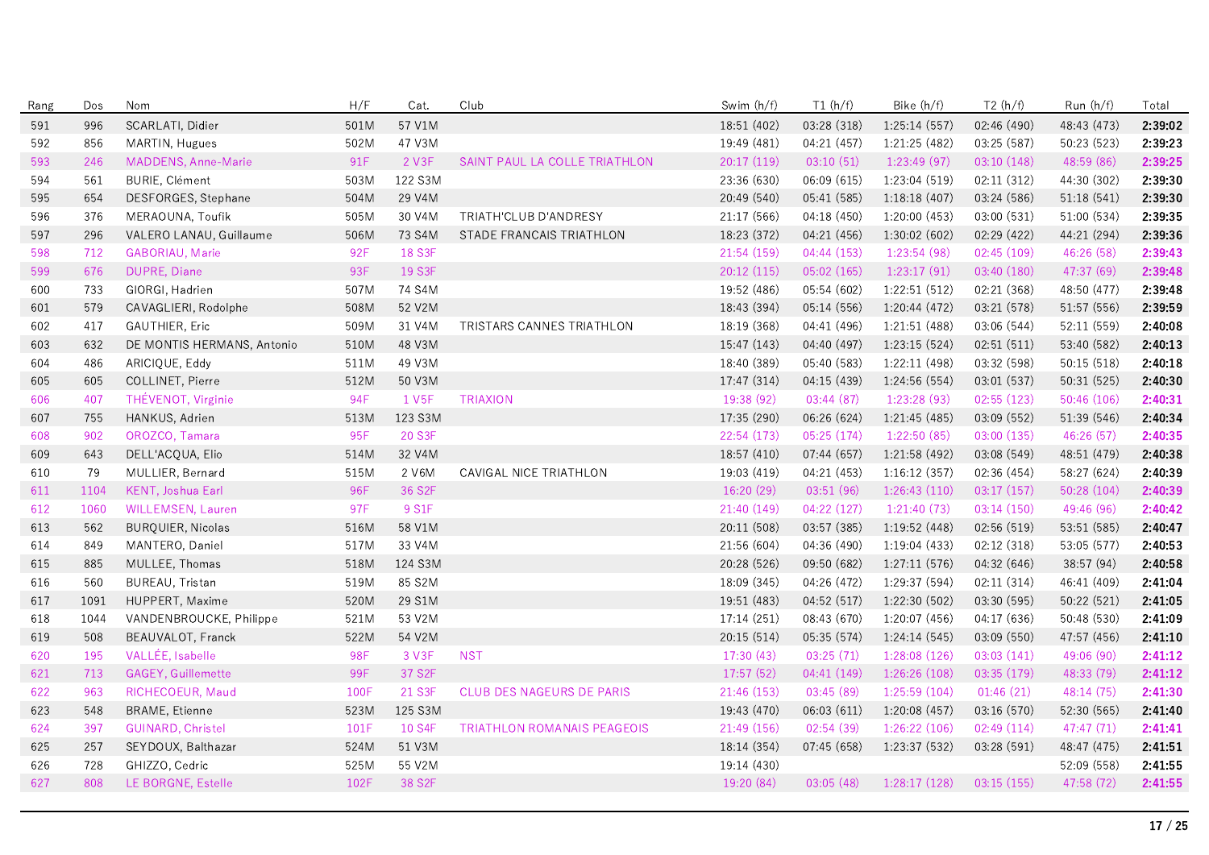| Rang | Dos | Nom | H/F | Cat. | Club | Swim (h/f) | T1 (h/f) | Bike (h/f) | T2 (h/f) | Run (h/f) | Total |
|---|---|---|---|---|---|---|---|---|---|---|---|
| 591 | 996 | SCARLATI, Didier | 501M | 57 V1M | | 18:51 (402) | 03:28 (318) | 1:25:14 (557) | 02:46 (490) | 48:43 (473) | **2:39:02** |
| 592 | 856 | MARTIN, Hugues | 502M | 47 V3M | | 19:49 (481) | 04:21 (457) | 1:21:25 (482) | 03:25 (587) | 50:23 (523) | **2:39:23** |
| 593 | 246 | MADDENS, Anne-Marie | 91F | 2 V3F | SAINT PAUL LA COLLE TRIATHLON | 20:17 (119) | 03:10 (51) | 1:23:49 (97) | 03:10 (148) | 48:59 (86) | **2:39:25** |
| 594 | 561 | BURIE, Clément | 503M | 122 S3M | | 23:36 (630) | 06:09 (615) | 1:23:04 (519) | 02:11 (312) | 44:30 (302) | **2:39:30** |
| 595 | 654 | DESFORGES, Stephane | 504M | 29 V4M | | 20:49 (540) | 05:41 (585) | 1:18:18 (407) | 03:24 (586) | 51:18 (541) | **2:39:30** |
| 596 | 376 | MERAOUNA, Toufik | 505M | 30 V4M | TRIATH'CLUB D'ANDRESY | 21:17 (566) | 04:18 (450) | 1:20:00 (453) | 03:00 (531) | 51:00 (534) | **2:39:35** |
| 597 | 296 | VALERO LANAU, Guillaume | 506M | 73 S4M | STADE FRANCAIS TRIATHLON | 18:23 (372) | 04:21 (456) | 1:30:02 (602) | 02:29 (422) | 44:21 (294) | **2:39:36** |
| 598 | 712 | GABORIAU, Marie | 92F | 18 S3F | | 21:54 (159) | 04:44 (153) | 1:23:54 (98) | 02:45 (109) | 46:26 (58) | **2:39:43** |
| 599 | 676 | DUPRE, Diane | 93F | 19 S3F | | 20:12 (115) | 05:02 (165) | 1:23:17 (91) | 03:40 (180) | 47:37 (69) | **2:39:48** |
| 600 | 733 | GIORGI, Hadrien | 507M | 74 S4M | | 19:52 (486) | 05:54 (602) | 1:22:51 (512) | 02:21 (368) | 48:50 (477) | **2:39:48** |
| 601 | 579 | CAVAGLIERI, Rodolphe | 508M | 52 V2M | | 18:43 (394) | 05:14 (556) | 1:20:44 (472) | 03:21 (578) | 51:57 (556) | **2:39:59** |
| 602 | 417 | GAUTHIER, Eric | 509M | 31 V4M | TRISTARS CANNES TRIATHLON | 18:19 (368) | 04:41 (496) | 1:21:51 (488) | 03:06 (544) | 52:11 (559) | **2:40:08** |
| 603 | 632 | DE MONTIS HERMANS, Antonio | 510M | 48 V3M | | 15:47 (143) | 04:40 (497) | 1:23:15 (524) | 02:51 (511) | 53:40 (582) | **2:40:13** |
| 604 | 486 | ARICIQUE, Eddy | 511M | 49 V3M | | 18:40 (389) | 05:40 (583) | 1:22:11 (498) | 03:32 (598) | 50:15 (518) | **2:40:18** |
| 605 | 605 | COLLINET, Pierre | 512M | 50 V3M | | 17:47 (314) | 04:15 (439) | 1:24:56 (554) | 03:01 (537) | 50:31 (525) | **2:40:30** |
| 606 | 407 | THÉVENOT, Virginie | 94F | 1 V5F | TRIAXION | 19:38 (92) | 03:44 (87) | 1:23:28 (93) | 02:55 (123) | 50:46 (106) | **2:40:31** |
| 607 | 755 | HANKUS, Adrien | 513M | 123 S3M | | 17:35 (290) | 06:26 (624) | 1:21:45 (485) | 03:09 (552) | 51:39 (546) | **2:40:34** |
| 608 | 902 | OROZCO, Tamara | 95F | 20 S3F | | 22:54 (173) | 05:25 (174) | 1:22:50 (85) | 03:00 (135) | 46:26 (57) | **2:40:35** |
| 609 | 643 | DELL'ACQUA, Elio | 514M | 32 V4M | | 18:57 (410) | 07:44 (657) | 1:21:58 (492) | 03:08 (549) | 48:51 (479) | **2:40:38** |
| 610 | 79 | MULLIER, Bernard | 515M | 2 V6M | CAVIGAL NICE TRIATHLON | 19:03 (419) | 04:21 (453) | 1:16:12 (357) | 02:36 (454) | 58:27 (624) | **2:40:39** |
| 611 | 1104 | KENT, Joshua Earl | 96F | 36 S2F | | 16:20 (29) | 03:51 (96) | 1:26:43 (110) | 03:17 (157) | 50:28 (104) | **2:40:39** |
| 612 | 1060 | WILLEMSEN, Lauren | 97F | 9 S1F | | 21:40 (149) | 04:22 (127) | 1:21:40 (73) | 03:14 (150) | 49:46 (96) | **2:40:42** |
| 613 | 562 | BURQUIER, Nicolas | 516M | 58 V1M | | 20:11 (508) | 03:57 (385) | 1:19:52 (448) | 02:56 (519) | 53:51 (585) | **2:40:47** |
| 614 | 849 | MANTERO, Daniel | 517M | 33 V4M | | 21:56 (604) | 04:36 (490) | 1:19:04 (433) | 02:12 (318) | 53:05 (577) | **2:40:53** |
| 615 | 885 | MULLEE, Thomas | 518M | 124 S3M | | 20:28 (526) | 09:50 (682) | 1:27:11 (576) | 04:32 (646) | 38:57 (94) | **2:40:58** |
| 616 | 560 | BUREAU, Tristan | 519M | 85 S2M | | 18:09 (345) | 04:26 (472) | 1:29:37 (594) | 02:11 (314) | 46:41 (409) | **2:41:04** |
| 617 | 1091 | HUPPERT, Maxime | 520M | 29 S1M | | 19:51 (483) | 04:52 (517) | 1:22:30 (502) | 03:30 (595) | 50:22 (521) | **2:41:05** |
| 618 | 1044 | VANDENBROUCKE, Philippe | 521M | 53 V2M | | 17:14 (251) | 08:43 (670) | 1:20:07 (456) | 04:17 (636) | 50:48 (530) | **2:41:09** |
| 619 | 508 | BEAUVALOT, Franck | 522M | 54 V2M | | 20:15 (514) | 05:35 (574) | 1:24:14 (545) | 03:09 (550) | 47:57 (456) | **2:41:10** |
| 620 | 195 | VALLÉE, Isabelle | 98F | 3 V3F | NST | 17:30 (43) | 03:25 (71) | 1:28:08 (126) | 03:03 (141) | 49:06 (90) | **2:41:12** |
| 621 | 713 | GAGEY, Guillemette | 99F | 37 S2F | | 17:57 (52) | 04:41 (149) | 1:26:26 (108) | 03:35 (179) | 48:33 (79) | **2:41:12** |
| 622 | 963 | RICHECOEUR, Maud | 100F | 21 S3F | CLUB DES NAGEURS DE PARIS | 21:46 (153) | 03:45 (89) | 1:25:59 (104) | 01:46 (21) | 48:14 (75) | **2:41:30** |
| 623 | 548 | BRAME, Etienne | 523M | 125 S3M | | 19:43 (470) | 06:03 (611) | 1:20:08 (457) | 03:16 (570) | 52:30 (565) | **2:41:40** |
| 624 | 397 | GUINARD, Christel | 101F | 10 S4F | TRIATHLON ROMANAIS PEAGEOIS | 21:49 (156) | 02:54 (39) | 1:26:22 (106) | 02:49 (114) | 47:47 (71) | **2:41:41** |
| 625 | 257 | SEYDOUX, Balthazar | 524M | 51 V3M | | 18:14 (354) | 07:45 (658) | 1:23:37 (532) | 03:28 (591) | 48:47 (475) | **2:41:51** |
| 626 | 728 | GHIZZO, Cedric | 525M | 55 V2M | | 19:14 (430) | | | | 52:09 (558) | **2:41:55** |
| 627 | 808 | LE BORGNE, Estelle | 102F | 38 S2F | | 19:20 (84) | 03:05 (48) | 1:28:17 (128) | 03:15 (155) | 47:58 (72) | **2:41:55** |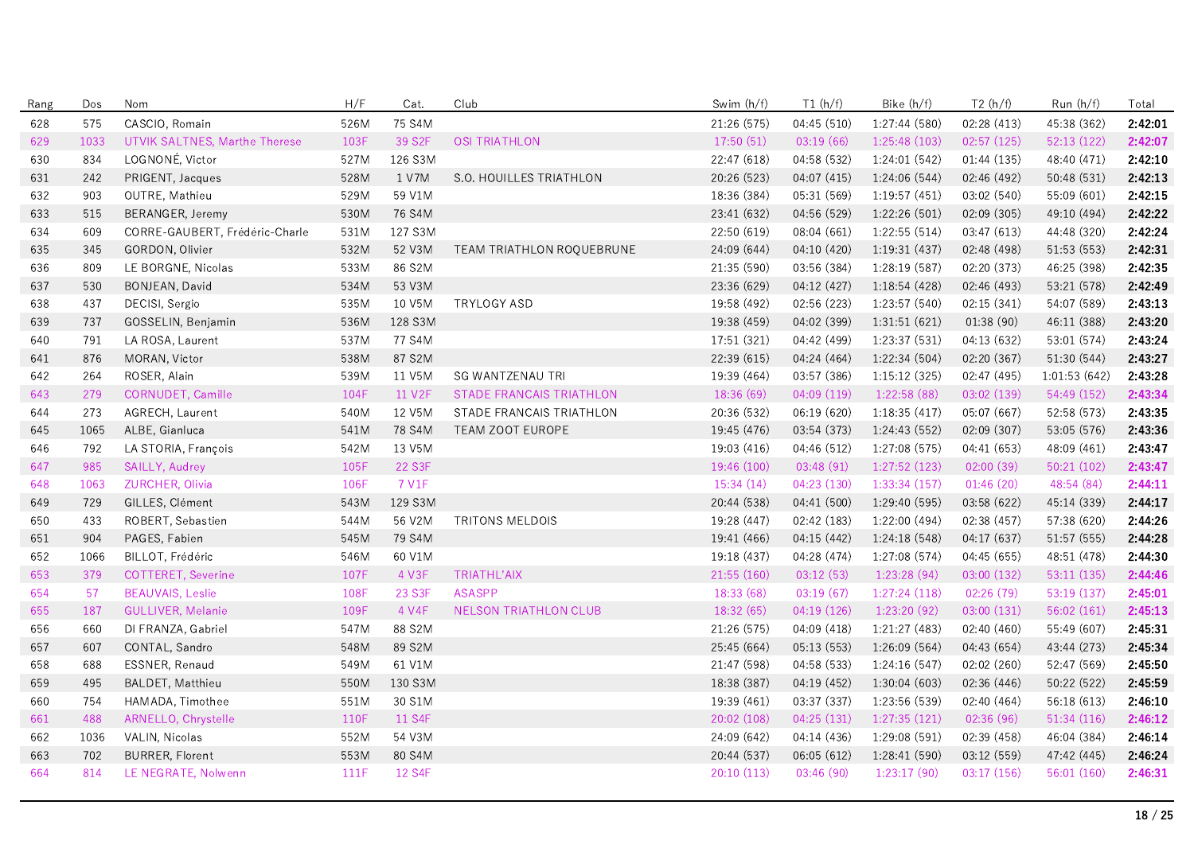| Rang | Dos | Nom | H/F | Cat. | Club | Swim (h/f) | T1 (h/f) | Bike (h/f) | T2 (h/f) | Run (h/f) | Total |
|---|---|---|---|---|---|---|---|---|---|---|---|
| 628 | 575 | CASCIO, Romain | 526M | 75 S4M | | 21:26 (575) | 04:45 (510) | 1:27:44 (580) | 02:28 (413) | 45:38 (362) | **2:42:01** |
| 629 | 1033 | UTVIK SALTNES, Marthe Therese | 103F | 39 S2F | OSI TRIATHLON | 17:50 (51) | 03:19 (66) | 1:25:48 (103) | 02:57 (125) | 52:13 (122) | **2:42:07** |
| 630 | 834 | LOGNONÉ, Victor | 527M | 126 S3M | | 22:47 (618) | 04:58 (532) | 1:24:01 (542) | 01:44 (135) | 48:40 (471) | **2:42:10** |
| 631 | 242 | PRIGENT, Jacques | 528M | 1 V7M | S.O. HOUILLES TRIATHLON | 20:26 (523) | 04:07 (415) | 1:24:06 (544) | 02:46 (492) | 50:48 (531) | **2:42:13** |
| 632 | 903 | OUTRE, Mathieu | 529M | 59 V1M | | 18:36 (384) | 05:31 (569) | 1:19:57 (451) | 03:02 (540) | 55:09 (601) | **2:42:15** |
| 633 | 515 | BERANGER, Jeremy | 530M | 76 S4M | | 23:41 (632) | 04:56 (529) | 1:22:26 (501) | 02:09 (305) | 49:10 (494) | **2:42:22** |
| 634 | 609 | CORRE-GAUBERT, Frédéric-Charle | 531M | 127 S3M | | 22:50 (619) | 08:04 (661) | 1:22:55 (514) | 03:47 (613) | 44:48 (320) | **2:42:24** |
| 635 | 345 | GORDON, Olivier | 532M | 52 V3M | TEAM TRIATHLON ROQUEBRUNE | 24:09 (644) | 04:10 (420) | 1:19:31 (437) | 02:48 (498) | 51:53 (553) | **2:42:31** |
| 636 | 809 | LE BORGNE, Nicolas | 533M | 86 S2M | | 21:35 (590) | 03:56 (384) | 1:28:19 (587) | 02:20 (373) | 46:25 (398) | **2:42:35** |
| 637 | 530 | BONJEAN, David | 534M | 53 V3M | | 23:36 (629) | 04:12 (427) | 1:18:54 (428) | 02:46 (493) | 53:21 (578) | **2:42:49** |
| 638 | 437 | DECISI, Sergio | 535M | 10 V5M | TRYLOGY ASD | 19:58 (492) | 02:56 (223) | 1:23:57 (540) | 02:15 (341) | 54:07 (589) | **2:43:13** |
| 639 | 737 | GOSSELIN, Benjamin | 536M | 128 S3M | | 19:38 (459) | 04:02 (399) | 1:31:51 (621) | 01:38 (90) | 46:11 (388) | **2:43:20** |
| 640 | 791 | LA ROSA, Laurent | 537M | 77 S4M | | 17:51 (321) | 04:42 (499) | 1:23:37 (531) | 04:13 (632) | 53:01 (574) | **2:43:24** |
| 641 | 876 | MORAN, Victor | 538M | 87 S2M | | 22:39 (615) | 04:24 (464) | 1:22:34 (504) | 02:20 (367) | 51:30 (544) | **2:43:27** |
| 642 | 264 | ROSER, Alain | 539M | 11 V5M | SG WANTZENAU TRI | 19:39 (464) | 03:57 (386) | 1:15:12 (325) | 02:47 (495) | 1:01:53 (642) | **2:43:28** |
| 643 | 279 | CORNUDET, Camille | 104F | 11 V2F | STADE FRANCAIS TRIATHLON | 18:36 (69) | 04:09 (119) | 1:22:58 (88) | 03:02 (139) | 54:49 (152) | **2:43:34** |
| 644 | 273 | AGRECH, Laurent | 540M | 12 V5M | STADE FRANCAIS TRIATHLON | 20:36 (532) | 06:19 (620) | 1:18:35 (417) | 05:07 (667) | 52:58 (573) | **2:43:35** |
| 645 | 1065 | ALBE, Gianluca | 541M | 78 S4M | TEAM ZOOT EUROPE | 19:45 (476) | 03:54 (373) | 1:24:43 (552) | 02:09 (307) | 53:05 (576) | **2:43:36** |
| 646 | 792 | LA STORIA, François | 542M | 13 V5M | | 19:03 (416) | 04:46 (512) | 1:27:08 (575) | 04:41 (653) | 48:09 (461) | **2:43:47** |
| 647 | 985 | SAILLY, Audrey | 105F | 22 S3F | | 19:46 (100) | 03:48 (91) | 1:27:52 (123) | 02:00 (39) | 50:21 (102) | **2:43:47** |
| 648 | 1063 | ZURCHER, Olivia | 106F | 7 V1F | | 15:34 (14) | 04:23 (130) | 1:33:34 (157) | 01:46 (20) | 48:54 (84) | **2:44:11** |
| 649 | 729 | GILLES, Clément | 543M | 129 S3M | | 20:44 (538) | 04:41 (500) | 1:29:40 (595) | 03:58 (622) | 45:14 (339) | **2:44:17** |
| 650 | 433 | ROBERT, Sebastien | 544M | 56 V2M | TRITONS MELDOIS | 19:28 (447) | 02:42 (183) | 1:22:00 (494) | 02:38 (457) | 57:38 (620) | **2:44:26** |
| 651 | 904 | PAGES, Fabien | 545M | 79 S4M | | 19:41 (466) | 04:15 (442) | 1:24:18 (548) | 04:17 (637) | 51:57 (555) | **2:44:28** |
| 652 | 1066 | BILLOT, Frédéric | 546M | 60 V1M | | 19:18 (437) | 04:28 (474) | 1:27:08 (574) | 04:45 (655) | 48:51 (478) | **2:44:30** |
| 653 | 379 | COTTERET, Severine | 107F | 4 V3F | TRIATHL'AIX | 21:55 (160) | 03:12 (53) | 1:23:28 (94) | 03:00 (132) | 53:11 (135) | **2:44:46** |
| 654 | 57 | BEAUVAIS, Leslie | 108F | 23 S3F | ASASPP | 18:33 (68) | 03:19 (67) | 1:27:24 (118) | 02:26 (79) | 53:19 (137) | **2:45:01** |
| 655 | 187 | GULLIVER, Melanie | 109F | 4 V4F | NELSON TRIATHLON CLUB | 18:32 (65) | 04:19 (126) | 1:23:20 (92) | 03:00 (131) | 56:02 (161) | **2:45:13** |
| 656 | 660 | DI FRANZA, Gabriel | 547M | 88 S2M | | 21:26 (575) | 04:09 (418) | 1:21:27 (483) | 02:40 (460) | 55:49 (607) | **2:45:31** |
| 657 | 607 | CONTAL, Sandro | 548M | 89 S2M | | 25:45 (664) | 05:13 (553) | 1:26:09 (564) | 04:43 (654) | 43:44 (273) | **2:45:34** |
| 658 | 688 | ESSNER, Renaud | 549M | 61 V1M | | 21:47 (598) | 04:58 (533) | 1:24:16 (547) | 02:02 (260) | 52:47 (569) | **2:45:50** |
| 659 | 495 | BALDET, Matthieu | 550M | 130 S3M | | 18:38 (387) | 04:19 (452) | 1:30:04 (603) | 02:36 (446) | 50:22 (522) | **2:45:59** |
| 660 | 754 | HAMADA, Timothee | 551M | 30 S1M | | 19:39 (461) | 03:37 (337) | 1:23:56 (539) | 02:40 (464) | 56:18 (613) | **2:46:10** |
| 661 | 488 | ARNELLO, Chrystelle | 110F | 11 S4F | | 20:02 (108) | 04:25 (131) | 1:27:35 (121) | 02:36 (96) | 51:34 (116) | **2:46:12** |
| 662 | 1036 | VALIN, Nicolas | 552M | 54 V3M | | 24:09 (642) | 04:14 (436) | 1:29:08 (591) | 02:39 (458) | 46:04 (384) | **2:46:14** |
| 663 | 702 | BURRER, Florent | 553M | 80 S4M | | 20:44 (537) | 06:05 (612) | 1:28:41 (590) | 03:12 (559) | 47:42 (445) | **2:46:24** |
| 664 | 814 | LE NEGRATE, Nolwenn | 111F | 12 S4F | | 20:10 (113) | 03:46 (90) | 1:23:17 (90) | 03:17 (156) | 56:01 (160) | **2:46:31** |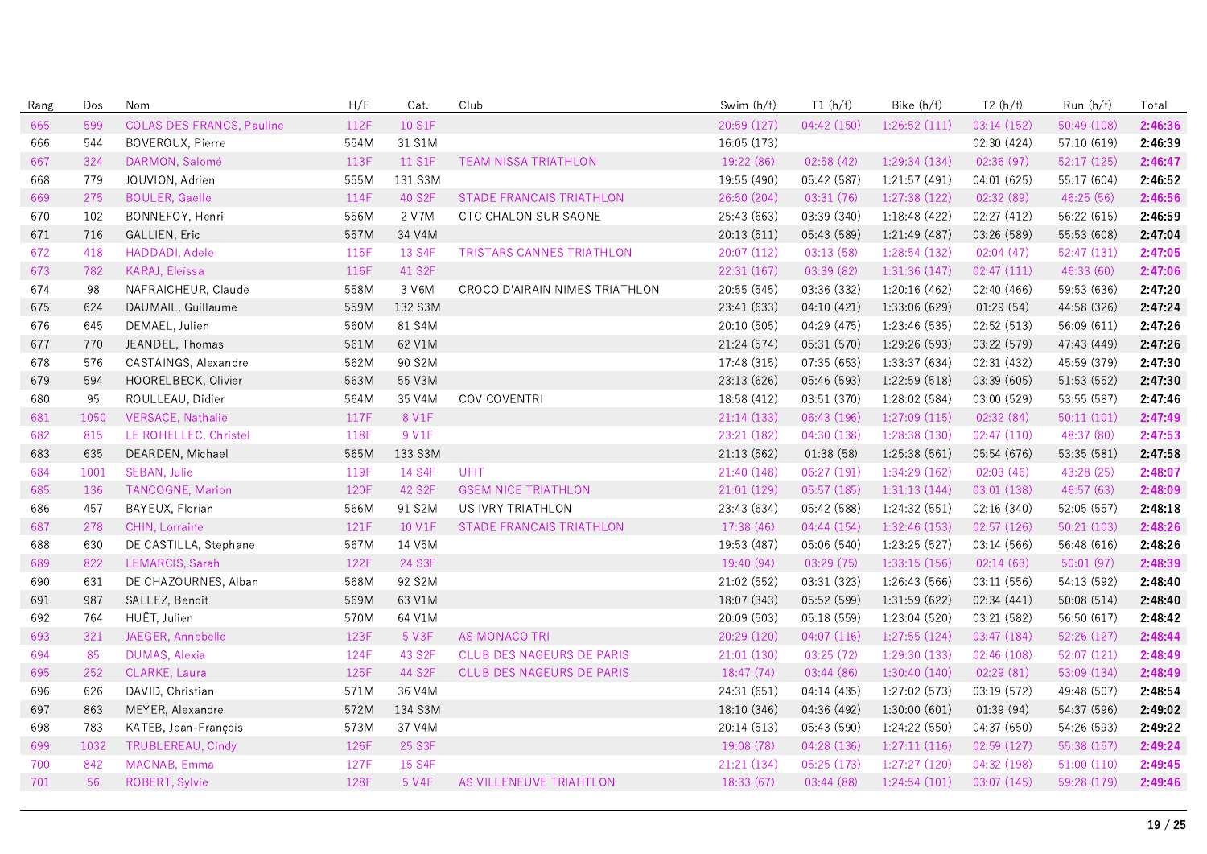| Rang | Dos | Nom | H/F | Cat. | Club | Swim (h/f) | T1 (h/f) | Bike (h/f) | T2 (h/f) | Run (h/f) | Total |
|---|---|---|---|---|---|---|---|---|---|---|---|
| 665 | 599 | COLAS DES FRANCS, Pauline | 112F | 10 S1F | | 20:59 (127) | 04:42 (150) | 1:26:52 (111) | 03:14 (152) | 50:49 (108) | **2:46:36** |
| 666 | 544 | BOVEROUX, Pierre | 554M | 31 S1M | | 16:05 (173) | | | 02:30 (424) | 57:10 (619) | **2:46:39** |
| 667 | 324 | DARMON, Salomé | 113F | 11 S1F | TEAM NISSA TRIATHLON | 19:22 (86) | 02:58 (42) | 1:29:34 (134) | 02:36 (97) | 52:17 (125) | **2:46:47** |
| 668 | 779 | JOUVION, Adrien | 555M | 131 S3M | | 19:55 (490) | 05:42 (587) | 1:21:57 (491) | 04:01 (625) | 55:17 (604) | **2:46:52** |
| 669 | 275 | BOULER, Gaelle | 114F | 40 S2F | STADE FRANCAIS TRIATHLON | 26:50 (204) | 03:31 (76) | 1:27:38 (122) | 02:32 (89) | 46:25 (56) | **2:46:56** |
| 670 | 102 | BONNEFOY, Henri | 556M | 2 V7M | CTC CHALON SUR SAONE | 25:43 (663) | 03:39 (340) | 1:18:48 (422) | 02:27 (412) | 56:22 (615) | **2:46:59** |
| 671 | 716 | GALLIEN, Eric | 557M | 34 V4M | | 20:13 (511) | 05:43 (589) | 1:21:49 (487) | 03:26 (589) | 55:53 (608) | **2:47:04** |
| 672 | 418 | HADDADI, Adele | 115F | 13 S4F | TRISTARS CANNES TRIATHLON | 20:07 (112) | 03:13 (58) | 1:28:54 (132) | 02:04 (47) | 52:47 (131) | **2:47:05** |
| 673 | 782 | KARAJ, Eleïssa | 116F | 41 S2F | | 22:31 (167) | 03:39 (82) | 1:31:36 (147) | 02:47 (111) | 46:33 (60) | **2:47:06** |
| 674 | 98 | NAFRAICHEUR, Claude | 558M | 3 V6M | CROCO D'AIRAIN NIMES TRIATHLON | 20:55 (545) | 03:36 (332) | 1:20:16 (462) | 02:40 (466) | 59:53 (636) | **2:47:20** |
| 675 | 624 | DAUMAIL, Guillaume | 559M | 132 S3M | | 23:41 (633) | 04:10 (421) | 1:33:06 (629) | 01:29 (54) | 44:58 (326) | **2:47:24** |
| 676 | 645 | DEMAEL, Julien | 560M | 81 S4M | | 20:10 (505) | 04:29 (475) | 1:23:46 (535) | 02:52 (513) | 56:09 (611) | **2:47:26** |
| 677 | 770 | JEANDEL, Thomas | 561M | 62 V1M | | 21:24 (574) | 05:31 (570) | 1:29:26 (593) | 03:22 (579) | 47:43 (449) | **2:47:26** |
| 678 | 576 | CASTAINGS, Alexandre | 562M | 90 S2M | | 17:48 (315) | 07:35 (653) | 1:33:37 (634) | 02:31 (432) | 45:59 (379) | **2:47:30** |
| 679 | 594 | HOORELBECK, Olivier | 563M | 55 V3M | | 23:13 (626) | 05:46 (593) | 1:22:59 (518) | 03:39 (605) | 51:53 (552) | **2:47:30** |
| 680 | 95 | ROULLEAU, Didier | 564M | 35 V4M | COV COVENTRI | 18:58 (412) | 03:51 (370) | 1:28:02 (584) | 03:00 (529) | 53:55 (587) | **2:47:46** |
| 681 | 1050 | VERSACE, Nathalie | 117F | 8 V1F | | 21:14 (133) | 06:43 (196) | 1:27:09 (115) | 02:32 (84) | 50:11 (101) | **2:47:49** |
| 682 | 815 | LE ROHELLEC, Christel | 118F | 9 V1F | | 23:21 (182) | 04:30 (138) | 1:28:38 (130) | 02:47 (110) | 48:37 (80) | **2:47:53** |
| 683 | 635 | DEARDEN, Michael | 565M | 133 S3M | | 21:13 (562) | 01:38 (58) | 1:25:38 (561) | 05:54 (676) | 53:35 (581) | **2:47:58** |
| 684 | 1001 | SEBAN, Julie | 119F | 14 S4F | UFIT | 21:40 (148) | 06:27 (191) | 1:34:29 (162) | 02:03 (46) | 43:28 (25) | **2:48:07** |
| 685 | 136 | TANCOGNE, Marion | 120F | 42 S2F | GSEM NICE TRIATHLON | 21:01 (129) | 05:57 (185) | 1:31:13 (144) | 03:01 (138) | 46:57 (63) | **2:48:09** |
| 686 | 457 | BAYEUX, Florian | 566M | 91 S2M | US IVRY TRIATHLON | 23:43 (634) | 05:42 (588) | 1:24:32 (551) | 02:16 (340) | 52:05 (557) | **2:48:18** |
| 687 | 278 | CHIN, Lorraine | 121F | 10 V1F | STADE FRANCAIS TRIATHLON | 17:38 (46) | 04:44 (154) | 1:32:46 (153) | 02:57 (126) | 50:21 (103) | **2:48:26** |
| 688 | 630 | DE CASTILLA, Stephane | 567M | 14 V5M | | 19:53 (487) | 05:06 (540) | 1:23:25 (527) | 03:14 (566) | 56:48 (616) | **2:48:26** |
| 689 | 822 | LEMARCIS, Sarah | 122F | 24 S3F | | 19:40 (94) | 03:29 (75) | 1:33:15 (156) | 02:14 (63) | 50:01 (97) | **2:48:39** |
| 690 | 631 | DE CHAZOURNES, Alban | 568M | 92 S2M | | 21:02 (552) | 03:31 (323) | 1:26:43 (566) | 03:11 (556) | 54:13 (592) | **2:48:40** |
| 691 | 987 | SALLEZ, Benoit | 569M | 63 V1M | | 18:07 (343) | 05:52 (599) | 1:31:59 (622) | 02:34 (441) | 50:08 (514) | **2:48:40** |
| 692 | 764 | HUËT, Julien | 570M | 64 V1M | | 20:09 (503) | 05:18 (559) | 1:23:04 (520) | 03:21 (582) | 56:50 (617) | **2:48:42** |
| 693 | 321 | JAEGER, Annebelle | 123F | 5 V3F | AS MONACO TRI | 20:29 (120) | 04:07 (116) | 1:27:55 (124) | 03:47 (184) | 52:26 (127) | **2:48:44** |
| 694 | 85 | DUMAS, Alexia | 124F | 43 S2F | CLUB DES NAGEURS DE PARIS | 21:01 (130) | 03:25 (72) | 1:29:30 (133) | 02:46 (108) | 52:07 (121) | **2:48:49** |
| 695 | 252 | CLARKE, Laura | 125F | 44 S2F | CLUB DES NAGEURS DE PARIS | 18:47 (74) | 03:44 (86) | 1:30:40 (140) | 02:29 (81) | 53:09 (134) | **2:48:49** |
| 696 | 626 | DAVID, Christian | 571M | 36 V4M | | 24:31 (651) | 04:14 (435) | 1:27:02 (573) | 03:19 (572) | 49:48 (507) | **2:48:54** |
| 697 | 863 | MEYER, Alexandre | 572M | 134 S3M | | 18:10 (346) | 04:36 (492) | 1:30:00 (601) | 01:39 (94) | 54:37 (596) | **2:49:02** |
| 698 | 783 | KATEB, Jean-François | 573M | 37 V4M | | 20:14 (513) | 05:43 (590) | 1:24:22 (550) | 04:37 (650) | 54:26 (593) | **2:49:22** |
| 699 | 1032 | TRUBLEREAU, Cindy | 126F | 25 S3F | | 19:08 (78) | 04:28 (136) | 1:27:11 (116) | 02:59 (127) | 55:38 (157) | **2:49:24** |
| 700 | 842 | MACNAB, Emma | 127F | 15 S4F | | 21:21 (134) | 05:25 (173) | 1:27:27 (120) | 04:32 (198) | 51:00 (110) | **2:49:45** |
| 701 | 56 | ROBERT, Sylvie | 128F | 5 V4F | AS VILLENEUVE TRIAHTLON | 18:33 (67) | 03:44 (88) | 1:24:54 (101) | 03:07 (145) | 59:28 (179) | **2:49:46** |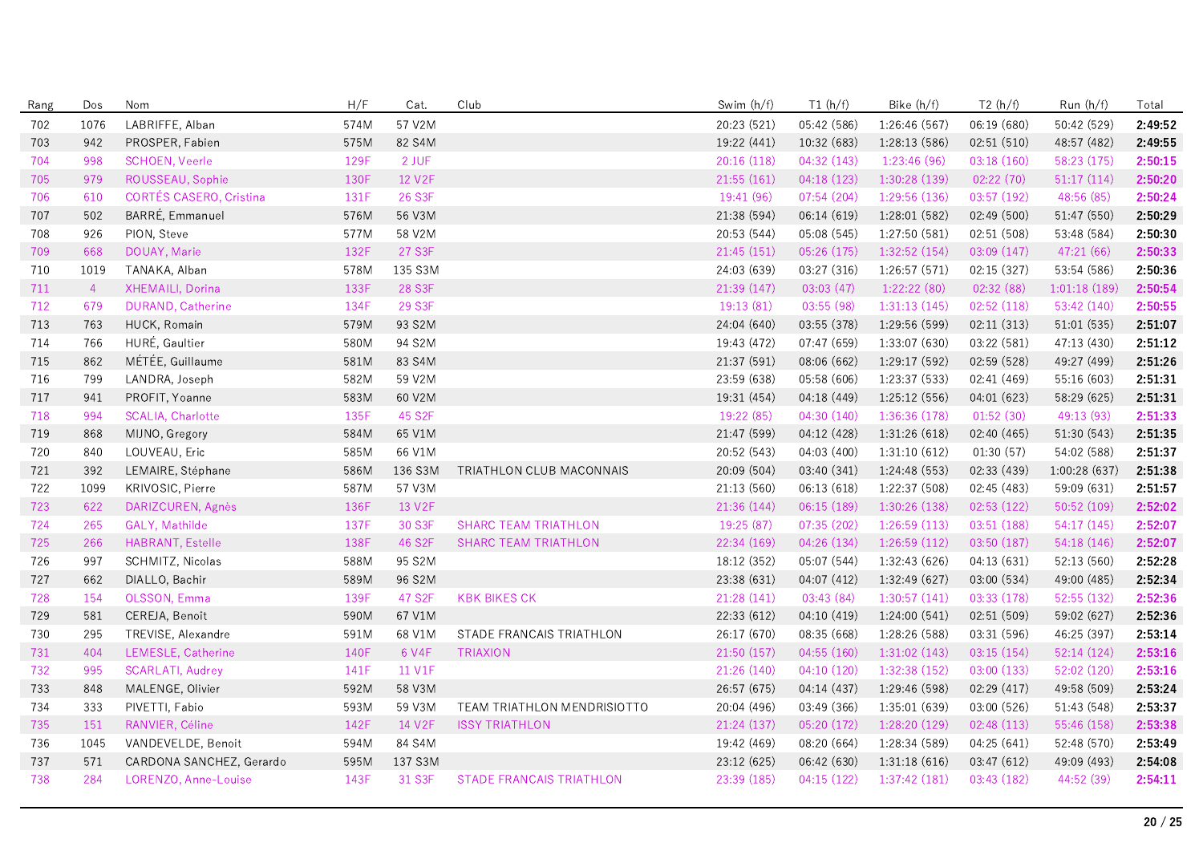| Rang | Dos | Nom | H/F | Cat. | Club | Swim (h/f) | T1 (h/f) | Bike (h/f) | T2 (h/f) | Run (h/f) | Total |
|---|---|---|---|---|---|---|---|---|---|---|---|
| 702 | 1076 | LABRIFFE, Alban | 574M | 57 V2M | | 20:23 (521) | 05:42 (586) | 1:26:46 (567) | 06:19 (680) | 50:42 (529) | **2:49:52** |
| 703 | 942 | PROSPER, Fabien | 575M | 82 S4M | | 19:22 (441) | 10:32 (683) | 1:28:13 (586) | 02:51 (510) | 48:57 (482) | **2:49:55** |
| 704 | 998 | SCHOEN, Veerle | 129F | 2 JUF | | 20:16 (118) | 04:32 (143) | 1:23:46 (96) | 03:18 (160) | 58:23 (175) | **2:50:15** |
| 705 | 979 | ROUSSEAU, Sophie | 130F | 12 V2F | | 21:55 (161) | 04:18 (123) | 1:30:28 (139) | 02:22 (70) | 51:17 (114) | **2:50:20** |
| 706 | 610 | CORTÉS CASERO, Cristina | 131F | 26 S3F | | 19:41 (96) | 07:54 (204) | 1:29:56 (136) | 03:57 (192) | 48:56 (85) | **2:50:24** |
| 707 | 502 | BARRÉ, Emmanuel | 576M | 56 V3M | | 21:38 (594) | 06:14 (619) | 1:28:01 (582) | 02:49 (500) | 51:47 (550) | **2:50:29** |
| 708 | 926 | PION, Steve | 577M | 58 V2M | | 20:53 (544) | 05:08 (545) | 1:27:50 (581) | 02:51 (508) | 53:48 (584) | **2:50:30** |
| 709 | 668 | DOUAY, Marie | 132F | 27 S3F | | 21:45 (151) | 05:26 (175) | 1:32:52 (154) | 03:09 (147) | 47:21 (66) | **2:50:33** |
| 710 | 1019 | TANAKA, Alban | 578M | 135 S3M | | 24:03 (639) | 03:27 (316) | 1:26:57 (571) | 02:15 (327) | 53:54 (586) | **2:50:36** |
| 711 | 4 | XHEMAILI, Dorina | 133F | 28 S3F | | 21:39 (147) | 03:03 (47) | 1:22:22 (80) | 02:32 (88) | 1:01:18 (189) | **2:50:54** |
| 712 | 679 | DURAND, Catherine | 134F | 29 S3F | | 19:13 (81) | 03:55 (98) | 1:31:13 (145) | 02:52 (118) | 53:42 (140) | **2:50:55** |
| 713 | 763 | HUCK, Romain | 579M | 93 S2M | | 24:04 (640) | 03:55 (378) | 1:29:56 (599) | 02:11 (313) | 51:01 (535) | **2:51:07** |
| 714 | 766 | HURÉ, Gaultier | 580M | 94 S2M | | 19:43 (472) | 07:47 (659) | 1:33:07 (630) | 03:22 (581) | 47:13 (430) | **2:51:12** |
| 715 | 862 | MÉTÉE, Guillaume | 581M | 83 S4M | | 21:37 (591) | 08:06 (662) | 1:29:17 (592) | 02:59 (528) | 49:27 (499) | **2:51:26** |
| 716 | 799 | LANDRA, Joseph | 582M | 59 V2M | | 23:59 (638) | 05:58 (606) | 1:23:37 (533) | 02:41 (469) | 55:16 (603) | **2:51:31** |
| 717 | 941 | PROFIT, Yoanne | 583M | 60 V2M | | 19:31 (454) | 04:18 (449) | 1:25:12 (556) | 04:01 (623) | 58:29 (625) | **2:51:31** |
| 718 | 994 | SCALIA, Charlotte | 135F | 45 S2F | | 19:22 (85) | 04:30 (140) | 1:36:36 (178) | 01:52 (30) | 49:13 (93) | **2:51:33** |
| 719 | 868 | MIJNO, Gregory | 584M | 65 V1M | | 21:47 (599) | 04:12 (428) | 1:31:26 (618) | 02:40 (465) | 51:30 (543) | **2:51:35** |
| 720 | 840 | LOUVEAU, Eric | 585M | 66 V1M | | 20:52 (543) | 04:03 (400) | 1:31:10 (612) | 01:30 (57) | 54:02 (588) | **2:51:37** |
| 721 | 392 | LEMAIRE, Stéphane | 586M | 136 S3M | TRIATHLON CLUB MACONNAIS | 20:09 (504) | 03:40 (341) | 1:24:48 (553) | 02:33 (439) | 1:00:28 (637) | **2:51:38** |
| 722 | 1099 | KRIVOSIC, Pierre | 587M | 57 V3M | | 21:13 (560) | 06:13 (618) | 1:22:37 (508) | 02:45 (483) | 59:09 (631) | **2:51:57** |
| 723 | 622 | DARIZCUREN, Agnès | 136F | 13 V2F | | 21:36 (144) | 06:15 (189) | 1:30:26 (138) | 02:53 (122) | 50:52 (109) | **2:52:02** |
| 724 | 265 | GALY, Mathilde | 137F | 30 S3F | SHARC TEAM TRIATHLON | 19:25 (87) | 07:35 (202) | 1:26:59 (113) | 03:51 (188) | 54:17 (145) | **2:52:07** |
| 725 | 266 | HABRANT, Estelle | 138F | 46 S2F | SHARC TEAM TRIATHLON | 22:34 (169) | 04:26 (134) | 1:26:59 (112) | 03:50 (187) | 54:18 (146) | **2:52:07** |
| 726 | 997 | SCHMITZ, Nicolas | 588M | 95 S2M | | 18:12 (352) | 05:07 (544) | 1:32:43 (626) | 04:13 (631) | 52:13 (560) | **2:52:28** |
| 727 | 662 | DIALLO, Bachir | 589M | 96 S2M | | 23:38 (631) | 04:07 (412) | 1:32:49 (627) | 03:00 (534) | 49:00 (485) | **2:52:34** |
| 728 | 154 | OLSSON, Emma | 139F | 47 S2F | KBK BIKES CK | 21:28 (141) | 03:43 (84) | 1:30:57 (141) | 03:33 (178) | 52:55 (132) | **2:52:36** |
| 729 | 581 | CEREJA, Benoît | 590M | 67 V1M | | 22:33 (612) | 04:10 (419) | 1:24:00 (541) | 02:51 (509) | 59:02 (627) | **2:52:36** |
| 730 | 295 | TREVISE, Alexandre | 591M | 68 V1M | STADE FRANCAIS TRIATHLON | 26:17 (670) | 08:35 (668) | 1:28:26 (588) | 03:31 (596) | 46:25 (397) | **2:53:14** |
| 731 | 404 | LEMESLE, Catherine | 140F | 6 V4F | TRIAXION | 21:50 (157) | 04:55 (160) | 1:31:02 (143) | 03:15 (154) | 52:14 (124) | **2:53:16** |
| 732 | 995 | SCARLATI, Audrey | 141F | 11 V1F | | 21:26 (140) | 04:10 (120) | 1:32:38 (152) | 03:00 (133) | 52:02 (120) | **2:53:16** |
| 733 | 848 | MALENGE, Olivier | 592M | 58 V3M | | 26:57 (675) | 04:14 (437) | 1:29:46 (598) | 02:29 (417) | 49:58 (509) | **2:53:24** |
| 734 | 333 | PIVETTI, Fabio | 593M | 59 V3M | TEAM TRIATHLON MENDRISIOTTO | 20:04 (496) | 03:49 (366) | 1:35:01 (639) | 03:00 (526) | 51:43 (548) | **2:53:37** |
| 735 | 151 | RANVIER, Céline | 142F | 14 V2F | ISSY TRIATHLON | 21:24 (137) | 05:20 (172) | 1:28:20 (129) | 02:48 (113) | 55:46 (158) | **2:53:38** |
| 736 | 1045 | VANDEVELDE, Benoit | 594M | 84 S4M | | 19:42 (469) | 08:20 (664) | 1:28:34 (589) | 04:25 (641) | 52:48 (570) | **2:53:49** |
| 737 | 571 | CARDONA SANCHEZ, Gerardo | 595M | 137 S3M | | 23:12 (625) | 06:42 (630) | 1:31:18 (616) | 03:47 (612) | 49:09 (493) | **2:54:08** |
| 738 | 284 | LORENZO, Anne-Louise | 143F | 31 S3F | STADE FRANCAIS TRIATHLON | 23:39 (185) | 04:15 (122) | 1:37:42 (181) | 03:43 (182) | 44:52 (39) | **2:54:11** |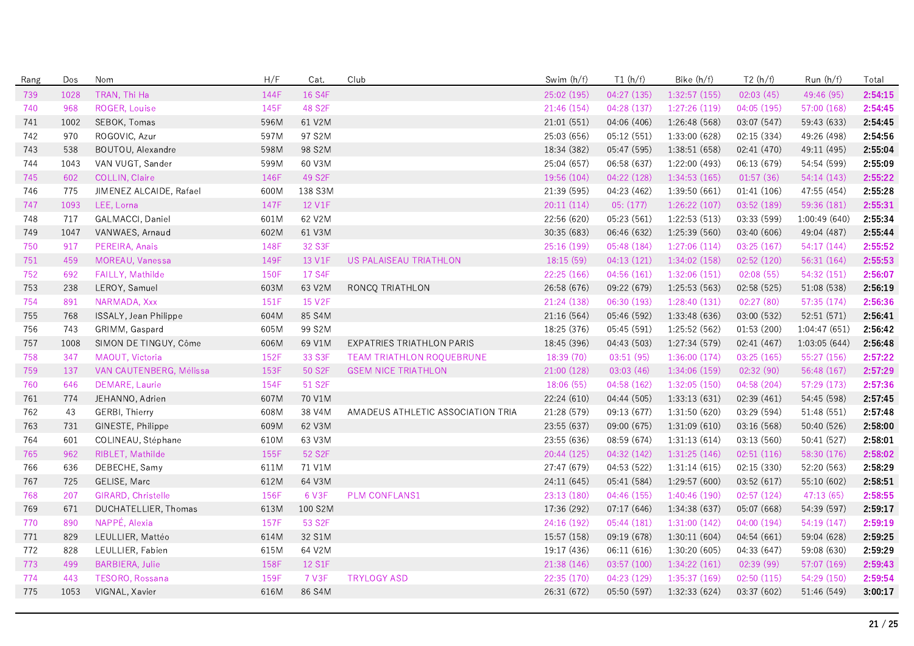| Rang | Dos | Nom | H/F | Cat. | Club | Swim (h/f) | T1 (h/f) | Bike (h/f) | T2 (h/f) | Run (h/f) | Total |
|---|---|---|---|---|---|---|---|---|---|---|---|
| 739 | 1028 | TRAN, Thi Ha | 144F | 16 S4F | | 25:02 (195) | 04:27 (135) | 1:32:57 (155) | 02:03 (45) | 49:46 (95) | **2:54:15** |
| 740 | 968 | ROGER, Louise | 145F | 48 S2F | | 21:46 (154) | 04:28 (137) | 1:27:26 (119) | 04:05 (195) | 57:00 (168) | **2:54:45** |
| 741 | 1002 | SEBOK, Tomas | 596M | 61 V2M | | 21:01 (551) | 04:06 (406) | 1:26:48 (568) | 03:07 (547) | 59:43 (633) | **2:54:45** |
| 742 | 970 | ROGOVIC, Azur | 597M | 97 S2M | | 25:03 (656) | 05:12 (551) | 1:33:00 (628) | 02:15 (334) | 49:26 (498) | **2:54:56** |
| 743 | 538 | BOUTOU, Alexandre | 598M | 98 S2M | | 18:34 (382) | 05:47 (595) | 1:38:51 (658) | 02:41 (470) | 49:11 (495) | **2:55:04** |
| 744 | 1043 | VAN VUGT, Sander | 599M | 60 V3M | | 25:04 (657) | 06:58 (637) | 1:22:00 (493) | 06:13 (679) | 54:54 (599) | **2:55:09** |
| 745 | 602 | COLLIN, Claire | 146F | 49 S2F | | 19:56 (104) | 04:22 (128) | 1:34:53 (165) | 01:57 (36) | 54:14 (143) | **2:55:22** |
| 746 | 775 | JIMENEZ ALCAIDE, Rafael | 600M | 138 S3M | | 21:39 (595) | 04:23 (462) | 1:39:50 (661) | 01:41 (106) | 47:55 (454) | **2:55:28** |
| 747 | 1093 | LEE, Lorna | 147F | 12 V1F | | 20:11 (114) | 05: (177) | 1:26:22 (107) | 03:52 (189) | 59:36 (181) | **2:55:31** |
| 748 | 717 | GALMACCI, Daniel | 601M | 62 V2M | | 22:56 (620) | 05:23 (561) | 1:22:53 (513) | 03:33 (599) | 1:00:49 (640) | **2:55:34** |
| 749 | 1047 | VANWAES, Arnaud | 602M | 61 V3M | | 30:35 (683) | 06:46 (632) | 1:25:39 (560) | 03:40 (606) | 49:04 (487) | **2:55:44** |
| 750 | 917 | PEREIRA, Anais | 148F | 32 S3F | | 25:16 (199) | 05:48 (184) | 1:27:06 (114) | 03:25 (167) | 54:17 (144) | **2:55:52** |
| 751 | 459 | MOREAU, Vanessa | 149F | 13 V1F | US PALAISEAU TRIATHLON | 18:15 (59) | 04:13 (121) | 1:34:02 (158) | 02:52 (120) | 56:31 (164) | **2:55:53** |
| 752 | 692 | FAILLY, Mathilde | 150F | 17 S4F | | 22:25 (166) | 04:56 (161) | 1:32:06 (151) | 02:08 (55) | 54:32 (151) | **2:56:07** |
| 753 | 238 | LEROY, Samuel | 603M | 63 V2M | RONCQ TRIATHLON | 26:58 (676) | 09:22 (679) | 1:25:53 (563) | 02:58 (525) | 51:08 (538) | **2:56:19** |
| 754 | 891 | NARMADA, Xxx | 151F | 15 V2F | | 21:24 (138) | 06:30 (193) | 1:28:40 (131) | 02:27 (80) | 57:35 (174) | **2:56:36** |
| 755 | 768 | ISSALY, Jean Philippe | 604M | 85 S4M | | 21:16 (564) | 05:46 (592) | 1:33:48 (636) | 03:00 (532) | 52:51 (571) | **2:56:41** |
| 756 | 743 | GRIMM, Gaspard | 605M | 99 S2M | | 18:25 (376) | 05:45 (591) | 1:25:52 (562) | 01:53 (200) | 1:04:47 (651) | **2:56:42** |
| 757 | 1008 | SIMON DE TINGUY, Côme | 606M | 69 V1M | EXPATRIES TRIATHLON PARIS | 18:45 (396) | 04:43 (503) | 1:27:34 (579) | 02:41 (467) | 1:03:05 (644) | **2:56:48** |
| 758 | 347 | MAOUT, Victoria | 152F | 33 S3F | TEAM TRIATHLON ROQUEBRUNE | 18:39 (70) | 03:51 (95) | 1:36:00 (174) | 03:25 (165) | 55:27 (156) | **2:57:22** |
| 759 | 137 | VAN CAUTENBERG, Mélissa | 153F | 50 S2F | GSEM NICE TRIATHLON | 21:00 (128) | 03:03 (46) | 1:34:06 (159) | 02:32 (90) | 56:48 (167) | **2:57:29** |
| 760 | 646 | DEMARE, Laurie | 154F | 51 S2F | | 18:06 (55) | 04:58 (162) | 1:32:05 (150) | 04:58 (204) | 57:29 (173) | **2:57:36** |
| 761 | 774 | JEHANNO, Adrien | 607M | 70 V1M | | 22:24 (610) | 04:44 (505) | 1:33:13 (631) | 02:39 (461) | 54:45 (598) | **2:57:45** |
| 762 | 43 | GERBI, Thierry | 608M | 38 V4M | AMADEUS ATHLETIC ASSOCIATION TRIA | 21:28 (579) | 09:13 (677) | 1:31:50 (620) | 03:29 (594) | 51:48 (551) | **2:57:48** |
| 763 | 731 | GINESTE, Philippe | 609M | 62 V3M | | 23:55 (637) | 09:00 (675) | 1:31:09 (610) | 03:16 (568) | 50:40 (526) | **2:58:00** |
| 764 | 601 | COLINEAU, Stéphane | 610M | 63 V3M | | 23:55 (636) | 08:59 (674) | 1:31:13 (614) | 03:13 (560) | 50:41 (527) | **2:58:01** |
| 765 | 962 | RIBLET, Mathilde | 155F | 52 S2F | | 20:44 (125) | 04:32 (142) | 1:31:25 (146) | 02:51 (116) | 58:30 (176) | **2:58:02** |
| 766 | 636 | DEBECHE, Samy | 611M | 71 V1M | | 27:47 (679) | 04:53 (522) | 1:31:14 (615) | 02:15 (330) | 52:20 (563) | **2:58:29** |
| 767 | 725 | GELISE, Marc | 612M | 64 V3M | | 24:11 (645) | 05:41 (584) | 1:29:57 (600) | 03:52 (617) | 55:10 (602) | **2:58:51** |
| 768 | 207 | GIRARD, Christelle | 156F | 6 V3F | PLM CONFLANS1 | 23:13 (180) | 04:46 (155) | 1:40:46 (190) | 02:57 (124) | 47:13 (65) | **2:58:55** |
| 769 | 671 | DUCHATELLIER, Thomas | 613M | 100 S2M | | 17:36 (292) | 07:17 (646) | 1:34:38 (637) | 05:07 (668) | 54:39 (597) | **2:59:17** |
| 770 | 890 | NAPPÉ, Alexia | 157F | 53 S2F | | 24:16 (192) | 05:44 (181) | 1:31:00 (142) | 04:00 (194) | 54:19 (147) | **2:59:19** |
| 771 | 829 | LEULLIER, Mattéo | 614M | 32 S1M | | 15:57 (158) | 09:19 (678) | 1:30:11 (604) | 04:54 (661) | 59:04 (628) | **2:59:25** |
| 772 | 828 | LEULLIER, Fabien | 615M | 64 V2M | | 19:17 (436) | 06:11 (616) | 1:30:20 (605) | 04:33 (647) | 59:08 (630) | **2:59:29** |
| 773 | 499 | BARBIERA, Julie | 158F | 12 S1F | | 21:38 (146) | 03:57 (100) | 1:34:22 (161) | 02:39 (99) | 57:07 (169) | **2:59:43** |
| 774 | 443 | TESORO, Rossana | 159F | 7 V3F | TRYLOGY ASD | 22:35 (170) | 04:23 (129) | 1:35:37 (169) | 02:50 (115) | 54:29 (150) | **2:59:54** |
| 775 | 1053 | VIGNAL, Xavier | 616M | 86 S4M | | 26:31 (672) | 05:50 (597) | 1:32:33 (624) | 03:37 (602) | 51:46 (549) | **3:00:17** |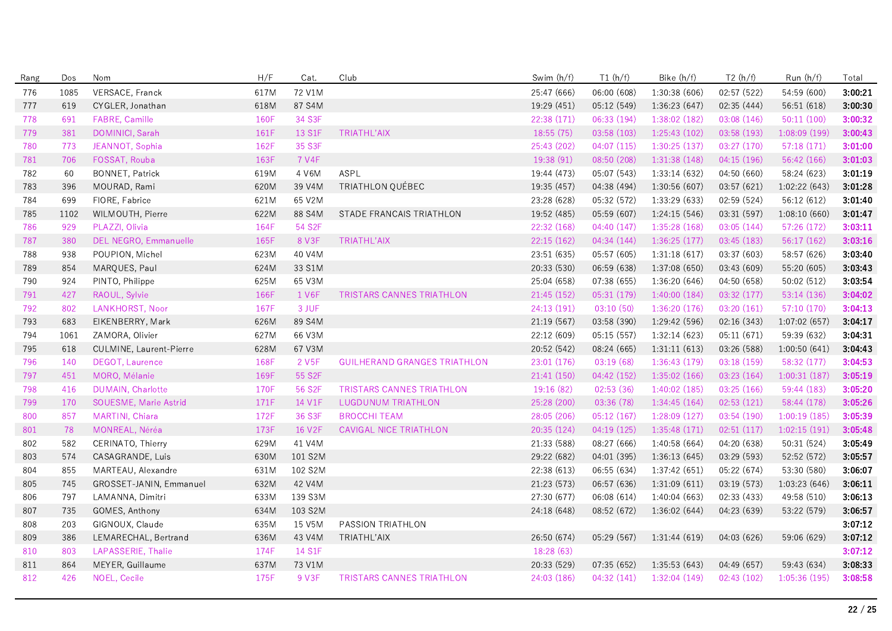| Rang | Dos | Nom | H/F | Cat. | Club | Swim (h/f) | T1 (h/f) | Bike (h/f) | T2 (h/f) | Run (h/f) | Total |
|---|---|---|---|---|---|---|---|---|---|---|---|
| 776 | 1085 | VERSACE, Franck | 617M | 72 V1M | | 25:47 (666) | 06:00 (608) | 1:30:38 (606) | 02:57 (522) | 54:59 (600) | **3:00:21** |
| 777 | 619 | CYGLER, Jonathan | 618M | 87 S4M | | 19:29 (451) | 05:12 (549) | 1:36:23 (647) | 02:35 (444) | 56:51 (618) | **3:00:30** |
| 778 | 691 | FABRE, Camille | 160F | 34 S3F | | 22:38 (171) | 06:33 (194) | 1:38:02 (182) | 03:08 (146) | 50:11 (100) | **3:00:32** |
| 779 | 381 | DOMINICI, Sarah | 161F | 13 S1F | TRIATHL'AIX | 18:55 (75) | 03:58 (103) | 1:25:43 (102) | 03:58 (193) | 1:08:09 (199) | **3:00:43** |
| 780 | 773 | JEANNOT, Sophia | 162F | 35 S3F | | 25:43 (202) | 04:07 (115) | 1:30:25 (137) | 03:27 (170) | 57:18 (171) | **3:01:00** |
| 781 | 706 | FOSSAT, Rouba | 163F | 7 V4F | | 19:38 (91) | 08:50 (208) | 1:31:38 (148) | 04:15 (196) | 56:42 (166) | **3:01:03** |
| 782 | 60 | BONNET, Patrick | 619M | 4 V6M | ASPL | 19:44 (473) | 05:07 (543) | 1:33:14 (632) | 04:50 (660) | 58:24 (623) | **3:01:19** |
| 783 | 396 | MOURAD, Rami | 620M | 39 V4M | TRIATHLON QUÉBEC | 19:35 (457) | 04:38 (494) | 1:30:56 (607) | 03:57 (621) | 1:02:22 (643) | **3:01:28** |
| 784 | 699 | FIORE, Fabrice | 621M | 65 V2M | | 23:28 (628) | 05:32 (572) | 1:33:29 (633) | 02:59 (524) | 56:12 (612) | **3:01:40** |
| 785 | 1102 | WILMOUTH, Pierre | 622M | 88 S4M | STADE FRANCAIS TRIATHLON | 19:52 (485) | 05:59 (607) | 1:24:15 (546) | 03:31 (597) | 1:08:10 (660) | **3:01:47** |
| 786 | 929 | PLAZZI, Olivia | 164F | 54 S2F | | 22:32 (168) | 04:40 (147) | 1:35:28 (168) | 03:05 (144) | 57:26 (172) | **3:03:11** |
| 787 | 380 | DEL NEGRO, Emmanuelle | 165F | 8 V3F | TRIATHL'AIX | 22:15 (162) | 04:34 (144) | 1:36:25 (177) | 03:45 (183) | 56:17 (162) | **3:03:16** |
| 788 | 938 | POUPION, Michel | 623M | 40 V4M | | 23:51 (635) | 05:57 (605) | 1:31:18 (617) | 03:37 (603) | 58:57 (626) | **3:03:40** |
| 789 | 854 | MARQUES, Paul | 624M | 33 S1M | | 20:33 (530) | 06:59 (638) | 1:37:08 (650) | 03:43 (609) | 55:20 (605) | **3:03:43** |
| 790 | 924 | PINTO, Philippe | 625M | 65 V3M | | 25:04 (658) | 07:38 (655) | 1:36:20 (646) | 04:50 (658) | 50:02 (512) | **3:03:54** |
| 791 | 427 | RAOUL, Sylvie | 166F | 1 V6F | TRISTARS CANNES TRIATHLON | 21:45 (152) | 05:31 (179) | 1:40:00 (184) | 03:32 (177) | 53:14 (136) | **3:04:02** |
| 792 | 802 | LANKHORST, Noor | 167F | 3 JUF | | 24:13 (191) | 03:10 (50) | 1:36:20 (176) | 03:20 (161) | 57:10 (170) | **3:04:13** |
| 793 | 683 | EIKENBERRY, Mark | 626M | 89 S4M | | 21:19 (567) | 03:58 (390) | 1:29:42 (596) | 02:16 (343) | 1:07:02 (657) | **3:04:17** |
| 794 | 1061 | ZAMORA, Olivier | 627M | 66 V3M | | 22:12 (609) | 05:15 (557) | 1:32:14 (623) | 05:11 (671) | 59:39 (632) | **3:04:31** |
| 795 | 618 | CULMINE, Laurent-Pierre | 628M | 67 V3M | | 20:52 (542) | 08:24 (665) | 1:31:11 (613) | 03:26 (588) | 1:00:50 (641) | **3:04:43** |
| 796 | 140 | DEGOT, Laurence | 168F | 2 V5F | GUILHERAND GRANGES TRIATHLON | 23:01 (176) | 03:19 (68) | 1:36:43 (179) | 03:18 (159) | 58:32 (177) | **3:04:53** |
| 797 | 451 | MORO, Mélanie | 169F | 55 S2F | | 21:41 (150) | 04:42 (152) | 1:35:02 (166) | 03:23 (164) | 1:00:31 (187) | **3:05:19** |
| 798 | 416 | DUMAIN, Charlotte | 170F | 56 S2F | TRISTARS CANNES TRIATHLON | 19:16 (82) | 02:53 (36) | 1:40:02 (185) | 03:25 (166) | 59:44 (183) | **3:05:20** |
| 799 | 170 | SOUESME, Marie Astrid | 171F | 14 V1F | LUGDUNUM TRIATHLON | 25:28 (200) | 03:36 (78) | 1:34:45 (164) | 02:53 (121) | 58:44 (178) | **3:05:26** |
| 800 | 857 | MARTINI, Chiara | 172F | 36 S3F | BROCCHI TEAM | 28:05 (206) | 05:12 (167) | 1:28:09 (127) | 03:54 (190) | 1:00:19 (185) | **3:05:39** |
| 801 | 78 | MONREAL, Néréa | 173F | 16 V2F | CAVIGAL NICE TRIATHLON | 20:35 (124) | 04:19 (125) | 1:35:48 (171) | 02:51 (117) | 1:02:15 (191) | **3:05:48** |
| 802 | 582 | CERINATO, Thierry | 629M | 41 V4M | | 21:33 (588) | 08:27 (666) | 1:40:58 (664) | 04:20 (638) | 50:31 (524) | **3:05:49** |
| 803 | 574 | CASAGRANDE, Luis | 630M | 101 S2M | | 29:22 (682) | 04:01 (395) | 1:36:13 (645) | 03:29 (593) | 52:52 (572) | **3:05:57** |
| 804 | 855 | MARTEAU, Alexandre | 631M | 102 S2M | | 22:38 (613) | 06:55 (634) | 1:37:42 (651) | 05:22 (674) | 53:30 (580) | **3:06:07** |
| 805 | 745 | GROSSET-JANIN, Emmanuel | 632M | 42 V4M | | 21:23 (573) | 06:57 (636) | 1:31:09 (611) | 03:19 (573) | 1:03:23 (646) | **3:06:11** |
| 806 | 797 | LAMANNA, Dimitri | 633M | 139 S3M | | 27:30 (677) | 06:08 (614) | 1:40:04 (663) | 02:33 (433) | 49:58 (510) | **3:06:13** |
| 807 | 735 | GOMES, Anthony | 634M | 103 S2M | | 24:18 (648) | 08:52 (672) | 1:36:02 (644) | 04:23 (639) | 53:22 (579) | **3:06:57** |
| 808 | 203 | GIGNOUX, Claude | 635M | 15 V5M | PASSION TRIATHLON | | | | | | **3:07:12** |
| 809 | 386 | LEMARECHAL, Bertrand | 636M | 43 V4M | TRIATHL'AIX | 26:50 (674) | 05:29 (567) | 1:31:44 (619) | 04:03 (626) | 59:06 (629) | **3:07:12** |
| 810 | 803 | LAPASSERIE, Thalie | 174F | 14 S1F | | 18:28 (63) | | | | | **3:07:12** |
| 811 | 864 | MEYER, Guillaume | 637M | 73 V1M | | 20:33 (529) | 07:35 (652) | 1:35:53 (643) | 04:49 (657) | 59:43 (634) | **3:08:33** |
| 812 | 426 | NOEL, Cecile | 175F | 9 V3F | TRISTARS CANNES TRIATHLON | 24:03 (186) | 04:32 (141) | 1:32:04 (149) | 02:43 (102) | 1:05:36 (195) | **3:08:58** |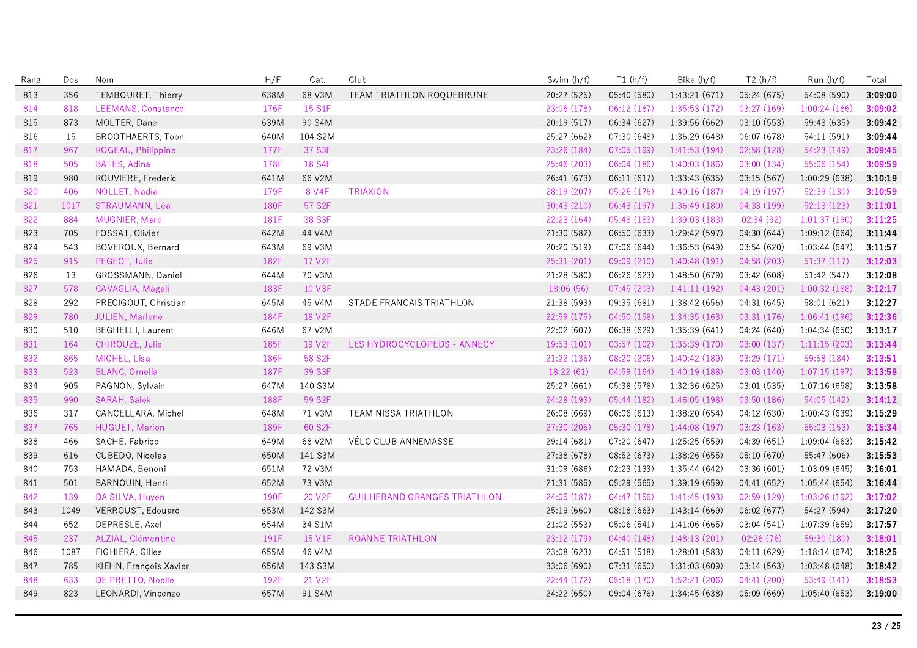| Rang | Dos | Nom | H/F | Cat. | Club | Swim (h/f) | T1 (h/f) | Bike (h/f) | T2 (h/f) | Run (h/f) | Total |
|---|---|---|---|---|---|---|---|---|---|---|---|
| 813 | 356 | TEMBOURET, Thierry | 638M | 68 V3M | TEAM TRIATHLON ROQUEBRUNE | 20:27 (525) | 05:40 (580) | 1:43:21 (671) | 05:24 (675) | 54:08 (590) | **3:09:00** |
| 814 | 818 | LEEMANS, Constance | 176F | 15 S1F | | 23:06 (178) | 06:12 (187) | 1:35:53 (172) | 03:27 (169) | 1:00:24 (186) | **3:09:02** |
| 815 | 873 | MOLTER, Dane | 639M | 90 S4M | | 20:19 (517) | 06:34 (627) | 1:39:56 (662) | 03:10 (553) | 59:43 (635) | **3:09:42** |
| 816 | 15 | BROOTHAERTS, Toon | 640M | 104 S2M | | 25:27 (662) | 07:30 (648) | 1:36:29 (648) | 06:07 (678) | 54:11 (591) | **3:09:44** |
| 817 | 967 | ROGEAU, Philippine | 177F | 37 S3F | | 23:26 (184) | 07:05 (199) | 1:41:53 (194) | 02:58 (128) | 54:23 (149) | **3:09:45** |
| 818 | 505 | BATES, Adina | 178F | 18 S4F | | 25:46 (203) | 06:04 (186) | 1:40:03 (186) | 03:00 (134) | 55:06 (154) | **3:09:59** |
| 819 | 980 | ROUVIERE, Frederic | 641M | 66 V2M | | 26:41 (673) | 06:11 (617) | 1:33:43 (635) | 03:15 (567) | 1:00:29 (638) | **3:10:19** |
| 820 | 406 | NOLLET, Nadia | 179F | 8 V4F | TRIAXION | 28:19 (207) | 05:26 (176) | 1:40:16 (187) | 04:19 (197) | 52:39 (130) | **3:10:59** |
| 821 | 1017 | STRAUMANN, Léa | 180F | 57 S2F | | 30:43 (210) | 06:43 (197) | 1:36:49 (180) | 04:33 (199) | 52:13 (123) | **3:11:01** |
| 822 | 884 | MIGNIER, Maro | 181F | 38 S3F | | 22:23 (164) | 05:48 (183) | 1:39:03 (183) | 02:34 (92) | 1:01:37 (190) | **3:11:25** |
| 823 | 705 | FOSSAT, Olivier | 642M | 44 V4M | | 21:30 (582) | 06:50 (633) | 1:29:42 (597) | 04:30 (644) | 1:09:12 (664) | **3:11:44** |
| 824 | 543 | BOVEROUX, Bernard | 643M | 69 V3M | | 20:20 (519) | 07:06 (644) | 1:36:53 (649) | 03:54 (620) | 1:03:44 (647) | **3:11:57** |
| 825 | 915 | PEGEOT, Julie | 182F | 17 V2F | | 25:31 (201) | 09:09 (210) | 1:40:48 (191) | 04:58 (203) | 51:37 (117) | **3:12:03** |
| 826 | 13 | GROSSMANN, Daniel | 644M | 70 V3M | | 21:28 (580) | 06:26 (623) | 1:48:50 (679) | 03:42 (608) | 51:42 (547) | **3:12:08** |
| 827 | 578 | CAVAGLIA, Magali | 183F | 10 V3F | | 18:06 (56) | 07:45 (203) | 1:41:11 (192) | 04:43 (201) | 1:00:32 (188) | **3:12:17** |
| 828 | 292 | PRECIGOUT, Christian | 645M | 45 V4M | STADE FRANCAIS TRIATHLON | 21:38 (593) | 09:35 (681) | 1:38:42 (656) | 04:31 (645) | 58:01 (621) | **3:12:27** |
| 829 | 780 | JULIEN, Marlene | 184F | 18 V2F | | 22:59 (175) | 04:50 (158) | 1:34:35 (163) | 03:31 (176) | 1:06:41 (196) | **3:12:36** |
| 830 | 510 | BEGHELLI, Laurent | 646M | 67 V2M | | 22:02 (607) | 06:38 (629) | 1:35:39 (641) | 04:24 (640) | 1:04:34 (650) | **3:13:17** |
| 831 | 164 | CHIROUZE, Julie | 185F | 19 V2F | LES HYDROCYCLOPEDS - ANNECY | 19:53 (101) | 03:57 (102) | 1:35:39 (170) | 03:00 (137) | 1:11:15 (203) | **3:13:44** |
| 832 | 865 | MICHEL, Lisa | 186F | 58 S2F | | 21:22 (135) | 08:20 (206) | 1:40:42 (189) | 03:29 (171) | 59:58 (184) | **3:13:51** |
| 833 | 523 | BLANC, Ornella | 187F | 39 S3F | | 18:22 (61) | 04:59 (164) | 1:40:19 (188) | 03:03 (140) | 1:07:15 (197) | **3:13:58** |
| 834 | 905 | PAGNON, Sylvain | 647M | 140 S3M | | 25:27 (661) | 05:38 (578) | 1:32:36 (625) | 03:01 (535) | 1:07:16 (658) | **3:13:58** |
| 835 | 990 | SARAH, Salek | 188F | 59 S2F | | 24:28 (193) | 05:44 (182) | 1:46:05 (198) | 03:50 (186) | 54:05 (142) | **3:14:12** |
| 836 | 317 | CANCELLARA, Michel | 648M | 71 V3M | TEAM NISSA TRIATHLON | 26:08 (669) | 06:06 (613) | 1:38:20 (654) | 04:12 (630) | 1:00:43 (639) | **3:15:29** |
| 837 | 765 | HUGUET, Marion | 189F | 60 S2F | | 27:30 (205) | 05:30 (178) | 1:44:08 (197) | 03:23 (163) | 55:03 (153) | **3:15:34** |
| 838 | 466 | SACHE, Fabrice | 649M | 68 V2M | VÉLO CLUB ANNEMASSE | 29:14 (681) | 07:20 (647) | 1:25:25 (559) | 04:39 (651) | 1:09:04 (663) | **3:15:42** |
| 839 | 616 | CUBEDO, Nicolas | 650M | 141 S3M | | 27:38 (678) | 08:52 (673) | 1:38:26 (655) | 05:10 (670) | 55:47 (606) | **3:15:53** |
| 840 | 753 | HAMADA, Benoni | 651M | 72 V3M | | 31:09 (686) | 02:23 (133) | 1:35:44 (642) | 03:36 (601) | 1:03:09 (645) | **3:16:01** |
| 841 | 501 | BARNOUIN, Henri | 652M | 73 V3M | | 21:31 (585) | 05:29 (565) | 1:39:19 (659) | 04:41 (652) | 1:05:44 (654) | **3:16:44** |
| 842 | 139 | DA SILVA, Huyen | 190F | 20 V2F | GUILHERAND GRANGES TRIATHLON | 24:05 (187) | 04:47 (156) | 1:41:45 (193) | 02:59 (129) | 1:03:26 (192) | **3:17:02** |
| 843 | 1049 | VERROUST, Edouard | 653M | 142 S3M | | 25:19 (660) | 08:18 (663) | 1:43:14 (669) | 06:02 (677) | 54:27 (594) | **3:17:20** |
| 844 | 652 | DEPRESLE, Axel | 654M | 34 S1M | | 21:02 (553) | 05:06 (541) | 1:41:06 (665) | 03:04 (541) | 1:07:39 (659) | **3:17:57** |
| 845 | 237 | ALZIAL, Clémentine | 191F | 15 V1F | ROANNE TRIATHLON | 23:12 (179) | 04:40 (148) | 1:48:13 (201) | 02:26 (76) | 59:30 (180) | **3:18:01** |
| 846 | 1087 | FIGHIERA, Gilles | 655M | 46 V4M | | 23:08 (623) | 04:51 (518) | 1:28:01 (583) | 04:11 (629) | 1:18:14 (674) | **3:18:25** |
| 847 | 785 | KIEHN, François Xavier | 656M | 143 S3M | | 33:06 (690) | 07:31 (650) | 1:31:03 (609) | 03:14 (563) | 1:03:48 (648) | **3:18:42** |
| 848 | 633 | DE PRETTO, Noelle | 192F | 21 V2F | | 22:44 (172) | 05:18 (170) | 1:52:21 (206) | 04:41 (200) | 53:49 (141) | **3:18:53** |
| 849 | 823 | LEONARDI, Vincenzo | 657M | 91 S4M | | 24:22 (650) | 09:04 (676) | 1:34:45 (638) | 05:09 (669) | 1:05:40 (653) | **3:19:00** |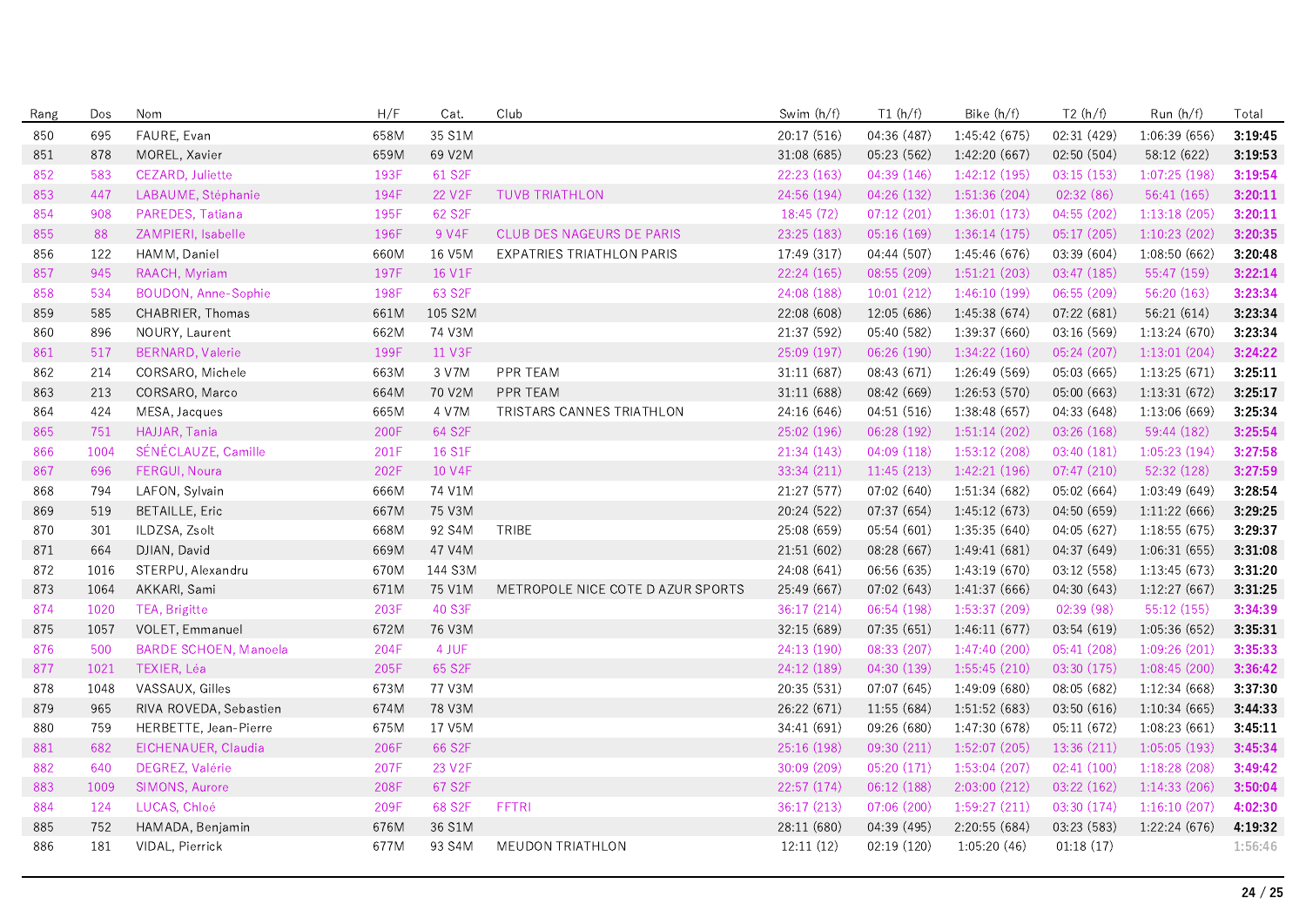| Rang | Dos | Nom | H/F | Cat. | Club | Swim (h/f) | T1 (h/f) | Bike (h/f) | T2 (h/f) | Run (h/f) | Total |
|---|---|---|---|---|---|---|---|---|---|---|---|
| 850 | 695 | FAURE, Evan | 658M | 35 S1M | | 20:17 (516) | 04:36 (487) | 1:45:42 (675) | 02:31 (429) | 1:06:39 (656) | **3:19:45** |
| 851 | 878 | MOREL, Xavier | 659M | 69 V2M | | 31:08 (685) | 05:23 (562) | 1:42:20 (667) | 02:50 (504) | 58:12 (622) | **3:19:53** |
| 852 | 583 | CEZARD, Juliette | 193F | 61 S2F | | 22:23 (163) | 04:39 (146) | 1:42:12 (195) | 03:15 (153) | 1:07:25 (198) | **3:19:54** |
| 853 | 447 | LABAUME, Stéphanie | 194F | 22 V2F | TUVB TRIATHLON | 24:56 (194) | 04:26 (132) | 1:51:36 (204) | 02:32 (86) | 56:41 (165) | **3:20:11** |
| 854 | 908 | PAREDES, Tatiana | 195F | 62 S2F | | 18:45 (72) | 07:12 (201) | 1:36:01 (173) | 04:55 (202) | 1:13:18 (205) | **3:20:11** |
| 855 | 88 | ZAMPIERI, Isabelle | 196F | 9 V4F | CLUB DES NAGEURS DE PARIS | 23:25 (183) | 05:16 (169) | 1:36:14 (175) | 05:17 (205) | 1:10:23 (202) | **3:20:35** |
| 856 | 122 | HAMM, Daniel | 660M | 16 V5M | EXPATRIES TRIATHLON PARIS | 17:49 (317) | 04:44 (507) | 1:45:46 (676) | 03:39 (604) | 1:08:50 (662) | **3:20:48** |
| 857 | 945 | RAACH, Myriam | 197F | 16 V1F | | 22:24 (165) | 08:55 (209) | 1:51:21 (203) | 03:47 (185) | 55:47 (159) | **3:22:14** |
| 858 | 534 | BOUDON, Anne-Sophie | 198F | 63 S2F | | 24:08 (188) | 10:01 (212) | 1:46:10 (199) | 06:55 (209) | 56:20 (163) | **3:23:34** |
| 859 | 585 | CHABRIER, Thomas | 661M | 105 S2M | | 22:08 (608) | 12:05 (686) | 1:45:38 (674) | 07:22 (681) | 56:21 (614) | **3:23:34** |
| 860 | 896 | NOURY, Laurent | 662M | 74 V3M | | 21:37 (592) | 05:40 (582) | 1:39:37 (660) | 03:16 (569) | 1:13:24 (670) | **3:23:34** |
| 861 | 517 | BERNARD, Valerie | 199F | 11 V3F | | 25:09 (197) | 06:26 (190) | 1:34:22 (160) | 05:24 (207) | 1:13:01 (204) | **3:24:22** |
| 862 | 214 | CORSARO, Michele | 663M | 3 V7M | PPR TEAM | 31:11 (687) | 08:43 (671) | 1:26:49 (569) | 05:03 (665) | 1:13:25 (671) | **3:25:11** |
| 863 | 213 | CORSARO, Marco | 664M | 70 V2M | PPR TEAM | 31:11 (688) | 08:42 (669) | 1:26:53 (570) | 05:00 (663) | 1:13:31 (672) | **3:25:17** |
| 864 | 424 | MESA, Jacques | 665M | 4 V7M | TRISTARS CANNES TRIATHLON | 24:16 (646) | 04:51 (516) | 1:38:48 (657) | 04:33 (648) | 1:13:06 (669) | **3:25:34** |
| 865 | 751 | HAJJAR, Tania | 200F | 64 S2F | | 25:02 (196) | 06:28 (192) | 1:51:14 (202) | 03:26 (168) | 59:44 (182) | **3:25:54** |
| 866 | 1004 | SÉNÉCLAUZE, Camille | 201F | 16 S1F | | 21:34 (143) | 04:09 (118) | 1:53:12 (208) | 03:40 (181) | 1:05:23 (194) | **3:27:58** |
| 867 | 696 | FERGUI, Noura | 202F | 10 V4F | | 33:34 (211) | 11:45 (213) | 1:42:21 (196) | 07:47 (210) | 52:32 (128) | **3:27:59** |
| 868 | 794 | LAFON, Sylvain | 666M | 74 V1M | | 21:27 (577) | 07:02 (640) | 1:51:34 (682) | 05:02 (664) | 1:03:49 (649) | **3:28:54** |
| 869 | 519 | BETAILLE, Eric | 667M | 75 V3M | | 20:24 (522) | 07:37 (654) | 1:45:12 (673) | 04:50 (659) | 1:11:22 (666) | **3:29:25** |
| 870 | 301 | ILDZSA, Zsolt | 668M | 92 S4M | TRIBE | 25:08 (659) | 05:54 (601) | 1:35:35 (640) | 04:05 (627) | 1:18:55 (675) | **3:29:37** |
| 871 | 664 | DJIAN, David | 669M | 47 V4M | | 21:51 (602) | 08:28 (667) | 1:49:41 (681) | 04:37 (649) | 1:06:31 (655) | **3:31:08** |
| 872 | 1016 | STERPU, Alexandru | 670M | 144 S3M | | 24:08 (641) | 06:56 (635) | 1:43:19 (670) | 03:12 (558) | 1:13:45 (673) | **3:31:20** |
| 873 | 1064 | AKKARI, Sami | 671M | 75 V1M | METROPOLE NICE COTE D AZUR SPORTS | 25:49 (667) | 07:02 (643) | 1:41:37 (666) | 04:30 (643) | 1:12:27 (667) | **3:31:25** |
| 874 | 1020 | TEA, Brigitte | 203F | 40 S3F | | 36:17 (214) | 06:54 (198) | 1:53:37 (209) | 02:39 (98) | 55:12 (155) | **3:34:39** |
| 875 | 1057 | VOLET, Emmanuel | 672M | 76 V3M | | 32:15 (689) | 07:35 (651) | 1:46:11 (677) | 03:54 (619) | 1:05:36 (652) | **3:35:31** |
| 876 | 500 | BARDE SCHOEN, Manoela | 204F | 4 JUF | | 24:13 (190) | 08:33 (207) | 1:47:40 (200) | 05:41 (208) | 1:09:26 (201) | **3:35:33** |
| 877 | 1021 | TEXIER, Léa | 205F | 65 S2F | | 24:12 (189) | 04:30 (139) | 1:55:45 (210) | 03:30 (175) | 1:08:45 (200) | **3:36:42** |
| 878 | 1048 | VASSAUX, Gilles | 673M | 77 V3M | | 20:35 (531) | 07:07 (645) | 1:49:09 (680) | 08:05 (682) | 1:12:34 (668) | **3:37:30** |
| 879 | 965 | RIVA ROVEDA, Sebastien | 674M | 78 V3M | | 26:22 (671) | 11:55 (684) | 1:51:52 (683) | 03:50 (616) | 1:10:34 (665) | **3:44:33** |
| 880 | 759 | HERBETTE, Jean-Pierre | 675M | 17 V5M | | 34:41 (691) | 09:26 (680) | 1:47:30 (678) | 05:11 (672) | 1:08:23 (661) | **3:45:11** |
| 881 | 682 | EICHENAUER, Claudia | 206F | 66 S2F | | 25:16 (198) | 09:30 (211) | 1:52:07 (205) | 13:36 (211) | 1:05:05 (193) | **3:45:34** |
| 882 | 640 | DEGREZ, Valérie | 207F | 23 V2F | | 30:09 (209) | 05:20 (171) | 1:53:04 (207) | 02:41 (100) | 1:18:28 (208) | **3:49:42** |
| 883 | 1009 | SIMONS, Aurore | 208F | 67 S2F | | 22:57 (174) | 06:12 (188) | 2:03:00 (212) | 03:22 (162) | 1:14:33 (206) | **3:50:04** |
| 884 | 124 | LUCAS, Chloé | 209F | 68 S2F | FFTRI | 36:17 (213) | 07:06 (200) | 1:59:27 (211) | 03:30 (174) | 1:16:10 (207) | **4:02:30** |
| 885 | 752 | HAMADA, Benjamin | 676M | 36 S1M | | 28:11 (680) | 04:39 (495) | 2:20:55 (684) | 03:23 (583) | 1:22:24 (676) | **4:19:32** |
| 886 | 181 | VIDAL, Pierrick | 677M | 93 S4M | MEUDON TRIATHLON | 12:11 (12) | 02:19 (120) | 1:05:20 (46) | 01:18 (17) | | **1:56:46** |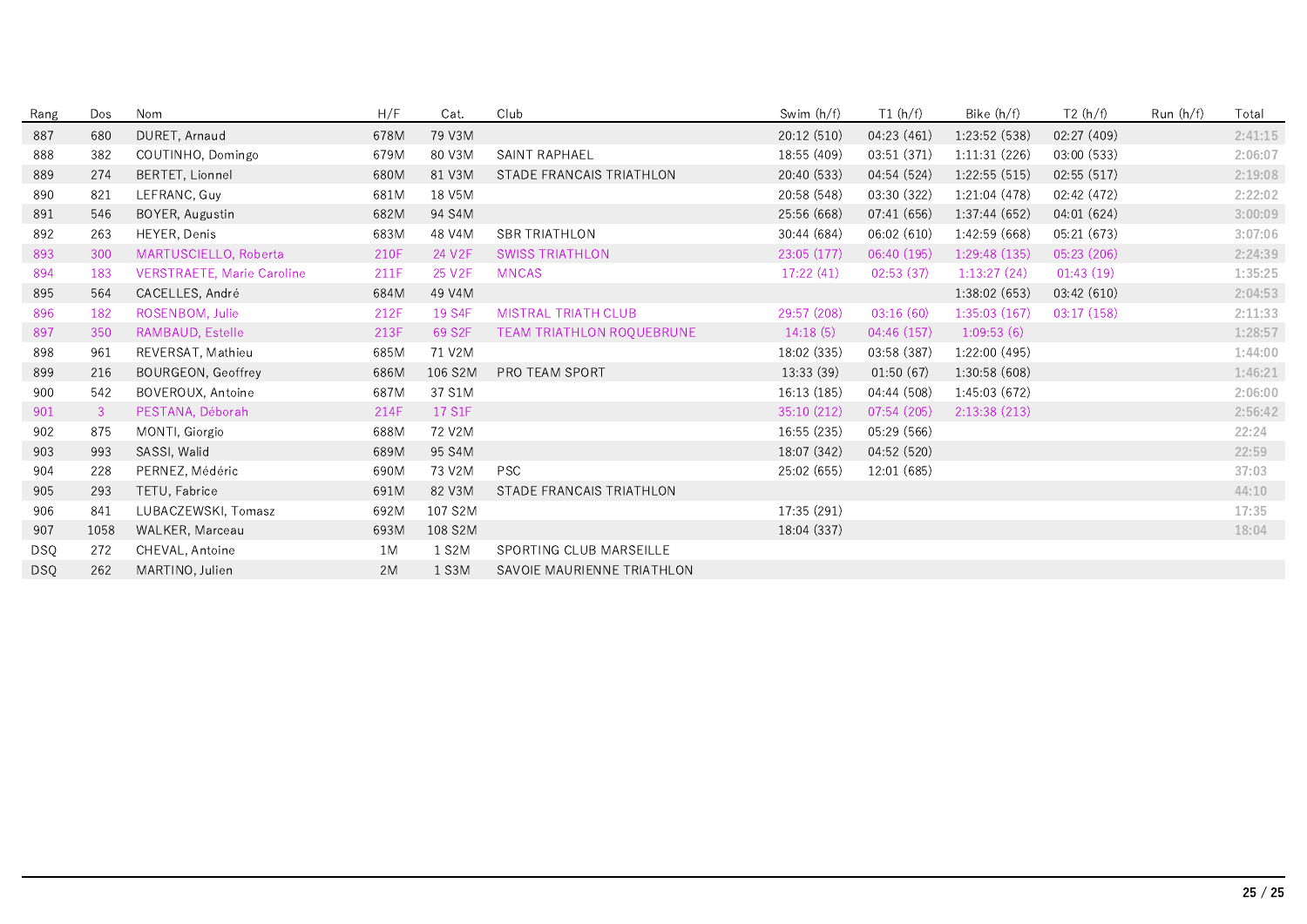| Rang | Dos | Nom | H/F | Cat. | Club | Swim (h/f) | T1 (h/f) | Bike (h/f) | T2 (h/f) | Run (h/f) | Total |
|---|---|---|---|---|---|---|---|---|---|---|---|
| 887 | 680 | DURET, Arnaud | 678M | 79 V3M | | 20:12 (510) | 04:23 (461) | 1:23:52 (538) | 02:27 (409) | | 2:41:15 |
| 888 | 382 | COUTINHO, Domingo | 679M | 80 V3M | SAINT RAPHAEL | 18:55 (409) | 03:51 (371) | 1:11:31 (226) | 03:00 (533) | | 2:06:07 |
| 889 | 274 | BERTET, Lionnel | 680M | 81 V3M | STADE FRANCAIS TRIATHLON | 20:40 (533) | 04:54 (524) | 1:22:55 (515) | 02:55 (517) | | 2:19:08 |
| 890 | 821 | LEFRANC, Guy | 681M | 18 V5M | | 20:58 (548) | 03:30 (322) | 1:21:04 (478) | 02:42 (472) | | 2:22:02 |
| 891 | 546 | BOYER, Augustin | 682M | 94 S4M | | 25:56 (668) | 07:41 (656) | 1:37:44 (652) | 04:01 (624) | | 3:00:09 |
| 892 | 263 | HEYER, Denis | 683M | 48 V4M | SBR TRIATHLON | 30:44 (684) | 06:02 (610) | 1:42:59 (668) | 05:21 (673) | | 3:07:06 |
| 893 | 300 | MARTUSCIELLO, Roberta | 210F | 24 V2F | SWISS TRIATHLON | 23:05 (177) | 06:40 (195) | 1:29:48 (135) | 05:23 (206) | | 2:24:39 |
| 894 | 183 | VERSTRAETE, Marie Caroline | 211F | 25 V2F | MNCAS | 17:22 (41) | 02:53 (37) | 1:13:27 (24) | 01:43 (19) | | 1:35:25 |
| 895 | 564 | CACELLES, André | 684M | 49 V4M | | | | 1:38:02 (653) | 03:42 (610) | | 2:04:53 |
| 896 | 182 | ROSENBOM, Julie | 212F | 19 S4F | MISTRAL TRIATH CLUB | 29:57 (208) | 03:16 (60) | 1:35:03 (167) | 03:17 (158) | | 2:11:33 |
| 897 | 350 | RAMBAUD, Estelle | 213F | 69 S2F | TEAM TRIATHLON ROQUEBRUNE | 14:18 (5) | 04:46 (157) | 1:09:53 (6) | | | 1:28:57 |
| 898 | 961 | REVERSAT, Mathieu | 685M | 71 V2M | | 18:02 (335) | 03:58 (387) | 1:22:00 (495) | | | 1:44:00 |
| 899 | 216 | BOURGEON, Geoffrey | 686M | 106 S2M | PRO TEAM SPORT | 13:33 (39) | 01:50 (67) | 1:30:58 (608) | | | 1:46:21 |
| 900 | 542 | BOVEROUX, Antoine | 687M | 37 S1M | | 16:13 (185) | 04:44 (508) | 1:45:03 (672) | | | 2:06:00 |
| 901 | 3 | PESTANA, Déborah | 214F | 17 S1F | | 35:10 (212) | 07:54 (205) | 2:13:38 (213) | | | 2:56:42 |
| 902 | 875 | MONTI, Giorgio | 688M | 72 V2M | | 16:55 (235) | 05:29 (566) | | | | 22:24 |
| 903 | 993 | SASSI, Walid | 689M | 95 S4M | | 18:07 (342) | 04:52 (520) | | | | 22:59 |
| 904 | 228 | PERNEZ, Médéric | 690M | 73 V2M | PSC | 25:02 (655) | 12:01 (685) | | | | 37:03 |
| 905 | 293 | TETU, Fabrice | 691M | 82 V3M | STADE FRANCAIS TRIATHLON | | | | | | 44:10 |
| 906 | 841 | LUBACZEWSKI, Tomasz | 692M | 107 S2M | | 17:35 (291) | | | | | 17:35 |
| 907 | 1058 | WALKER, Marceau | 693M | 108 S2M | | 18:04 (337) | | | | | 18:04 |
| DSQ | 272 | CHEVAL, Antoine | 1M | 1 S2M | SPORTING CLUB MARSEILLE | | | | | | |
| DSQ | 262 | MARTINO, Julien | 2M | 1 S3M | SAVOIE MAURIENNE TRIATHLON | | | | | | |